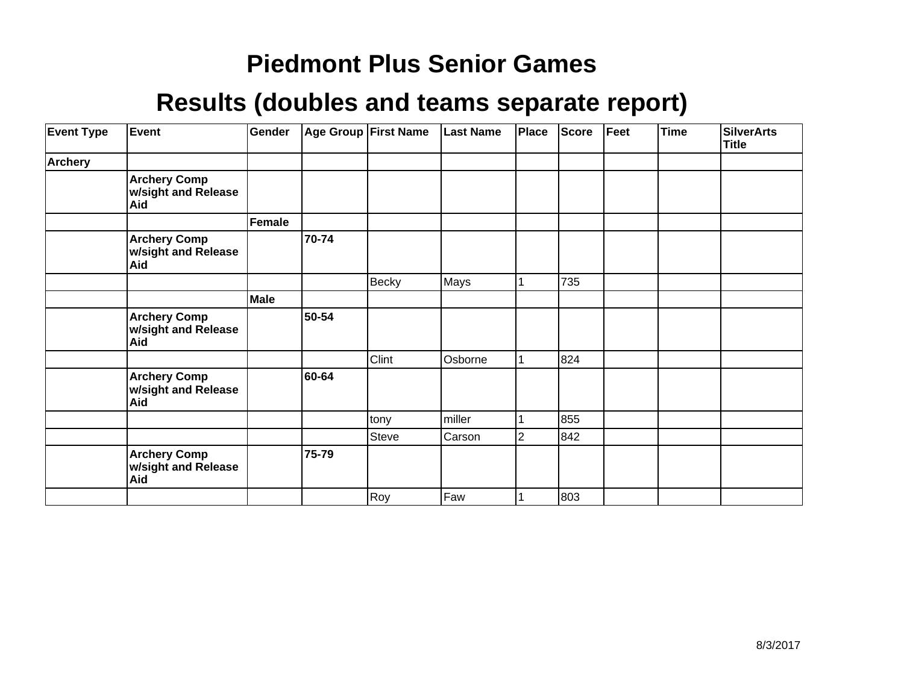# Piedmont Plus Senior Games

## Results (doubles and teams separate report)

| Event Type | Event | Gender | Age Group | First Name | Last Name | Place | Score | Feet | Time | SilverArts Title |
|---|---|---|---|---|---|---|---|---|---|---|
| **Archery** | | | | | | | | | | |
| | **Archery Comp w/sight and Release Aid** | | | | | | | | | |
| | | **Female** | | | | | | | | |
| | **Archery Comp w/sight and Release Aid** | | **70-74** | | | | | | | |
| | | | | Becky | Mays | 1 | 735 | | | |
| | | **Male** | | | | | | | | |
| | **Archery Comp w/sight and Release Aid** | | **50-54** | | | | | | | |
| | | | | Clint | Osborne | 1 | 824 | | | |
| | **Archery Comp w/sight and Release Aid** | | **60-64** | | | | | | | |
| | | | | tony | miller | 1 | 855 | | | |
| | | | | Steve | Carson | 2 | 842 | | | |
| | **Archery Comp w/sight and Release Aid** | | **75-79** | | | | | | | |
| | | | | Roy | Faw | 1 | 803 | | | |

8/3/2017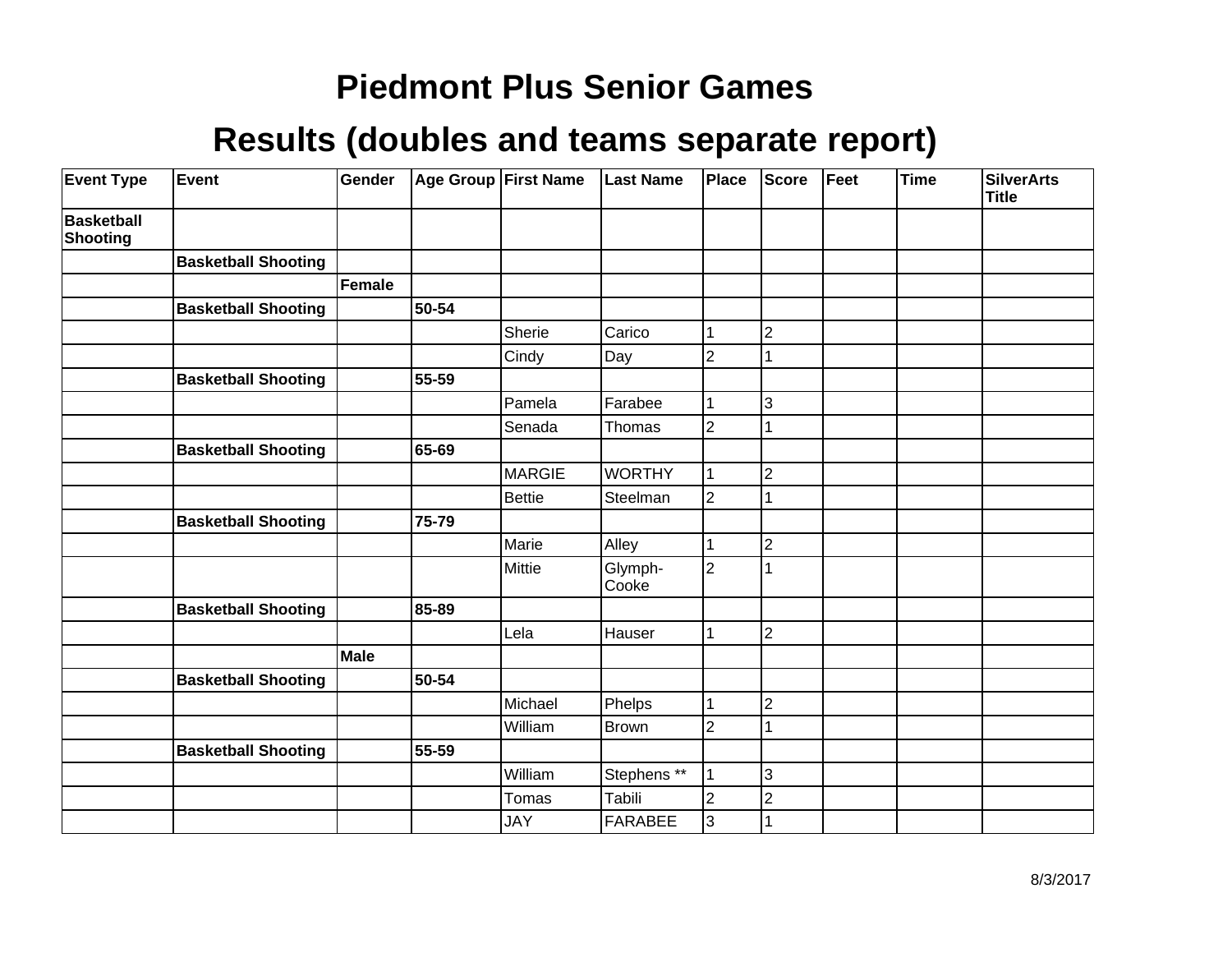# Piedmont Plus Senior Games

# Results (doubles and teams separate report)

| Event Type | Event | Gender | Age Group | First Name | Last Name | Place | Score | Feet | Time | SilverArts Title |
|---|---|---|---|---|---|---|---|---|---|---|
| **Basketball Shooting** | | | | | | | | | | |
| | **Basketball Shooting** | | | | | | | | | |
| | | **Female** | | | | | | | | |
| | **Basketball Shooting** | | **50-54** | | | | | | | |
| | | | | Sherie | Carico | 1 | 2 | | | |
| | | | | Cindy | Day | 2 | 1 | | | |
| | **Basketball Shooting** | | **55-59** | | | | | | | |
| | | | | Pamela | Farabee | 1 | 3 | | | |
| | | | | Senada | Thomas | 2 | 1 | | | |
| | **Basketball Shooting** | | **65-69** | | | | | | | |
| | | | | MARGIE | WORTHY | 1 | 2 | | | |
| | | | | Bettie | Steelman | 2 | 1 | | | |
| | **Basketball Shooting** | | **75-79** | | | | | | | |
| | | | | Marie | Alley | 1 | 2 | | | |
| | | | | Mittie | Glymph-Cooke | 2 | 1 | | | |
| | **Basketball Shooting** | | **85-89** | | | | | | | |
| | | | | Lela | Hauser | 1 | 2 | | | |
| | | **Male** | | | | | | | | |
| | **Basketball Shooting** | | **50-54** | | | | | | | |
| | | | | Michael | Phelps | 1 | 2 | | | |
| | | | | William | Brown | 2 | 1 | | | |
| | **Basketball Shooting** | | **55-59** | | | | | | | |
| | | | | William | Stephens ** | 1 | 3 | | | |
| | | | | Tomas | Tabili | 2 | 2 | | | |
| | | | | JAY | FARABEE | 3 | 1 | | | |

8/3/2017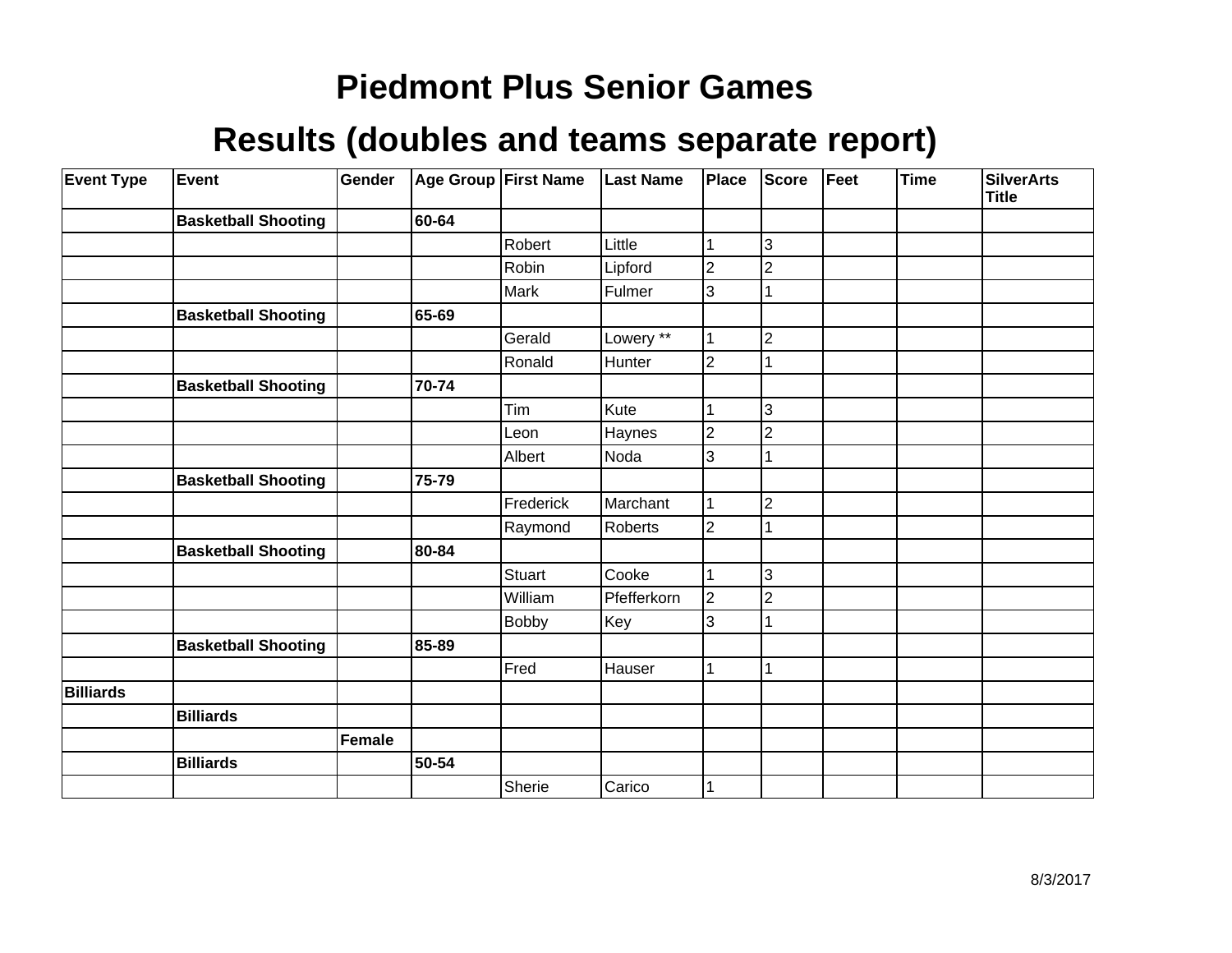# Piedmont Plus Senior Games

## Results (doubles and teams separate report)

| Event Type | Event | Gender | Age Group | First Name | Last Name | Place | Score | Feet | Time | SilverArts Title |
|---|---|---|---|---|---|---|---|---|---|---|
| | **Basketball Shooting** | | **60-64** | | | | | | | |
| | | | | Robert | Little | 1 | 3 | | | |
| | | | | Robin | Lipford | 2 | 2 | | | |
| | | | | Mark | Fulmer | 3 | 1 | | | |
| | **Basketball Shooting** | | **65-69** | | | | | | | |
| | | | | Gerald | Lowery ** | 1 | 2 | | | |
| | | | | Ronald | Hunter | 2 | 1 | | | |
| | **Basketball Shooting** | | **70-74** | | | | | | | |
| | | | | Tim | Kute | 1 | 3 | | | |
| | | | | Leon | Haynes | 2 | 2 | | | |
| | | | | Albert | Noda | 3 | 1 | | | |
| | **Basketball Shooting** | | **75-79** | | | | | | | |
| | | | | Frederick | Marchant | 1 | 2 | | | |
| | | | | Raymond | Roberts | 2 | 1 | | | |
| | **Basketball Shooting** | | **80-84** | | | | | | | |
| | | | | Stuart | Cooke | 1 | 3 | | | |
| | | | | William | Pfefferkorn | 2 | 2 | | | |
| | | | | Bobby | Key | 3 | 1 | | | |
| | **Basketball Shooting** | | **85-89** | | | | | | | |
| | | | | Fred | Hauser | 1 | 1 | | | |
| **Billiards** | | | | | | | | | | |
| | **Billiards** | | | | | | | | | |
| | | **Female** | | | | | | | | |
| | **Billiards** | | **50-54** | | | | | | | |
| | | | | Sherie | Carico | 1 | | | | |

8/3/2017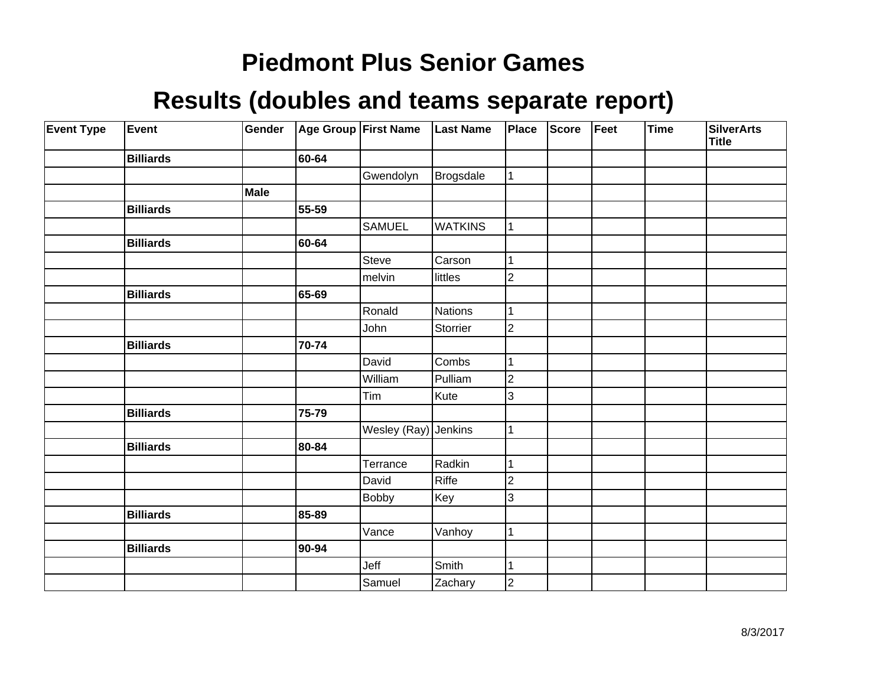# Piedmont Plus Senior Games

## Results (doubles and teams separate report)

| Event Type | Event | Gender | Age Group | First Name | Last Name | Place | Score | Feet | Time | SilverArts Title |
|---|---|---|---|---|---|---|---|---|---|---|
| | **Billiards** | | **60-64** | | | | | | | |
| | | | | Gwendolyn | Brogsdale | 1 | | | | |
| | | **Male** | | | | | | | | |
| | **Billiards** | | **55-59** | | | | | | | |
| | | | | SAMUEL | WATKINS | 1 | | | | |
| | **Billiards** | | **60-64** | | | | | | | |
| | | | | Steve | Carson | 1 | | | | |
| | | | | melvin | littles | 2 | | | | |
| | **Billiards** | | **65-69** | | | | | | | |
| | | | | Ronald | Nations | 1 | | | | |
| | | | | John | Storrier | 2 | | | | |
| | **Billiards** | | **70-74** | | | | | | | |
| | | | | David | Combs | 1 | | | | |
| | | | | William | Pulliam | 2 | | | | |
| | | | | Tim | Kute | 3 | | | | |
| | **Billiards** | | **75-79** | | | | | | | |
| | | | | Wesley (Ray) | Jenkins | 1 | | | | |
| | **Billiards** | | **80-84** | | | | | | | |
| | | | | Terrance | Radkin | 1 | | | | |
| | | | | David | Riffe | 2 | | | | |
| | | | | Bobby | Key | 3 | | | | |
| | **Billiards** | | **85-89** | | | | | | | |
| | | | | Vance | Vanhoy | 1 | | | | |
| | **Billiards** | | **90-94** | | | | | | | |
| | | | | Jeff | Smith | 1 | | | | |
| | | | | Samuel | Zachary | 2 | | | | |

8/3/2017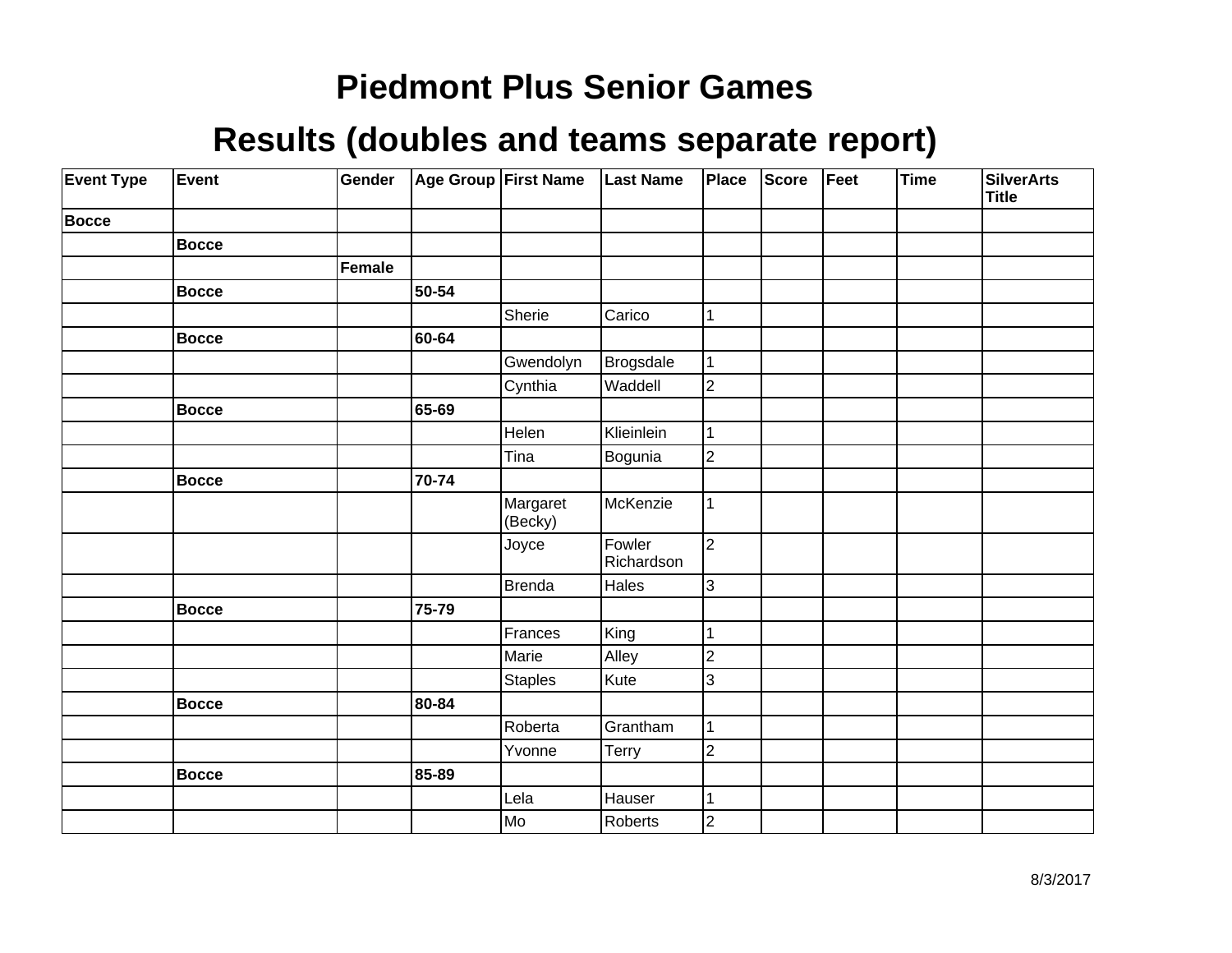# Piedmont Plus Senior Games

## Results (doubles and teams separate report)

| Event Type | Event | Gender | Age Group | First Name | Last Name | Place | Score | Feet | Time | SilverArts Title |
|---|---|---|---|---|---|---|---|---|---|---|
| **Bocce** | | | | | | | | | | |
| | **Bocce** | | | | | | | | | |
| | | **Female** | | | | | | | | |
| | **Bocce** | | **50-54** | | | | | | | |
| | | | | Sherie | Carico | 1 | | | | |
| | **Bocce** | | **60-64** | | | | | | | |
| | | | | Gwendolyn | Brogsdale | 1 | | | | |
| | | | | Cynthia | Waddell | 2 | | | | |
| | **Bocce** | | **65-69** | | | | | | | |
| | | | | Helen | Klieinlein | 1 | | | | |
| | | | | Tina | Bogunia | 2 | | | | |
| | **Bocce** | | **70-74** | | | | | | | |
| | | | | Margaret (Becky) | McKenzie | 1 | | | | |
| | | | | Joyce | Fowler Richardson | 2 | | | | |
| | | | | Brenda | Hales | 3 | | | | |
| | **Bocce** | | **75-79** | | | | | | | |
| | | | | Frances | King | 1 | | | | |
| | | | | Marie | Alley | 2 | | | | |
| | | | | Staples | Kute | 3 | | | | |
| | **Bocce** | | **80-84** | | | | | | | |
| | | | | Roberta | Grantham | 1 | | | | |
| | | | | Yvonne | Terry | 2 | | | | |
| | **Bocce** | | **85-89** | | | | | | | |
| | | | | Lela | Hauser | 1 | | | | |
| | | | | Mo | Roberts | 2 | | | | |

8/3/2017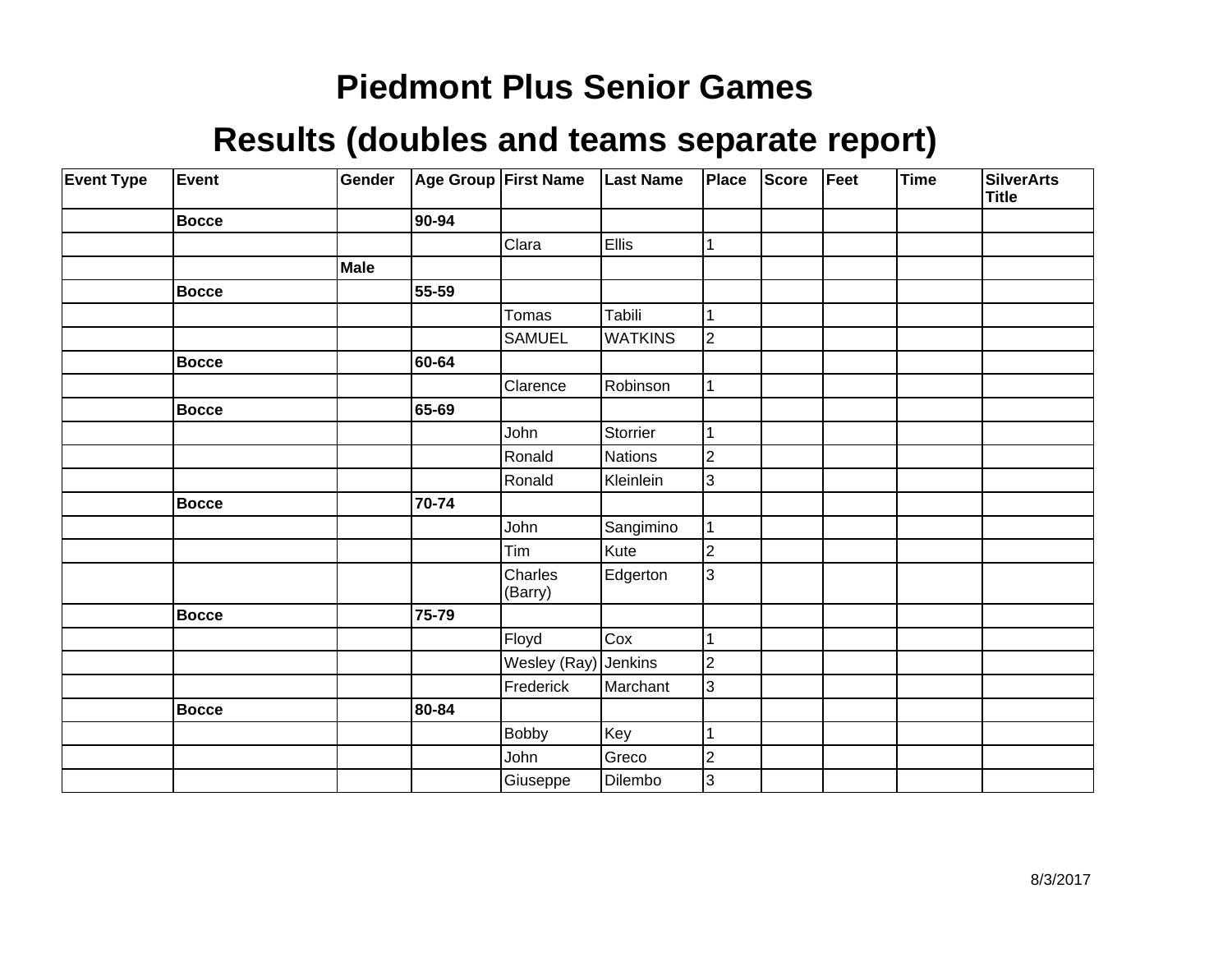# Piedmont Plus Senior Games

## Results (doubles and teams separate report)

| Event Type | Event | Gender | Age Group | First Name | Last Name | Place | Score | Feet | Time | SilverArts Title |
|---|---|---|---|---|---|---|---|---|---|---|
| | **Bocce** | | **90-94** | | | | | | | |
| | | | | Clara | Ellis | 1 | | | | |
| | | **Male** | | | | | | | | |
| | **Bocce** | | **55-59** | | | | | | | |
| | | | | Tomas | Tabili | 1 | | | | |
| | | | | SAMUEL | WATKINS | 2 | | | | |
| | **Bocce** | | **60-64** | | | | | | | |
| | | | | Clarence | Robinson | 1 | | | | |
| | **Bocce** | | **65-69** | | | | | | | |
| | | | | John | Storrier | 1 | | | | |
| | | | | Ronald | Nations | 2 | | | | |
| | | | | Ronald | Kleinlein | 3 | | | | |
| | **Bocce** | | **70-74** | | | | | | | |
| | | | | John | Sangimino | 1 | | | | |
| | | | | Tim | Kute | 2 | | | | |
| | | | | Charles (Barry) | Edgerton | 3 | | | | |
| | **Bocce** | | **75-79** | | | | | | | |
| | | | | Floyd | Cox | 1 | | | | |
| | | | | Wesley (Ray) | Jenkins | 2 | | | | |
| | | | | Frederick | Marchant | 3 | | | | |
| | **Bocce** | | **80-84** | | | | | | | |
| | | | | Bobby | Key | 1 | | | | |
| | | | | John | Greco | 2 | | | | |
| | | | | Giuseppe | Dilembo | 3 | | | | |

8/3/2017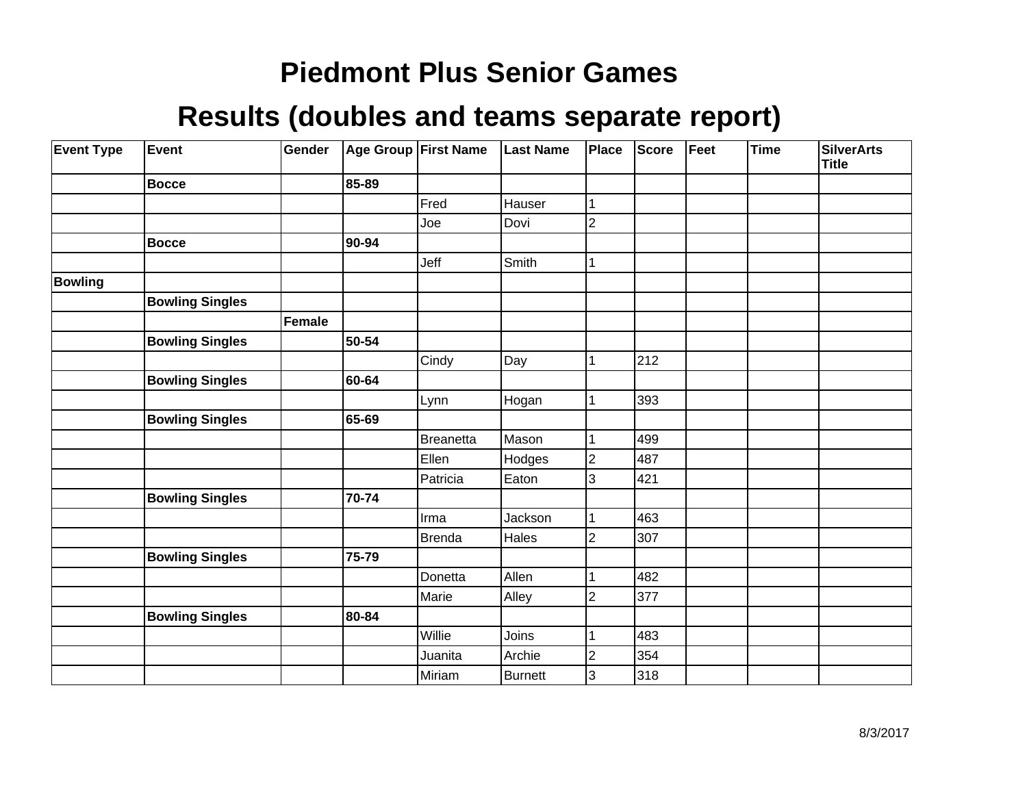# Piedmont Plus Senior Games

## Results (doubles and teams separate report)

| Event Type | Event | Gender | Age Group | First Name | Last Name | Place | Score | Feet | Time | SilverArts Title |
|---|---|---|---|---|---|---|---|---|---|---|
| | **Bocce** | | **85-89** | | | | | | | |
| | | | | Fred | Hauser | 1 | | | | |
| | | | | Joe | Dovi | 2 | | | | |
| | **Bocce** | | **90-94** | | | | | | | |
| | | | | Jeff | Smith | 1 | | | | |
| **Bowling** | | | | | | | | | | |
| | **Bowling Singles** | | | | | | | | | |
| | | **Female** | | | | | | | | |
| | **Bowling Singles** | | **50-54** | | | | | | | |
| | | | | Cindy | Day | 1 | 212 | | | |
| | **Bowling Singles** | | **60-64** | | | | | | | |
| | | | | Lynn | Hogan | 1 | 393 | | | |
| | **Bowling Singles** | | **65-69** | | | | | | | |
| | | | | Breanetta | Mason | 1 | 499 | | | |
| | | | | Ellen | Hodges | 2 | 487 | | | |
| | | | | Patricia | Eaton | 3 | 421 | | | |
| | **Bowling Singles** | | **70-74** | | | | | | | |
| | | | | Irma | Jackson | 1 | 463 | | | |
| | | | | Brenda | Hales | 2 | 307 | | | |
| | **Bowling Singles** | | **75-79** | | | | | | | |
| | | | | Donetta | Allen | 1 | 482 | | | |
| | | | | Marie | Alley | 2 | 377 | | | |
| | **Bowling Singles** | | **80-84** | | | | | | | |
| | | | | Willie | Joins | 1 | 483 | | | |
| | | | | Juanita | Archie | 2 | 354 | | | |
| | | | | Miriam | Burnett | 3 | 318 | | | |

8/3/2017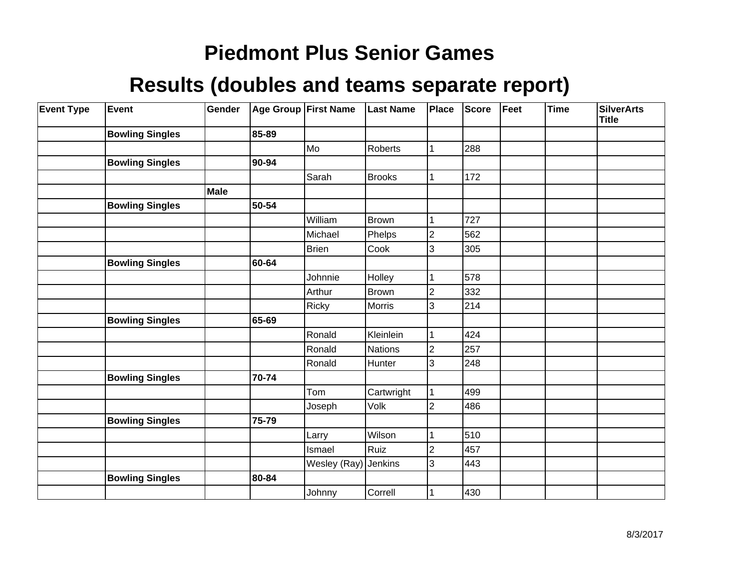# Piedmont Plus Senior Games

## Results (doubles and teams separate report)

| Event Type | Event | Gender | Age Group | First Name | Last Name | Place | Score | Feet | Time | SilverArts Title |
|---|---|---|---|---|---|---|---|---|---|---|
| | **Bowling Singles** | | **85-89** | | | | | | | |
| | | | | Mo | Roberts | 1 | 288 | | | |
| | **Bowling Singles** | | **90-94** | | | | | | | |
| | | | | Sarah | Brooks | 1 | 172 | | | |
| | | **Male** | | | | | | | | |
| | **Bowling Singles** | | **50-54** | | | | | | | |
| | | | | William | Brown | 1 | 727 | | | |
| | | | | Michael | Phelps | 2 | 562 | | | |
| | | | | Brien | Cook | 3 | 305 | | | |
| | **Bowling Singles** | | **60-64** | | | | | | | |
| | | | | Johnnie | Holley | 1 | 578 | | | |
| | | | | Arthur | Brown | 2 | 332 | | | |
| | | | | Ricky | Morris | 3 | 214 | | | |
| | **Bowling Singles** | | **65-69** | | | | | | | |
| | | | | Ronald | Kleinlein | 1 | 424 | | | |
| | | | | Ronald | Nations | 2 | 257 | | | |
| | | | | Ronald | Hunter | 3 | 248 | | | |
| | **Bowling Singles** | | **70-74** | | | | | | | |
| | | | | Tom | Cartwright | 1 | 499 | | | |
| | | | | Joseph | Volk | 2 | 486 | | | |
| | **Bowling Singles** | | **75-79** | | | | | | | |
| | | | | Larry | Wilson | 1 | 510 | | | |
| | | | | Ismael | Ruiz | 2 | 457 | | | |
| | | | | Wesley (Ray) | Jenkins | 3 | 443 | | | |
| | **Bowling Singles** | | **80-84** | | | | | | | |
| | | | | Johnny | Correll | 1 | 430 | | | |

8/3/2017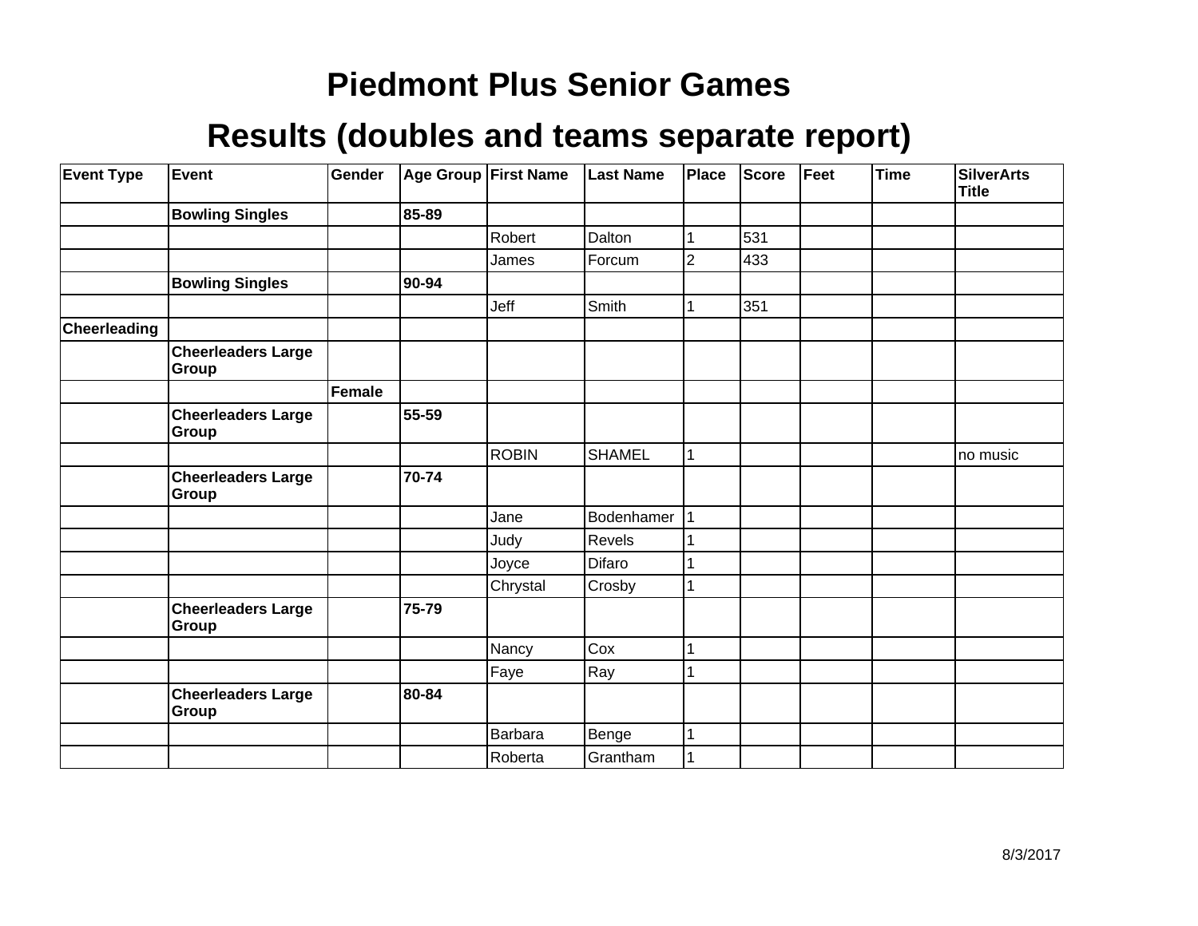# Piedmont Plus Senior Games

## Results (doubles and teams separate report)

| Event Type | Event | Gender | Age Group | First Name | Last Name | Place | Score | Feet | Time | SilverArts Title |
|---|---|---|---|---|---|---|---|---|---|---|
| | **Bowling Singles** | | **85-89** | | | | | | | |
| | | | | Robert | Dalton | 1 | 531 | | | |
| | | | | James | Forcum | 2 | 433 | | | |
| | **Bowling Singles** | | **90-94** | | | | | | | |
| | | | | Jeff | Smith | 1 | 351 | | | |
| **Cheerleading** | | | | | | | | | | |
| | **Cheerleaders Large Group** | | | | | | | | | |
| | | **Female** | | | | | | | | |
| | **Cheerleaders Large Group** | | **55-59** | | | | | | | |
| | | | | ROBIN | SHAMEL | 1 | | | | no music |
| | **Cheerleaders Large Group** | | **70-74** | | | | | | | |
| | | | | Jane | Bodenhamer | 1 | | | | |
| | | | | Judy | Revels | 1 | | | | |
| | | | | Joyce | Difaro | 1 | | | | |
| | | | | Chrystal | Crosby | 1 | | | | |
| | **Cheerleaders Large Group** | | **75-79** | | | | | | | |
| | | | | Nancy | Cox | 1 | | | | |
| | | | | Faye | Ray | 1 | | | | |
| | **Cheerleaders Large Group** | | **80-84** | | | | | | | |
| | | | | Barbara | Benge | 1 | | | | |
| | | | | Roberta | Grantham | 1 | | | | |

8/3/2017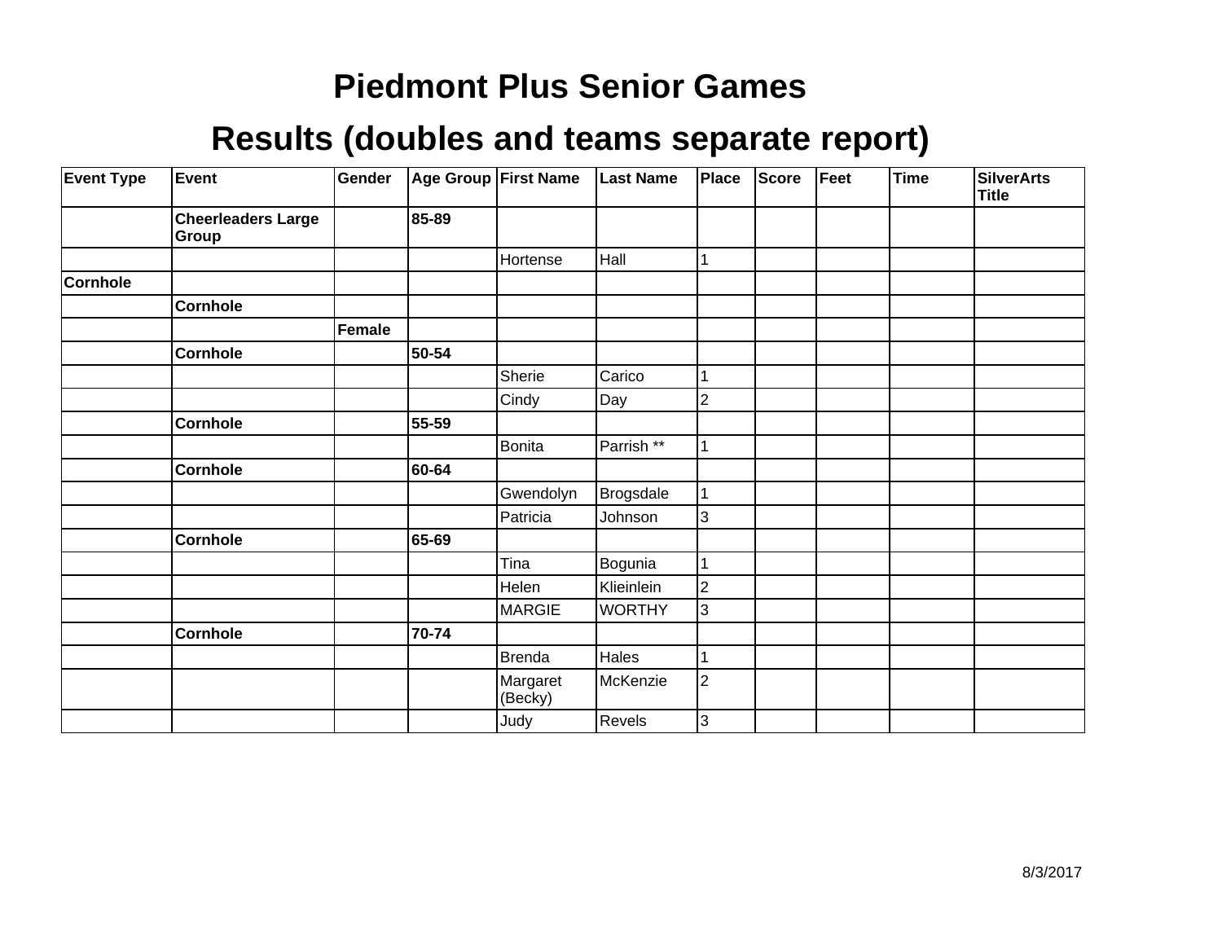# Piedmont Plus Senior Games

## Results (doubles and teams separate report)

| Event Type | Event | Gender | Age Group | First Name | Last Name | Place | Score | Feet | Time | SilverArts Title |
|---|---|---|---|---|---|---|---|---|---|---|
| | **Cheerleaders Large Group** | | **85-89** | | | | | | | |
| | | | | Hortense | Hall | 1 | | | | |
| **Cornhole** | | | | | | | | | | |
| | **Cornhole** | | | | | | | | | |
| | | **Female** | | | | | | | | |
| | **Cornhole** | | **50-54** | | | | | | | |
| | | | | Sherie | Carico | 1 | | | | |
| | | | | Cindy | Day | 2 | | | | |
| | **Cornhole** | | **55-59** | | | | | | | |
| | | | | Bonita | Parrish ** | 1 | | | | |
| | **Cornhole** | | **60-64** | | | | | | | |
| | | | | Gwendolyn | Brogsdale | 1 | | | | |
| | | | | Patricia | Johnson | 3 | | | | |
| | **Cornhole** | | **65-69** | | | | | | | |
| | | | | Tina | Bogunia | 1 | | | | |
| | | | | Helen | Klieinlein | 2 | | | | |
| | | | | MARGIE | WORTHY | 3 | | | | |
| | **Cornhole** | | **70-74** | | | | | | | |
| | | | | Brenda | Hales | 1 | | | | |
| | | | | Margaret (Becky) | McKenzie | 2 | | | | |
| | | | | Judy | Revels | 3 | | | | |

8/3/2017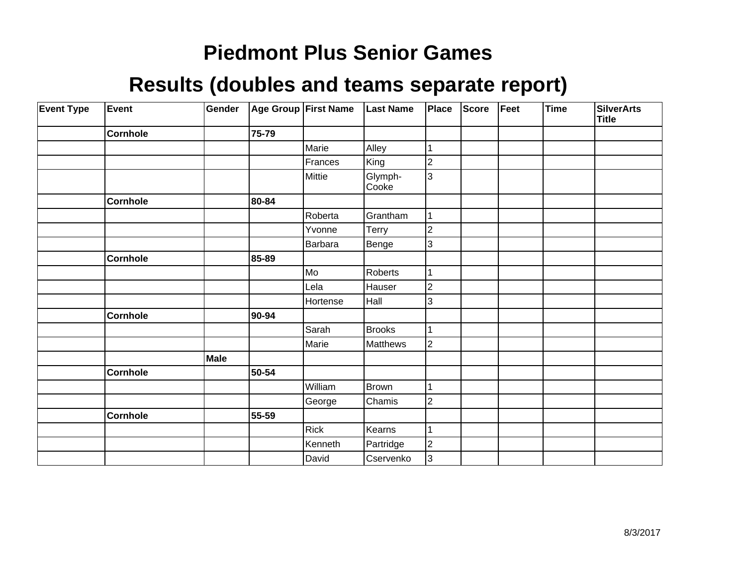# Piedmont Plus Senior Games

## Results (doubles and teams separate report)

| Event Type | Event | Gender | Age Group | First Name | Last Name | Place | Score | Feet | Time | SilverArts Title |
|---|---|---|---|---|---|---|---|---|---|---|
| | **Cornhole** | | **75-79** | | | | | | | |
| | | | | Marie | Alley | 1 | | | | |
| | | | | Frances | King | 2 | | | | |
| | | | | Mittie | Glymph-Cooke | 3 | | | | |
| | **Cornhole** | | **80-84** | | | | | | | |
| | | | | Roberta | Grantham | 1 | | | | |
| | | | | Yvonne | Terry | 2 | | | | |
| | | | | Barbara | Benge | 3 | | | | |
| | **Cornhole** | | **85-89** | | | | | | | |
| | | | | Mo | Roberts | 1 | | | | |
| | | | | Lela | Hauser | 2 | | | | |
| | | | | Hortense | Hall | 3 | | | | |
| | **Cornhole** | | **90-94** | | | | | | | |
| | | | | Sarah | Brooks | 1 | | | | |
| | | | | Marie | Matthews | 2 | | | | |
| | | **Male** | | | | | | | | |
| | **Cornhole** | | **50-54** | | | | | | | |
| | | | | William | Brown | 1 | | | | |
| | | | | George | Chamis | 2 | | | | |
| | **Cornhole** | | **55-59** | | | | | | | |
| | | | | Rick | Kearns | 1 | | | | |
| | | | | Kenneth | Partridge | 2 | | | | |
| | | | | David | Cservenko | 3 | | | | |

8/3/2017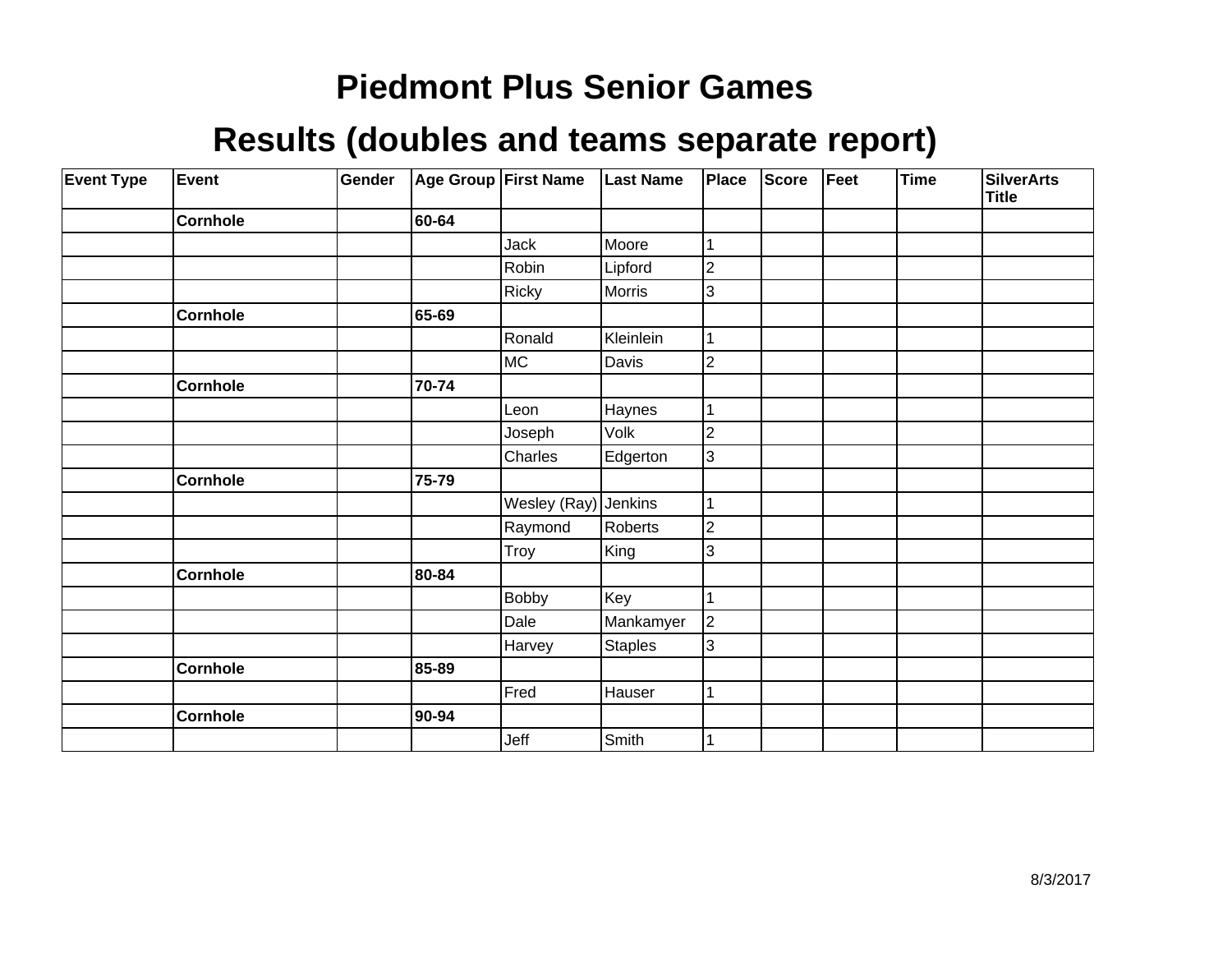# Piedmont Plus Senior Games

## Results (doubles and teams separate report)

| Event Type | Event | Gender | Age Group | First Name | Last Name | Place | Score | Feet | Time | SilverArts Title |
|---|---|---|---|---|---|---|---|---|---|---|
| | **Cornhole** | | **60-64** | | | | | | | |
| | | | | Jack | Moore | 1 | | | | |
| | | | | Robin | Lipford | 2 | | | | |
| | | | | Ricky | Morris | 3 | | | | |
| | **Cornhole** | | **65-69** | | | | | | | |
| | | | | Ronald | Kleinlein | 1 | | | | |
| | | | | MC | Davis | 2 | | | | |
| | **Cornhole** | | **70-74** | | | | | | | |
| | | | | Leon | Haynes | 1 | | | | |
| | | | | Joseph | Volk | 2 | | | | |
| | | | | Charles | Edgerton | 3 | | | | |
| | **Cornhole** | | **75-79** | | | | | | | |
| | | | | Wesley (Ray) | Jenkins | 1 | | | | |
| | | | | Raymond | Roberts | 2 | | | | |
| | | | | Troy | King | 3 | | | | |
| | **Cornhole** | | **80-84** | | | | | | | |
| | | | | Bobby | Key | 1 | | | | |
| | | | | Dale | Mankamyer | 2 | | | | |
| | | | | Harvey | Staples | 3 | | | | |
| | **Cornhole** | | **85-89** | | | | | | | |
| | | | | Fred | Hauser | 1 | | | | |
| | **Cornhole** | | **90-94** | | | | | | | |
| | | | | Jeff | Smith | 1 | | | | |

8/3/2017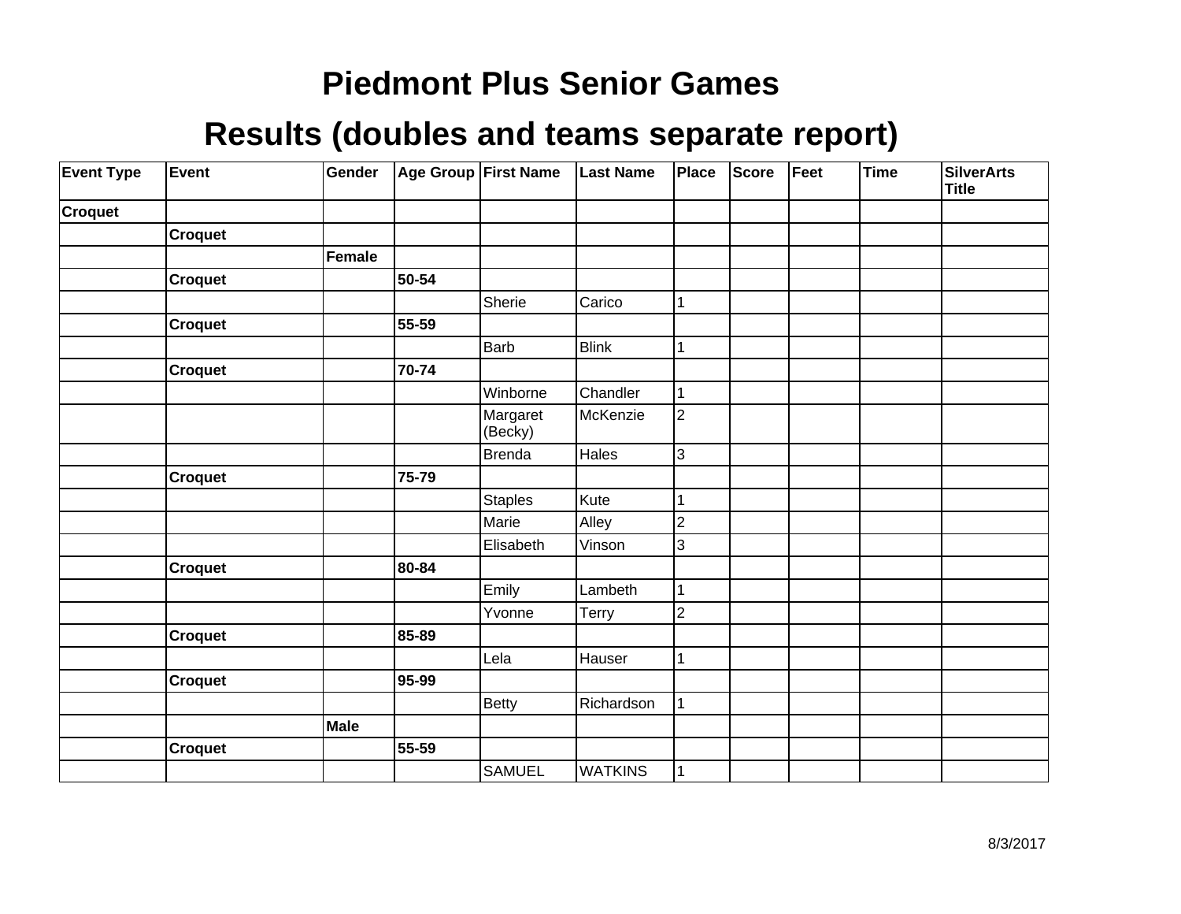# Piedmont Plus Senior Games

## Results (doubles and teams separate report)

| Event Type | Event | Gender | Age Group | First Name | Last Name | Place | Score | Feet | Time | SilverArts Title |
|---|---|---|---|---|---|---|---|---|---|---|
| **Croquet** | | | | | | | | | | |
| | **Croquet** | | | | | | | | | |
| | | **Female** | | | | | | | | |
| | **Croquet** | | **50-54** | | | | | | | |
| | | | | Sherie | Carico | 1 | | | | |
| | **Croquet** | | **55-59** | | | | | | | |
| | | | | Barb | Blink | 1 | | | | |
| | **Croquet** | | **70-74** | | | | | | | |
| | | | | Winborne | Chandler | 1 | | | | |
| | | | | Margaret (Becky) | McKenzie | 2 | | | | |
| | | | | Brenda | Hales | 3 | | | | |
| | **Croquet** | | **75-79** | | | | | | | |
| | | | | Staples | Kute | 1 | | | | |
| | | | | Marie | Alley | 2 | | | | |
| | | | | Elisabeth | Vinson | 3 | | | | |
| | **Croquet** | | **80-84** | | | | | | | |
| | | | | Emily | Lambeth | 1 | | | | |
| | | | | Yvonne | Terry | 2 | | | | |
| | **Croquet** | | **85-89** | | | | | | | |
| | | | | Lela | Hauser | 1 | | | | |
| | **Croquet** | | **95-99** | | | | | | | |
| | | | | Betty | Richardson | 1 | | | | |
| | | **Male** | | | | | | | | |
| | **Croquet** | | **55-59** | | | | | | | |
| | | | | SAMUEL | WATKINS | 1 | | | | |

8/3/2017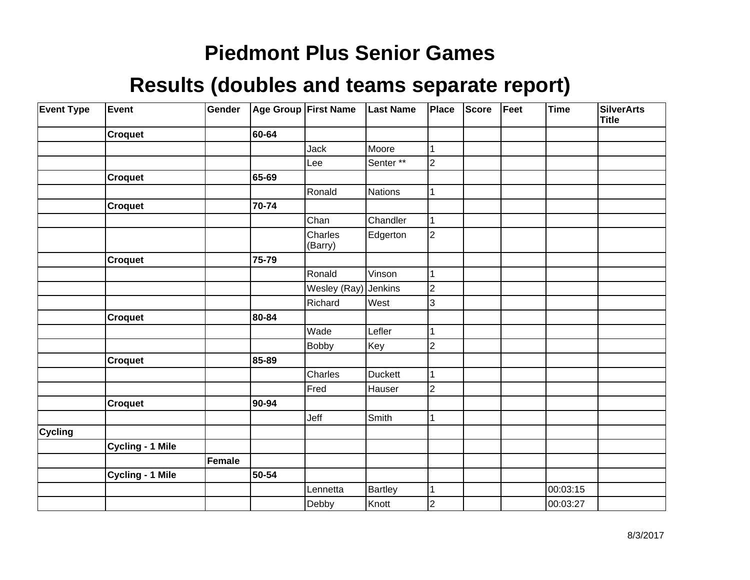# Piedmont Plus Senior Games

## Results (doubles and teams separate report)

| Event Type | Event | Gender | Age Group | First Name | Last Name | Place | Score | Feet | Time | SilverArts Title |
|---|---|---|---|---|---|---|---|---|---|---|
| | **Croquet** | | **60-64** | | | | | | | |
| | | | | Jack | Moore | 1 | | | | |
| | | | | Lee | Senter ** | 2 | | | | |
| | **Croquet** | | **65-69** | | | | | | | |
| | | | | Ronald | Nations | 1 | | | | |
| | **Croquet** | | **70-74** | | | | | | | |
| | | | | Chan | Chandler | 1 | | | | |
| | | | | Charles (Barry) | Edgerton | 2 | | | | |
| | **Croquet** | | **75-79** | | | | | | | |
| | | | | Ronald | Vinson | 1 | | | | |
| | | | | Wesley (Ray) | Jenkins | 2 | | | | |
| | | | | Richard | West | 3 | | | | |
| | **Croquet** | | **80-84** | | | | | | | |
| | | | | Wade | Lefler | 1 | | | | |
| | | | | Bobby | Key | 2 | | | | |
| | **Croquet** | | **85-89** | | | | | | | |
| | | | | Charles | Duckett | 1 | | | | |
| | | | | Fred | Hauser | 2 | | | | |
| | **Croquet** | | **90-94** | | | | | | | |
| | | | | Jeff | Smith | 1 | | | | |
| **Cycling** | | | | | | | | | | |
| | **Cycling - 1 Mile** | | | | | | | | | |
| | | **Female** | | | | | | | | |
| | **Cycling - 1 Mile** | | **50-54** | | | | | | | |
| | | | | Lennetta | Bartley | 1 | | | 00:03:15 | |
| | | | | Debby | Knott | 2 | | | 00:03:27 | |

8/3/2017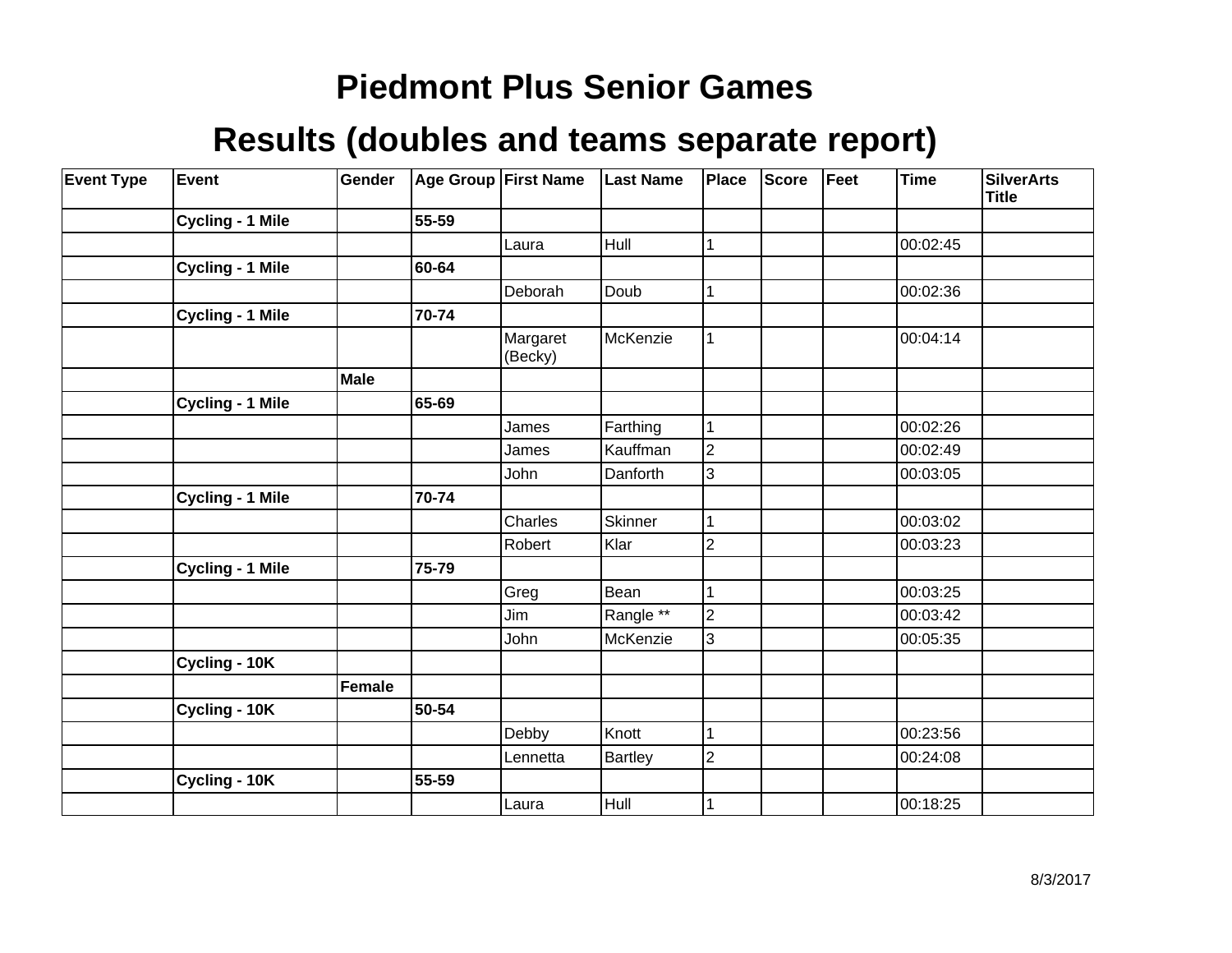# Piedmont Plus Senior Games

## Results (doubles and teams separate report)

| Event Type | Event | Gender | Age Group | First Name | Last Name | Place | Score | Feet | Time | SilverArts Title |
|---|---|---|---|---|---|---|---|---|---|---|
| | **Cycling - 1 Mile** | | **55-59** | | | | | | | |
| | | | | Laura | Hull | 1 | | | 00:02:45 | |
| | **Cycling - 1 Mile** | | **60-64** | | | | | | | |
| | | | | Deborah | Doub | 1 | | | 00:02:36 | |
| | **Cycling - 1 Mile** | | **70-74** | | | | | | | |
| | | | | Margaret (Becky) | McKenzie | 1 | | | 00:04:14 | |
| | | **Male** | | | | | | | | |
| | **Cycling - 1 Mile** | | **65-69** | | | | | | | |
| | | | | James | Farthing | 1 | | | 00:02:26 | |
| | | | | James | Kauffman | 2 | | | 00:02:49 | |
| | | | | John | Danforth | 3 | | | 00:03:05 | |
| | **Cycling - 1 Mile** | | **70-74** | | | | | | | |
| | | | | Charles | Skinner | 1 | | | 00:03:02 | |
| | | | | Robert | Klar | 2 | | | 00:03:23 | |
| | **Cycling - 1 Mile** | | **75-79** | | | | | | | |
| | | | | Greg | Bean | 1 | | | 00:03:25 | |
| | | | | Jim | Rangle ** | 2 | | | 00:03:42 | |
| | | | | John | McKenzie | 3 | | | 00:05:35 | |
| | **Cycling - 10K** | | | | | | | | | |
| | | **Female** | | | | | | | | |
| | **Cycling - 10K** | | **50-54** | | | | | | | |
| | | | | Debby | Knott | 1 | | | 00:23:56 | |
| | | | | Lennetta | Bartley | 2 | | | 00:24:08 | |
| | **Cycling - 10K** | | **55-59** | | | | | | | |
| | | | | Laura | Hull | 1 | | | 00:18:25 | |

8/3/2017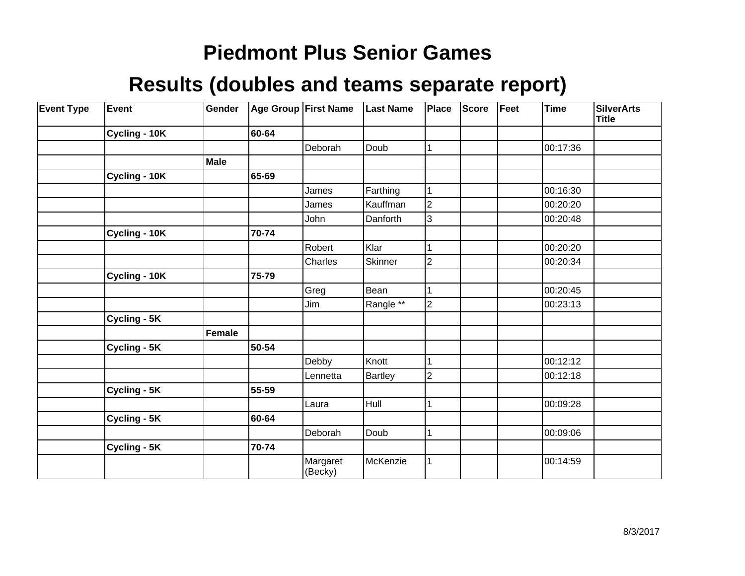# Piedmont Plus Senior Games

## Results (doubles and teams separate report)

| Event Type | Event | Gender | Age Group | First Name | Last Name | Place | Score | Feet | Time | SilverArts Title |
|---|---|---|---|---|---|---|---|---|---|---|
| | **Cycling - 10K** | | **60-64** | | | | | | | |
| | | | | Deborah | Doub | 1 | | | 00:17:36 | |
| | | **Male** | | | | | | | | |
| | **Cycling - 10K** | | **65-69** | | | | | | | |
| | | | | James | Farthing | 1 | | | 00:16:30 | |
| | | | | James | Kauffman | 2 | | | 00:20:20 | |
| | | | | John | Danforth | 3 | | | 00:20:48 | |
| | **Cycling - 10K** | | **70-74** | | | | | | | |
| | | | | Robert | Klar | 1 | | | 00:20:20 | |
| | | | | Charles | Skinner | 2 | | | 00:20:34 | |
| | **Cycling - 10K** | | **75-79** | | | | | | | |
| | | | | Greg | Bean | 1 | | | 00:20:45 | |
| | | | | Jim | Rangle ** | 2 | | | 00:23:13 | |
| | **Cycling - 5K** | | | | | | | | | |
| | | **Female** | | | | | | | | |
| | **Cycling - 5K** | | **50-54** | | | | | | | |
| | | | | Debby | Knott | 1 | | | 00:12:12 | |
| | | | | Lennetta | Bartley | 2 | | | 00:12:18 | |
| | **Cycling - 5K** | | **55-59** | | | | | | | |
| | | | | Laura | Hull | 1 | | | 00:09:28 | |
| | **Cycling - 5K** | | **60-64** | | | | | | | |
| | | | | Deborah | Doub | 1 | | | 00:09:06 | |
| | **Cycling - 5K** | | **70-74** | | | | | | | |
| | | | | Margaret (Becky) | McKenzie | 1 | | | 00:14:59 | |

8/3/2017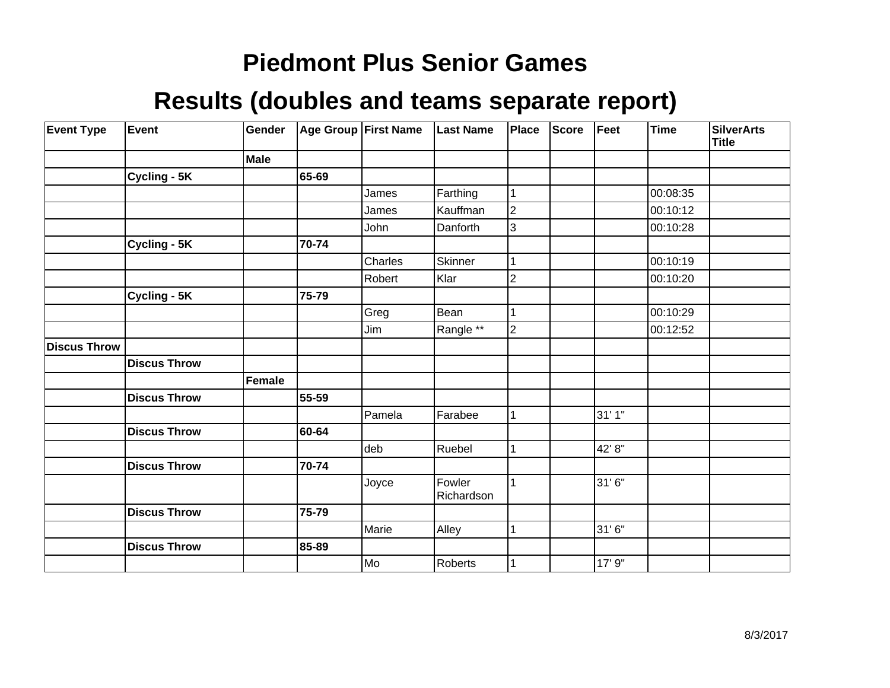# Piedmont Plus Senior Games

## Results (doubles and teams separate report)

| Event Type | Event | Gender | Age Group | First Name | Last Name | Place | Score | Feet | Time | SilverArts Title |
|---|---|---|---|---|---|---|---|---|---|---|
| | | **Male** | | | | | | | | |
| | **Cycling - 5K** | | **65-69** | | | | | | | |
| | | | | James | Farthing | 1 | | | 00:08:35 | |
| | | | | James | Kauffman | 2 | | | 00:10:12 | |
| | | | | John | Danforth | 3 | | | 00:10:28 | |
| | **Cycling - 5K** | | **70-74** | | | | | | | |
| | | | | Charles | Skinner | 1 | | | 00:10:19 | |
| | | | | Robert | Klar | 2 | | | 00:10:20 | |
| | **Cycling - 5K** | | **75-79** | | | | | | | |
| | | | | Greg | Bean | 1 | | | 00:10:29 | |
| | | | | Jim | Rangle ** | 2 | | | 00:12:52 | |
| **Discus Throw** | | | | | | | | | | |
| | **Discus Throw** | | | | | | | | | |
| | | **Female** | | | | | | | | |
| | **Discus Throw** | | **55-59** | | | | | | | |
| | | | | Pamela | Farabee | 1 | | 31' 1" | | |
| | **Discus Throw** | | **60-64** | | | | | | | |
| | | | | deb | Ruebel | 1 | | 42' 8" | | |
| | **Discus Throw** | | **70-74** | | | | | | | |
| | | | | Joyce | Fowler Richardson | 1 | | 31' 6" | | |
| | **Discus Throw** | | **75-79** | | | | | | | |
| | | | | Marie | Alley | 1 | | 31' 6" | | |
| | **Discus Throw** | | **85-89** | | | | | | | |
| | | | | Mo | Roberts | 1 | | 17' 9" | | |

8/3/2017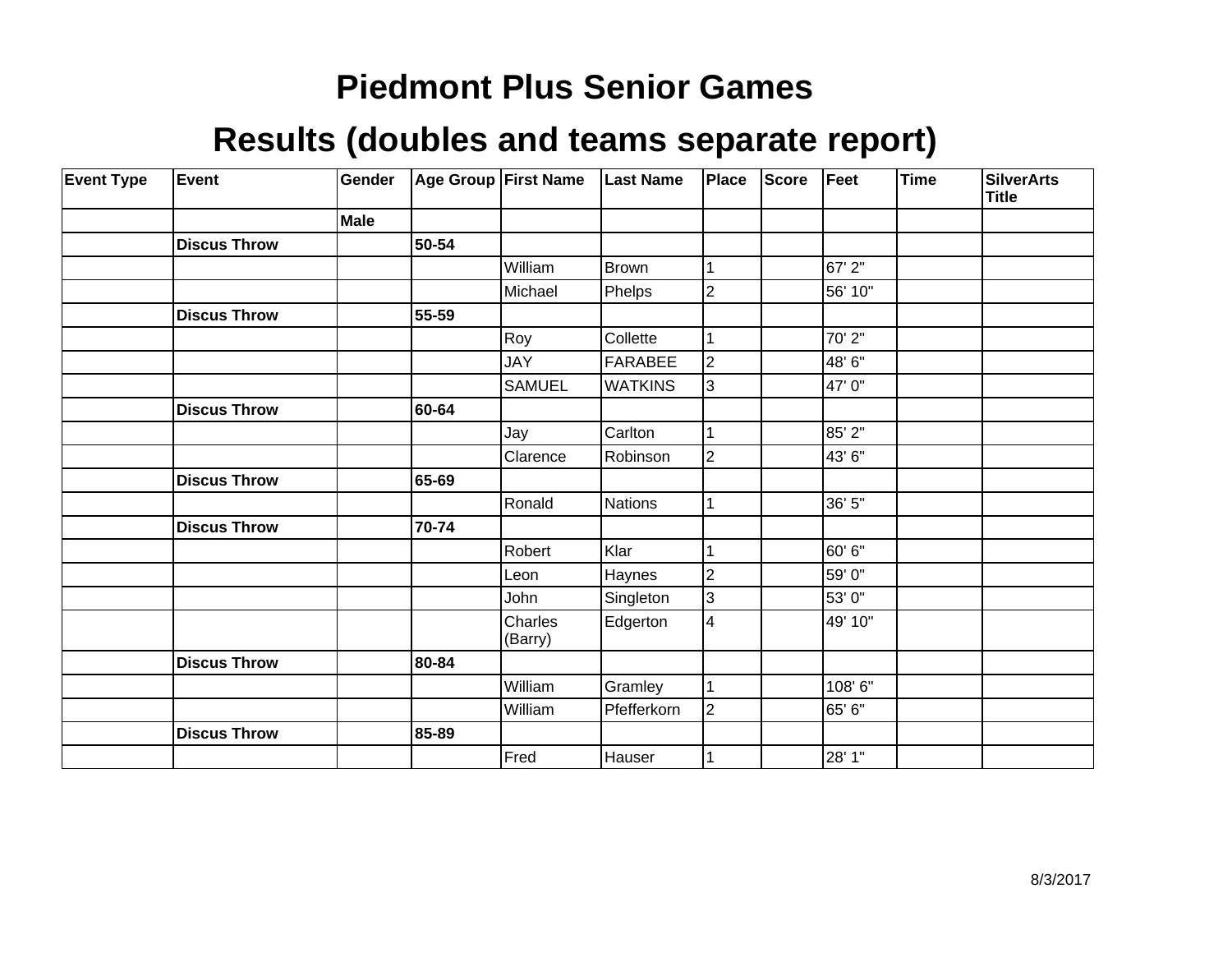# Piedmont Plus Senior Games

## Results (doubles and teams separate report)

| Event Type | Event | Gender | Age Group | First Name | Last Name | Place | Score | Feet | Time | SilverArts Title |
|---|---|---|---|---|---|---|---|---|---|---|
| | | **Male** | | | | | | | | |
| | **Discus Throw** | | **50-54** | | | | | | | |
| | | | | William | Brown | 1 | | 67' 2" | | |
| | | | | Michael | Phelps | 2 | | 56' 10" | | |
| | **Discus Throw** | | **55-59** | | | | | | | |
| | | | | Roy | Collette | 1 | | 70' 2" | | |
| | | | | JAY | FARABEE | 2 | | 48' 6" | | |
| | | | | SAMUEL | WATKINS | 3 | | 47' 0" | | |
| | **Discus Throw** | | **60-64** | | | | | | | |
| | | | | Jay | Carlton | 1 | | 85' 2" | | |
| | | | | Clarence | Robinson | 2 | | 43' 6" | | |
| | **Discus Throw** | | **65-69** | | | | | | | |
| | | | | Ronald | Nations | 1 | | 36' 5" | | |
| | **Discus Throw** | | **70-74** | | | | | | | |
| | | | | Robert | Klar | 1 | | 60' 6" | | |
| | | | | Leon | Haynes | 2 | | 59' 0" | | |
| | | | | John | Singleton | 3 | | 53' 0" | | |
| | | | | Charles (Barry) | Edgerton | 4 | | 49' 10" | | |
| | **Discus Throw** | | **80-84** | | | | | | | |
| | | | | William | Gramley | 1 | | 108' 6" | | |
| | | | | William | Pfefferkorn | 2 | | 65' 6" | | |
| | **Discus Throw** | | **85-89** | | | | | | | |
| | | | | Fred | Hauser | 1 | | 28' 1" | | |

8/3/2017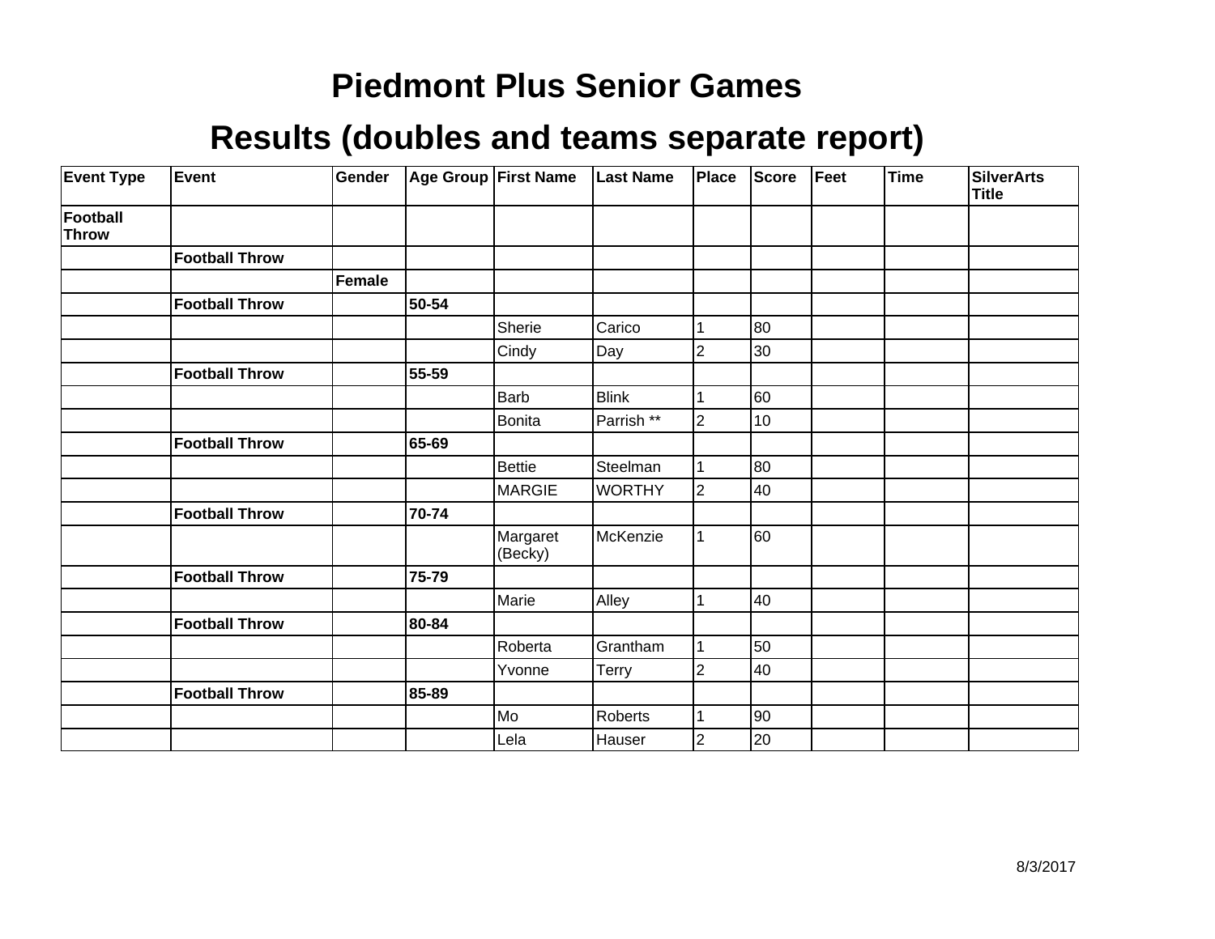# Piedmont Plus Senior Games

## Results (doubles and teams separate report)

| Event Type | Event | Gender | Age Group | First Name | Last Name | Place | Score | Feet | Time | SilverArts Title |
|---|---|---|---|---|---|---|---|---|---|---|
| **Football Throw** | | | | | | | | | | |
| | **Football Throw** | | | | | | | | | |
| | | **Female** | | | | | | | | |
| | **Football Throw** | | **50-54** | | | | | | | |
| | | | | Sherie | Carico | 1 | 80 | | | |
| | | | | Cindy | Day | 2 | 30 | | | |
| | **Football Throw** | | **55-59** | | | | | | | |
| | | | | Barb | Blink | 1 | 60 | | | |
| | | | | Bonita | Parrish ** | 2 | 10 | | | |
| | **Football Throw** | | **65-69** | | | | | | | |
| | | | | Bettie | Steelman | 1 | 80 | | | |
| | | | | MARGIE | WORTHY | 2 | 40 | | | |
| | **Football Throw** | | **70-74** | | | | | | | |
| | | | | Margaret (Becky) | McKenzie | 1 | 60 | | | |
| | **Football Throw** | | **75-79** | | | | | | | |
| | | | | Marie | Alley | 1 | 40 | | | |
| | **Football Throw** | | **80-84** | | | | | | | |
| | | | | Roberta | Grantham | 1 | 50 | | | |
| | | | | Yvonne | Terry | 2 | 40 | | | |
| | **Football Throw** | | **85-89** | | | | | | | |
| | | | | Mo | Roberts | 1 | 90 | | | |
| | | | | Lela | Hauser | 2 | 20 | | | |

8/3/2017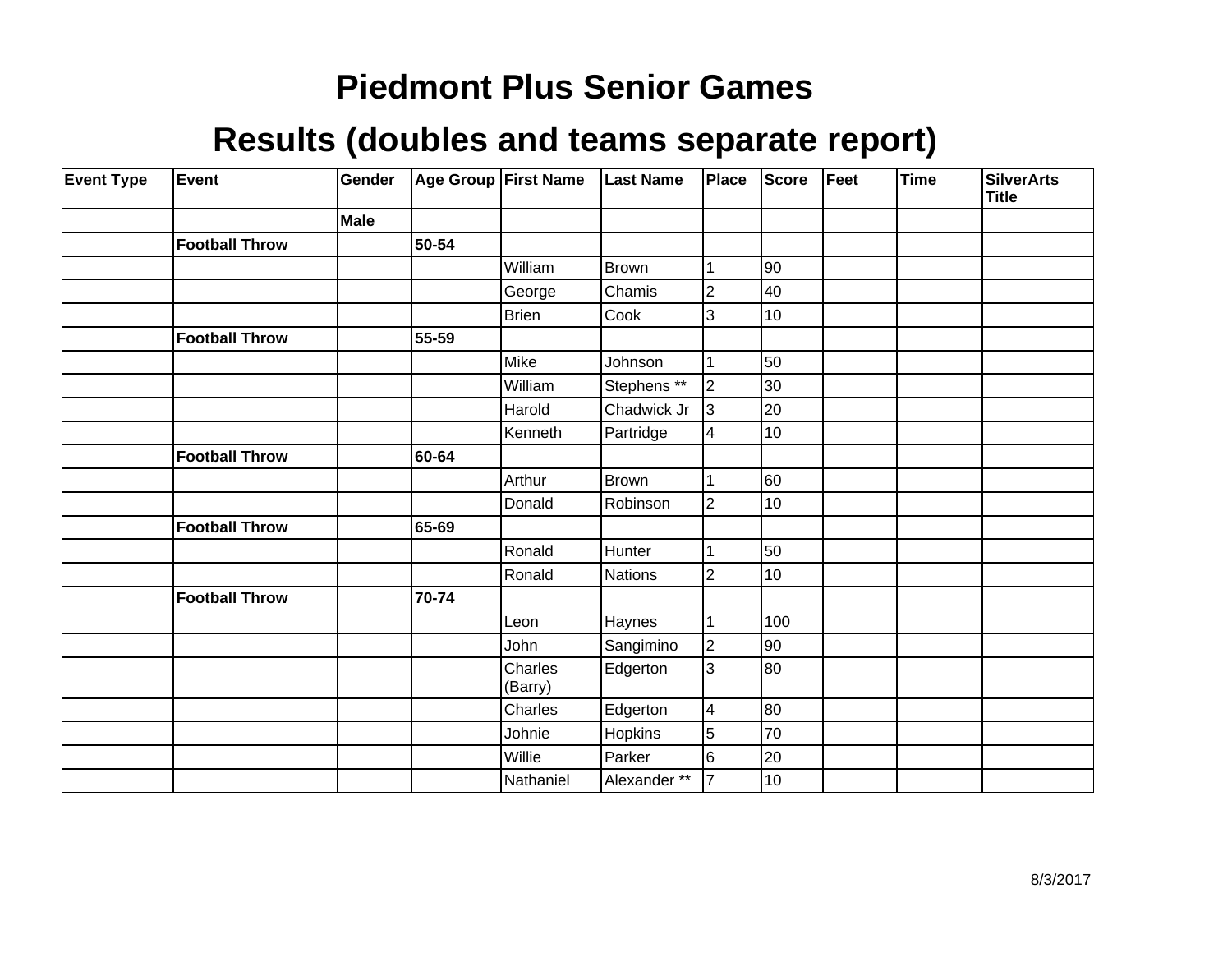# Piedmont Plus Senior Games

## Results (doubles and teams separate report)

| Event Type | Event | Gender | Age Group | First Name | Last Name | Place | Score | Feet | Time | SilverArts Title |
|---|---|---|---|---|---|---|---|---|---|---|
| | | **Male** | | | | | | | | |
| | **Football Throw** | | **50-54** | | | | | | | |
| | | | | William | Brown | 1 | 90 | | | |
| | | | | George | Chamis | 2 | 40 | | | |
| | | | | Brien | Cook | 3 | 10 | | | |
| | **Football Throw** | | **55-59** | | | | | | | |
| | | | | Mike | Johnson | 1 | 50 | | | |
| | | | | William | Stephens ** | 2 | 30 | | | |
| | | | | Harold | Chadwick Jr | 3 | 20 | | | |
| | | | | Kenneth | Partridge | 4 | 10 | | | |
| | **Football Throw** | | **60-64** | | | | | | | |
| | | | | Arthur | Brown | 1 | 60 | | | |
| | | | | Donald | Robinson | 2 | 10 | | | |
| | **Football Throw** | | **65-69** | | | | | | | |
| | | | | Ronald | Hunter | 1 | 50 | | | |
| | | | | Ronald | Nations | 2 | 10 | | | |
| | **Football Throw** | | **70-74** | | | | | | | |
| | | | | Leon | Haynes | 1 | 100 | | | |
| | | | | John | Sangimino | 2 | 90 | | | |
| | | | | Charles (Barry) | Edgerton | 3 | 80 | | | |
| | | | | Charles | Edgerton | 4 | 80 | | | |
| | | | | Johnie | Hopkins | 5 | 70 | | | |
| | | | | Willie | Parker | 6 | 20 | | | |
| | | | | Nathaniel | Alexander ** | 7 | 10 | | | |

8/3/2017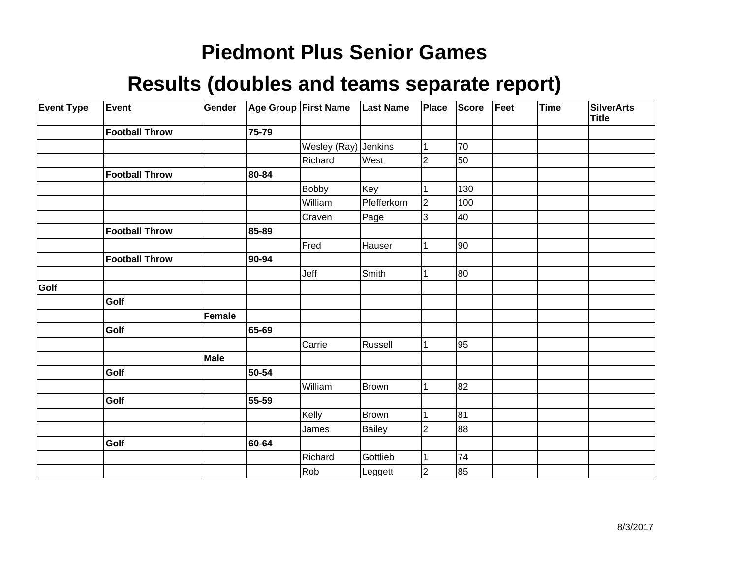# Piedmont Plus Senior Games

## Results (doubles and teams separate report)

| Event Type | Event | Gender | Age Group | First Name | Last Name | Place | Score | Feet | Time | SilverArts Title |
|---|---|---|---|---|---|---|---|---|---|---|
| | **Football Throw** | | **75-79** | | | | | | | |
| | | | | Wesley (Ray) | Jenkins | 1 | 70 | | | |
| | | | | Richard | West | 2 | 50 | | | |
| | **Football Throw** | | **80-84** | | | | | | | |
| | | | | Bobby | Key | 1 | 130 | | | |
| | | | | William | Pfefferkorn | 2 | 100 | | | |
| | | | | Craven | Page | 3 | 40 | | | |
| | **Football Throw** | | **85-89** | | | | | | | |
| | | | | Fred | Hauser | 1 | 90 | | | |
| | **Football Throw** | | **90-94** | | | | | | | |
| | | | | Jeff | Smith | 1 | 80 | | | |
| **Golf** | | | | | | | | | | |
| | **Golf** | | | | | | | | | |
| | | **Female** | | | | | | | | |
| | **Golf** | | **65-69** | | | | | | | |
| | | | | Carrie | Russell | 1 | 95 | | | |
| | | **Male** | | | | | | | | |
| | **Golf** | | **50-54** | | | | | | | |
| | | | | William | Brown | 1 | 82 | | | |
| | **Golf** | | **55-59** | | | | | | | |
| | | | | Kelly | Brown | 1 | 81 | | | |
| | | | | James | Bailey | 2 | 88 | | | |
| | **Golf** | | **60-64** | | | | | | | |
| | | | | Richard | Gottlieb | 1 | 74 | | | |
| | | | | Rob | Leggett | 2 | 85 | | | |

8/3/2017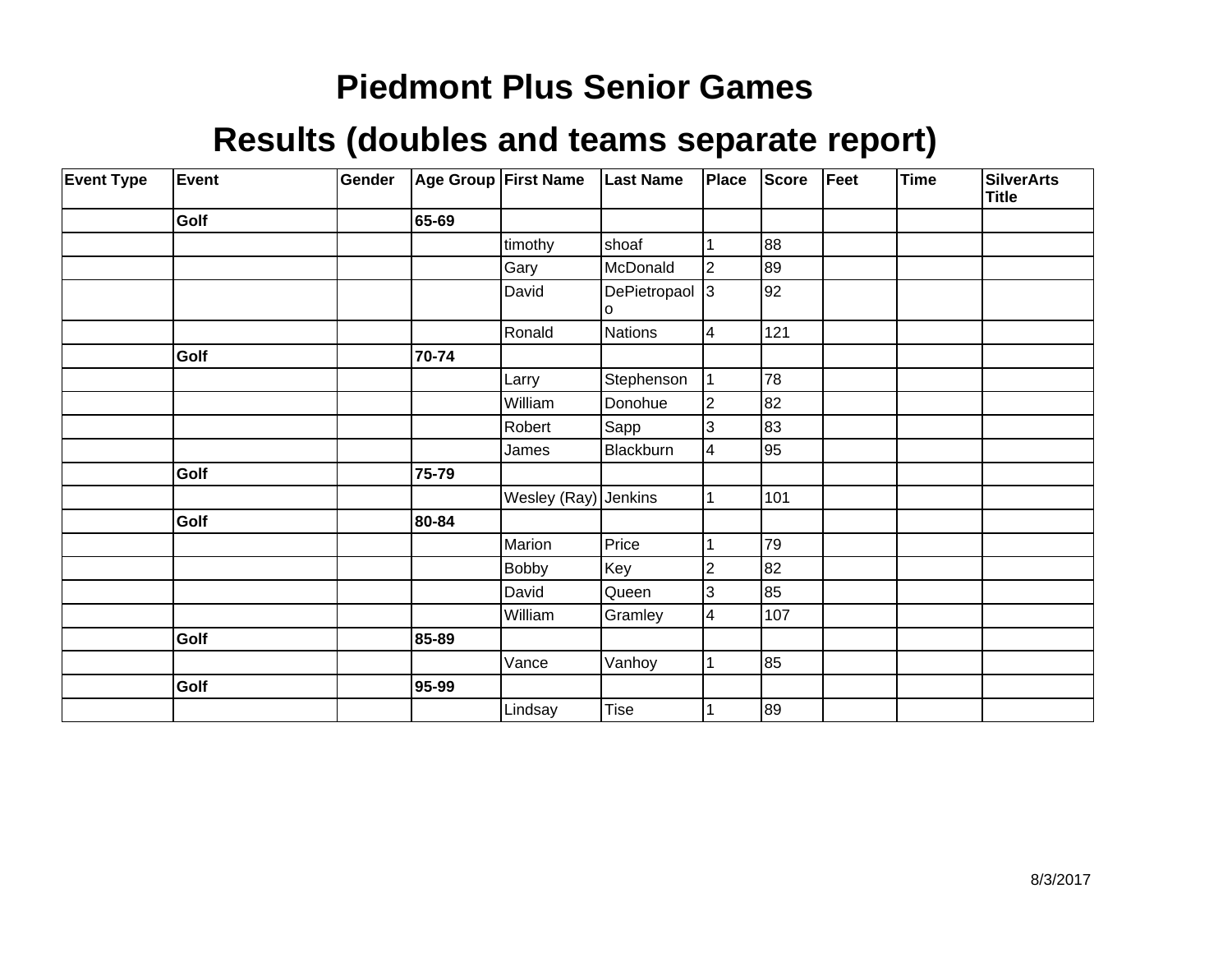# Piedmont Plus Senior Games

## Results (doubles and teams separate report)

| Event Type | Event | Gender | Age Group | First Name | Last Name | Place | Score | Feet | Time | SilverArts Title |
|---|---|---|---|---|---|---|---|---|---|---|
| | **Golf** | | **65-69** | | | | | | | |
| | | | | timothy | shoaf | 1 | 88 | | | |
| | | | | Gary | McDonald | 2 | 89 | | | |
| | | | | David | DePietropaolo | 3 | 92 | | | |
| | | | | Ronald | Nations | 4 | 121 | | | |
| | **Golf** | | **70-74** | | | | | | | |
| | | | | Larry | Stephenson | 1 | 78 | | | |
| | | | | William | Donohue | 2 | 82 | | | |
| | | | | Robert | Sapp | 3 | 83 | | | |
| | | | | James | Blackburn | 4 | 95 | | | |
| | **Golf** | | **75-79** | | | | | | | |
| | | | | Wesley (Ray) | Jenkins | 1 | 101 | | | |
| | **Golf** | | **80-84** | | | | | | | |
| | | | | Marion | Price | 1 | 79 | | | |
| | | | | Bobby | Key | 2 | 82 | | | |
| | | | | David | Queen | 3 | 85 | | | |
| | | | | William | Gramley | 4 | 107 | | | |
| | **Golf** | | **85-89** | | | | | | | |
| | | | | Vance | Vanhoy | 1 | 85 | | | |
| | **Golf** | | **95-99** | | | | | | | |
| | | | | Lindsay | Tise | 1 | 89 | | | |

8/3/2017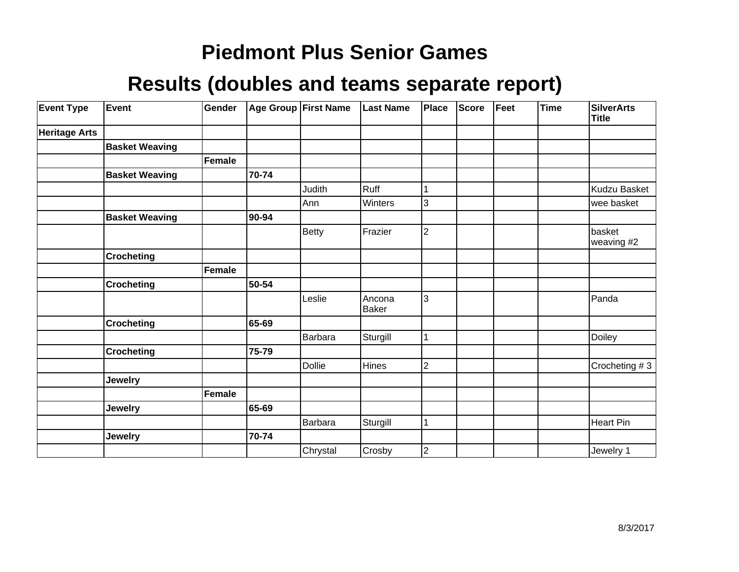# Piedmont Plus Senior Games

## Results (doubles and teams separate report)

| Event Type | Event | Gender | Age Group | First Name | Last Name | Place | Score | Feet | Time | SilverArts Title |
|---|---|---|---|---|---|---|---|---|---|---|
| **Heritage Arts** | | | | | | | | | | |
| | **Basket Weaving** | | | | | | | | | |
| | | **Female** | | | | | | | | |
| | **Basket Weaving** | | **70-74** | | | | | | | |
| | | | | Judith | Ruff | 1 | | | | Kudzu Basket |
| | | | | Ann | Winters | 3 | | | | wee basket |
| | **Basket Weaving** | | **90-94** | | | | | | | |
| | | | | Betty | Frazier | 2 | | | | basket weaving #2 |
| | **Crocheting** | | | | | | | | | |
| | | **Female** | | | | | | | | |
| | **Crocheting** | | **50-54** | | | | | | | |
| | | | | Leslie | Ancona Baker | 3 | | | | Panda |
| | **Crocheting** | | **65-69** | | | | | | | |
| | | | | Barbara | Sturgill | 1 | | | | Doiley |
| | **Crocheting** | | **75-79** | | | | | | | |
| | | | | Dollie | Hines | 2 | | | | Crocheting # 3 |
| | **Jewelry** | | | | | | | | | |
| | | **Female** | | | | | | | | |
| | **Jewelry** | | **65-69** | | | | | | | |
| | | | | Barbara | Sturgill | 1 | | | | Heart Pin |
| | **Jewelry** | | **70-74** | | | | | | | |
| | | | | Chrystal | Crosby | 2 | | | | Jewelry 1 |

8/3/2017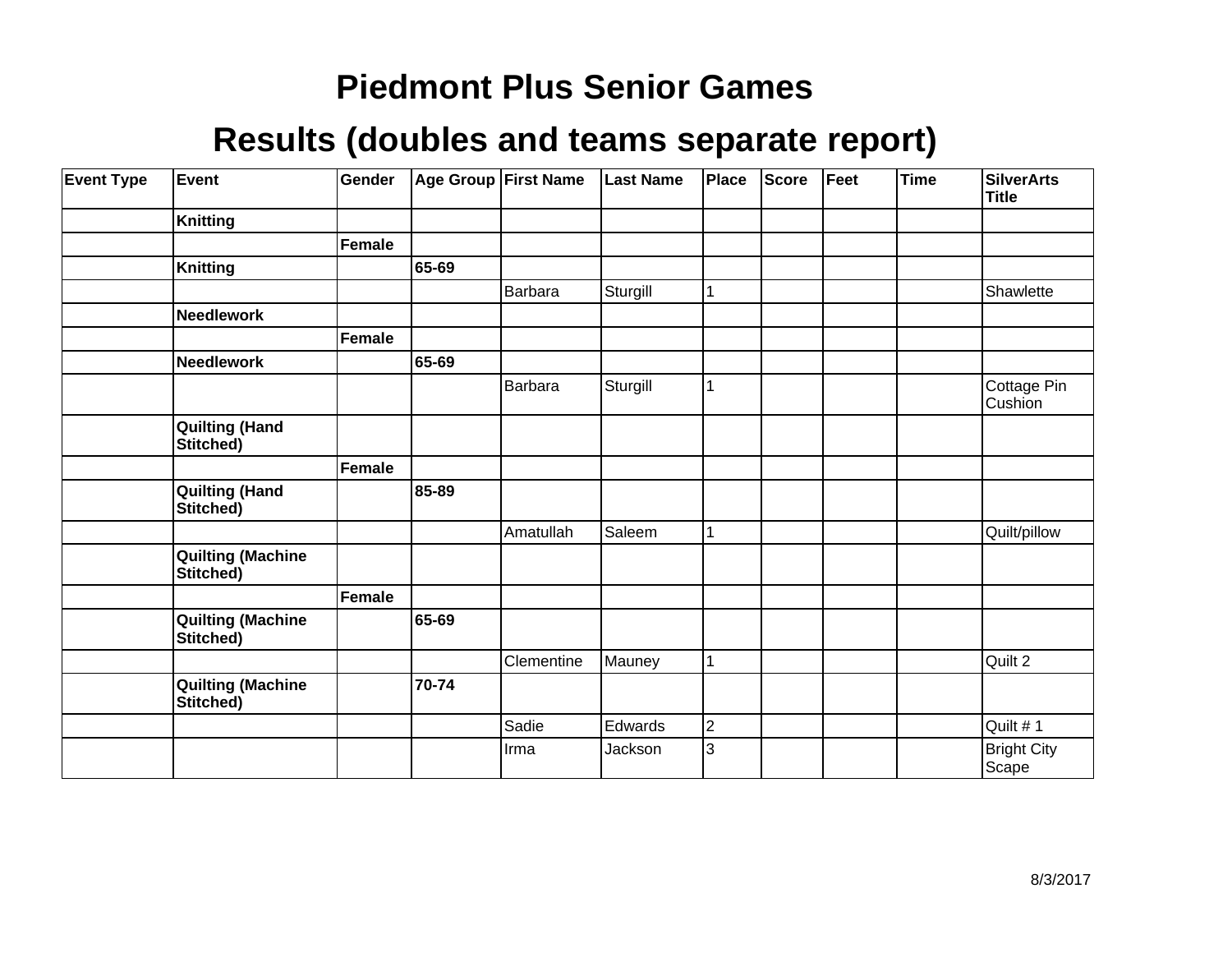# Piedmont Plus Senior Games

## Results (doubles and teams separate report)

| Event Type | Event | Gender | Age Group | First Name | Last Name | Place | Score | Feet | Time | SilverArts Title |
|---|---|---|---|---|---|---|---|---|---|---|
| | **Knitting** | | | | | | | | | |
| | | **Female** | | | | | | | | |
| | **Knitting** | | **65-69** | | | | | | | |
| | | | | Barbara | Sturgill | 1 | | | | Shawlette |
| | **Needlework** | | | | | | | | | |
| | | **Female** | | | | | | | | |
| | **Needlework** | | **65-69** | | | | | | | |
| | | | | Barbara | Sturgill | 1 | | | | Cottage Pin Cushion |
| | **Quilting (Hand Stitched)** | | | | | | | | | |
| | | **Female** | | | | | | | | |
| | **Quilting (Hand Stitched)** | | **85-89** | | | | | | | |
| | | | | Amatullah | Saleem | 1 | | | | Quilt/pillow |
| | **Quilting (Machine Stitched)** | | | | | | | | | |
| | | **Female** | | | | | | | | |
| | **Quilting (Machine Stitched)** | | **65-69** | | | | | | | |
| | | | | Clementine | Mauney | 1 | | | | Quilt 2 |
| | **Quilting (Machine Stitched)** | | **70-74** | | | | | | | |
| | | | | Sadie | Edwards | 2 | | | | Quilt # 1 |
| | | | | Irma | Jackson | 3 | | | | Bright City Scape |

8/3/2017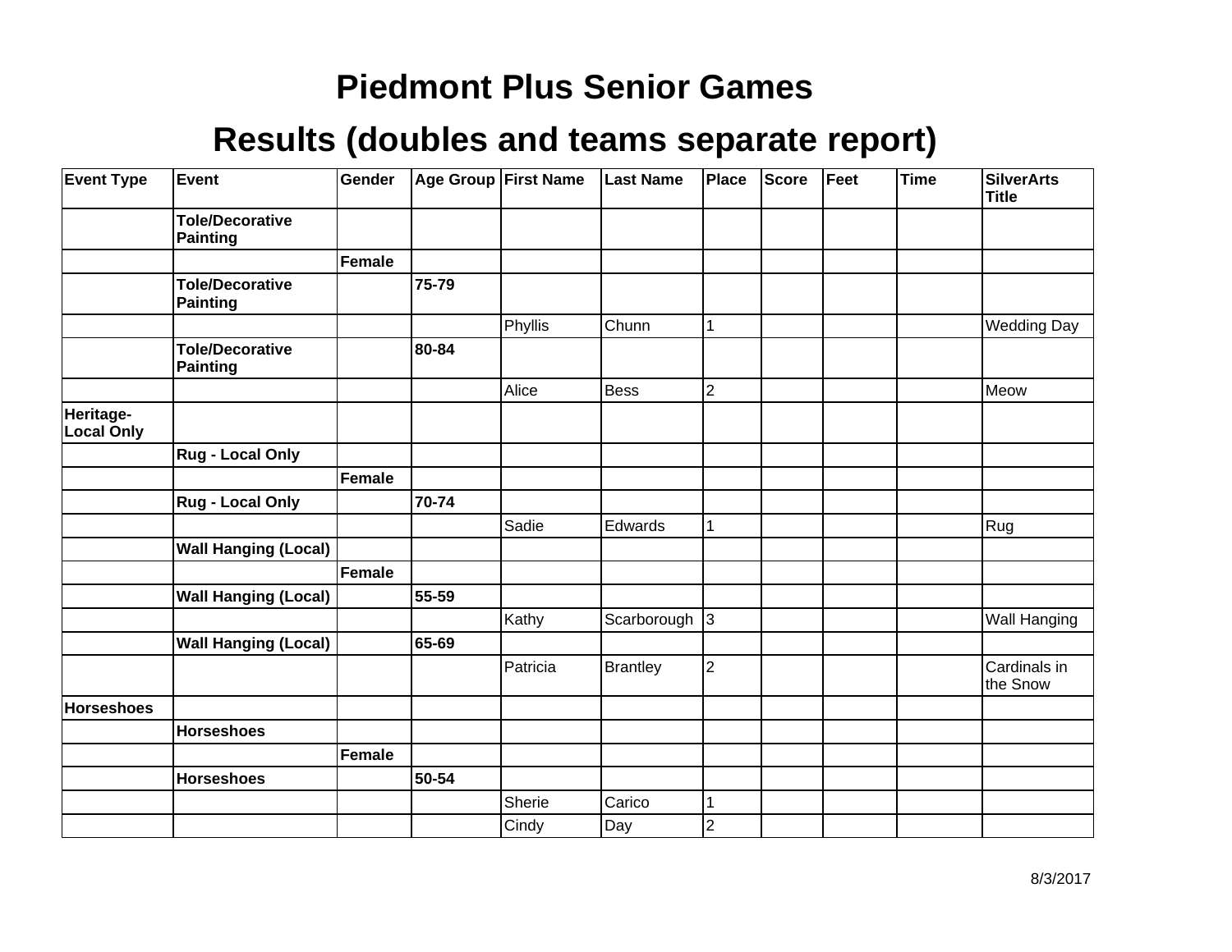# Piedmont Plus Senior Games

## Results (doubles and teams separate report)

| Event Type | Event | Gender | Age Group | First Name | Last Name | Place | Score | Feet | Time | SilverArts Title |
|---|---|---|---|---|---|---|---|---|---|---|
| | **Tole/Decorative Painting** | | | | | | | | | |
| | | **Female** | | | | | | | | |
| | **Tole/Decorative Painting** | | **75-79** | | | | | | | |
| | | | | Phyllis | Chunn | 1 | | | | Wedding Day |
| | **Tole/Decorative Painting** | | **80-84** | | | | | | | |
| | | | | Alice | Bess | 2 | | | | Meow |
| **Heritage-Local Only** | | | | | | | | | | |
| | **Rug - Local Only** | | | | | | | | | |
| | | **Female** | | | | | | | | |
| | **Rug - Local Only** | | **70-74** | | | | | | | |
| | | | | Sadie | Edwards | 1 | | | | Rug |
| | **Wall Hanging (Local)** | | | | | | | | | |
| | | **Female** | | | | | | | | |
| | **Wall Hanging (Local)** | | **55-59** | | | | | | | |
| | | | | Kathy | Scarborough | 3 | | | | Wall Hanging |
| | **Wall Hanging (Local)** | | **65-69** | | | | | | | |
| | | | | Patricia | Brantley | 2 | | | | Cardinals in the Snow |
| **Horseshoes** | | | | | | | | | | |
| | **Horseshoes** | | | | | | | | | |
| | | **Female** | | | | | | | | |
| | **Horseshoes** | | **50-54** | | | | | | | |
| | | | | Sherie | Carico | 1 | | | | |
| | | | | Cindy | Day | 2 | | | | |

8/3/2017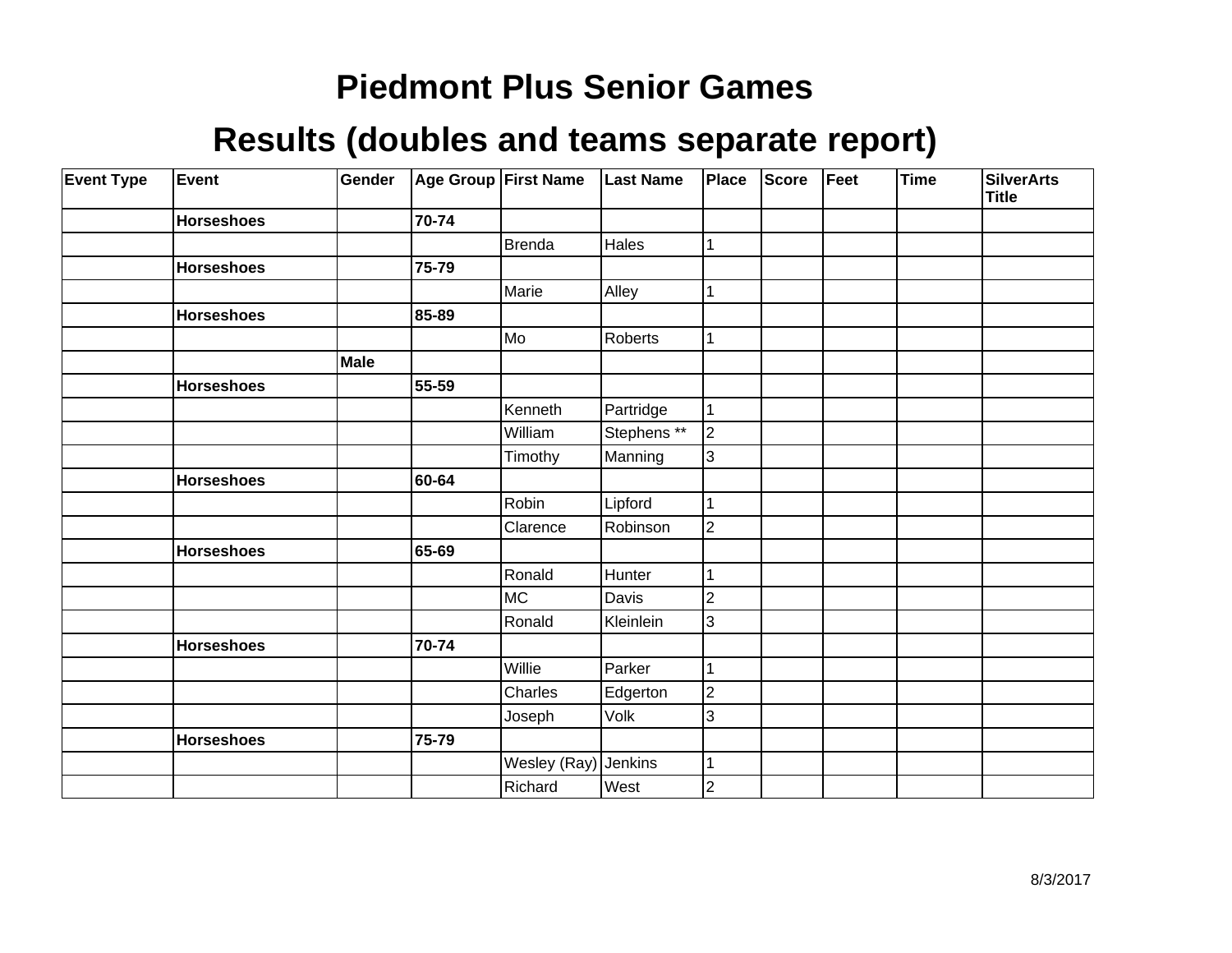# Piedmont Plus Senior Games

## Results (doubles and teams separate report)

| Event Type | Event | Gender | Age Group | First Name | Last Name | Place | Score | Feet | Time | SilverArts Title |
|---|---|---|---|---|---|---|---|---|---|---|
| | **Horseshoes** | | **70-74** | | | | | | | |
| | | | | Brenda | Hales | 1 | | | | |
| | **Horseshoes** | | **75-79** | | | | | | | |
| | | | | Marie | Alley | 1 | | | | |
| | **Horseshoes** | | **85-89** | | | | | | | |
| | | | | Mo | Roberts | 1 | | | | |
| | | **Male** | | | | | | | | |
| | **Horseshoes** | | **55-59** | | | | | | | |
| | | | | Kenneth | Partridge | 1 | | | | |
| | | | | William | Stephens ** | 2 | | | | |
| | | | | Timothy | Manning | 3 | | | | |
| | **Horseshoes** | | **60-64** | | | | | | | |
| | | | | Robin | Lipford | 1 | | | | |
| | | | | Clarence | Robinson | 2 | | | | |
| | **Horseshoes** | | **65-69** | | | | | | | |
| | | | | Ronald | Hunter | 1 | | | | |
| | | | | MC | Davis | 2 | | | | |
| | | | | Ronald | Kleinlein | 3 | | | | |
| | **Horseshoes** | | **70-74** | | | | | | | |
| | | | | Willie | Parker | 1 | | | | |
| | | | | Charles | Edgerton | 2 | | | | |
| | | | | Joseph | Volk | 3 | | | | |
| | **Horseshoes** | | **75-79** | | | | | | | |
| | | | | Wesley (Ray) | Jenkins | 1 | | | | |
| | | | | Richard | West | 2 | | | | |

8/3/2017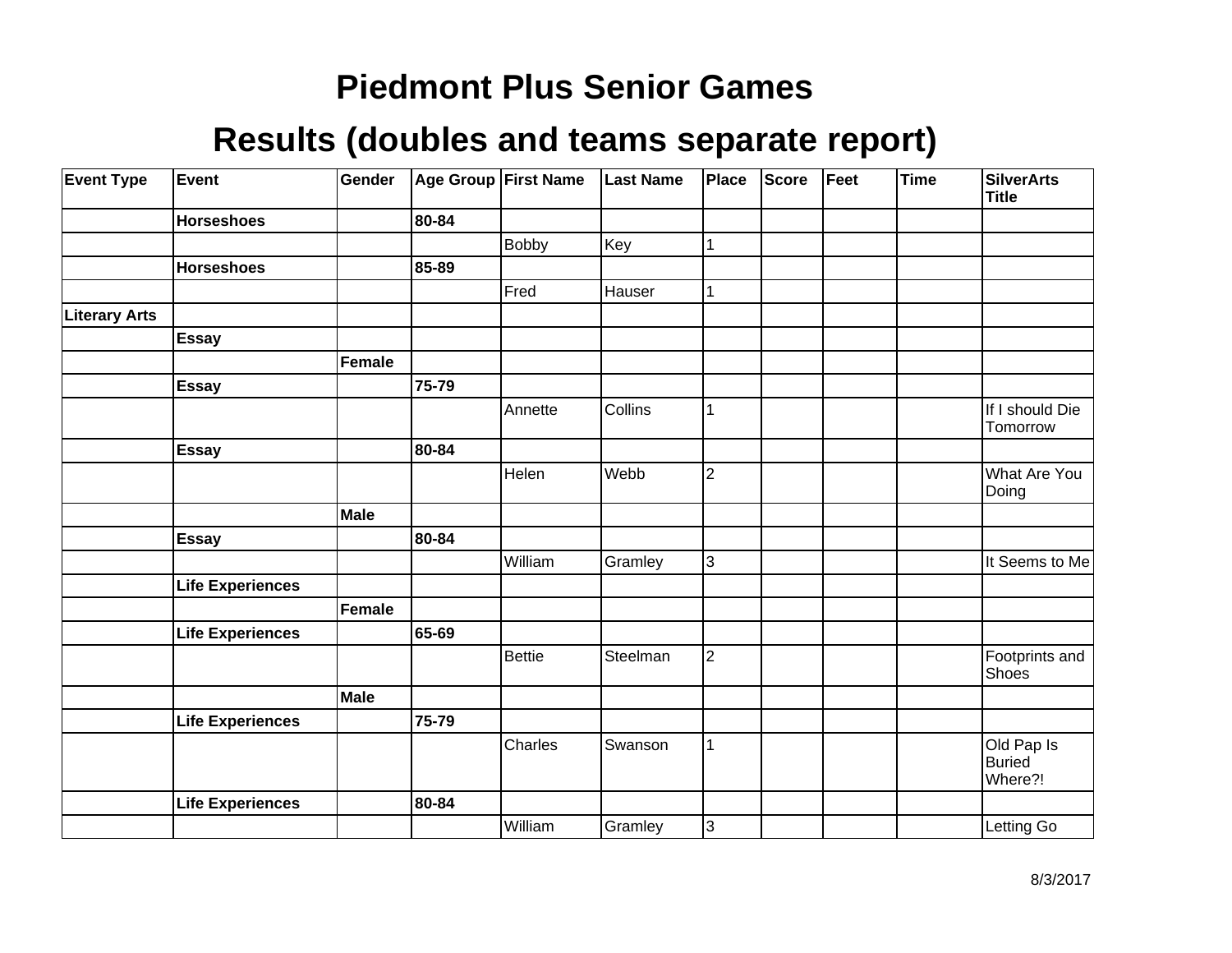# Piedmont Plus Senior Games

## Results (doubles and teams separate report)

| Event Type | Event | Gender | Age Group | First Name | Last Name | Place | Score | Feet | Time | SilverArts Title |
|---|---|---|---|---|---|---|---|---|---|---|
| | **Horseshoes** | | **80-84** | | | | | | | |
| | | | | Bobby | Key | 1 | | | | |
| | **Horseshoes** | | **85-89** | | | | | | | |
| | | | | Fred | Hauser | 1 | | | | |
| **Literary Arts** | | | | | | | | | | |
| | **Essay** | | | | | | | | | |
| | | **Female** | | | | | | | | |
| | **Essay** | | **75-79** | | | | | | | |
| | | | | Annette | Collins | 1 | | | | If I should Die Tomorrow |
| | **Essay** | | **80-84** | | | | | | | |
| | | | | Helen | Webb | 2 | | | | What Are You Doing |
| | | **Male** | | | | | | | | |
| | **Essay** | | **80-84** | | | | | | | |
| | | | | William | Gramley | 3 | | | | It Seems to Me |
| | **Life Experiences** | | | | | | | | | |
| | | **Female** | | | | | | | | |
| | **Life Experiences** | | **65-69** | | | | | | | |
| | | | | Bettie | Steelman | 2 | | | | Footprints and Shoes |
| | | **Male** | | | | | | | | |
| | **Life Experiences** | | **75-79** | | | | | | | |
| | | | | Charles | Swanson | 1 | | | | Old Pap Is Buried Where?! |
| | **Life Experiences** | | **80-84** | | | | | | | |
| | | | | William | Gramley | 3 | | | | Letting Go |

8/3/2017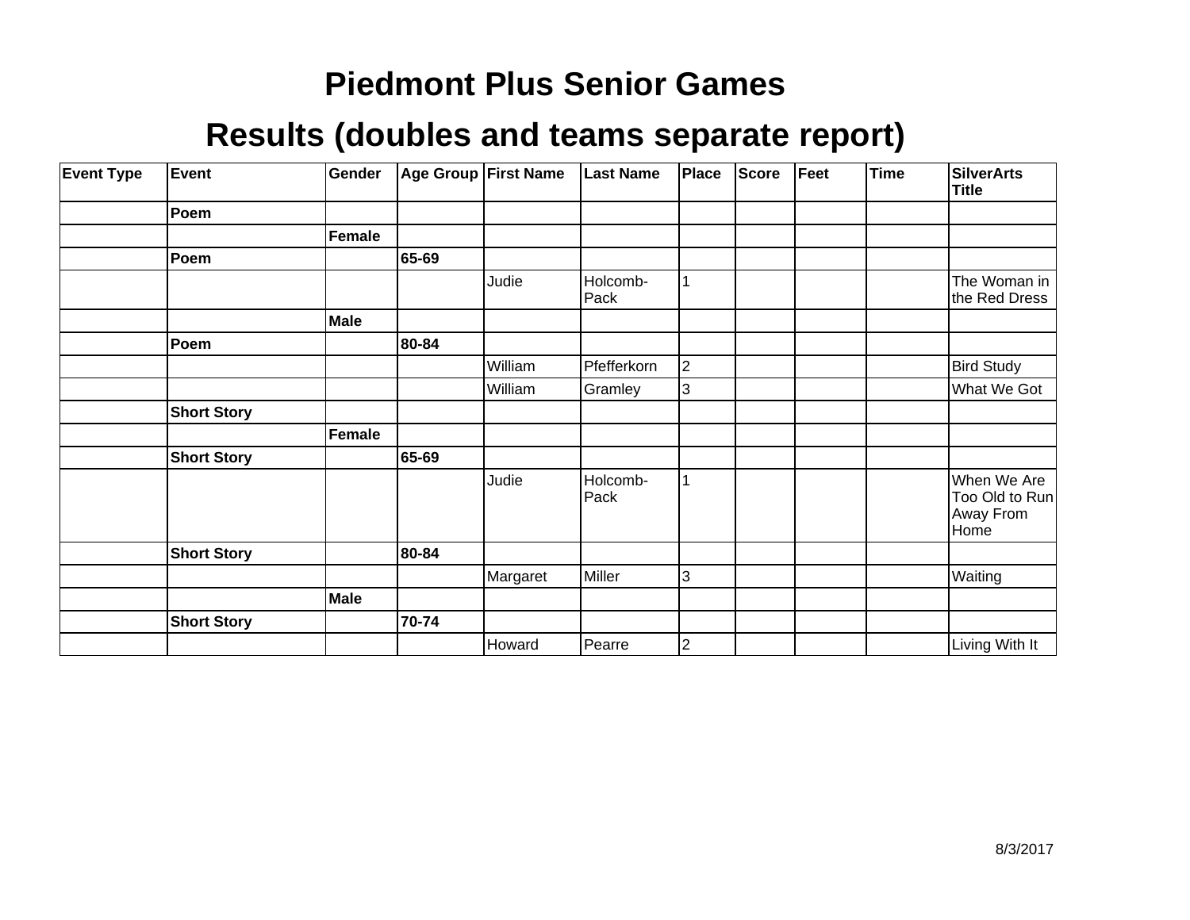# Piedmont Plus Senior Games

## Results (doubles and teams separate report)

| Event Type | Event | Gender | Age Group | First Name | Last Name | Place | Score | Feet | Time | SilverArts Title |
|---|---|---|---|---|---|---|---|---|---|---|
| | **Poem** | | | | | | | | | |
| | | **Female** | | | | | | | | |
| | **Poem** | | **65-69** | | | | | | | |
| | | | | Judie | Holcomb-Pack | 1 | | | | The Woman in the Red Dress |
| | | **Male** | | | | | | | | |
| | **Poem** | | **80-84** | | | | | | | |
| | | | | William | Pfefferkorn | 2 | | | | Bird Study |
| | | | | William | Gramley | 3 | | | | What We Got |
| | **Short Story** | | | | | | | | | |
| | | **Female** | | | | | | | | |
| | **Short Story** | | **65-69** | | | | | | | |
| | | | | Judie | Holcomb-Pack | 1 | | | | When We Are Too Old to Run Away From Home |
| | **Short Story** | | **80-84** | | | | | | | |
| | | | | Margaret | Miller | 3 | | | | Waiting |
| | | **Male** | | | | | | | | |
| | **Short Story** | | **70-74** | | | | | | | |
| | | | | Howard | Pearre | 2 | | | | Living With It |

8/3/2017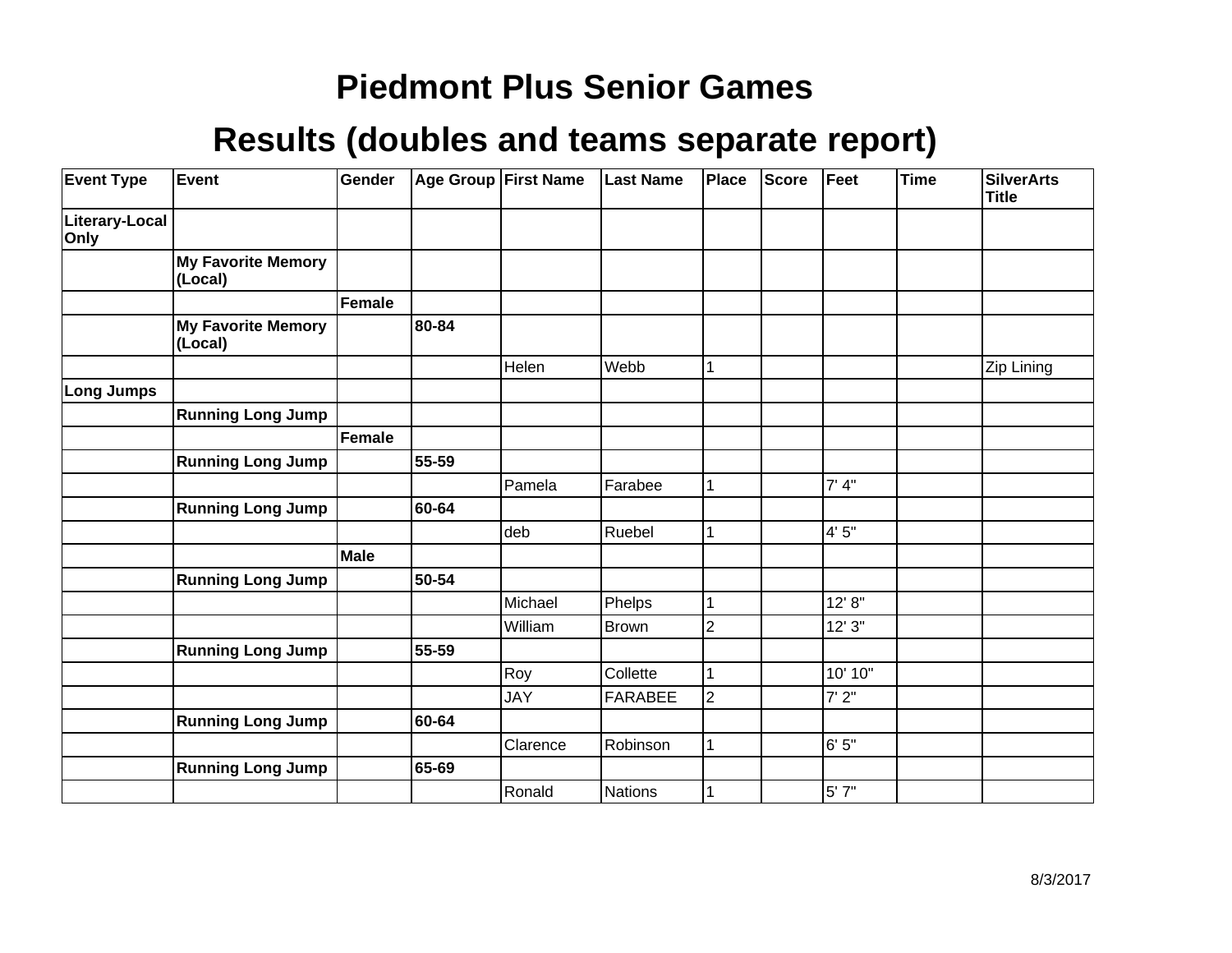# Piedmont Plus Senior Games

## Results (doubles and teams separate report)

| Event Type | Event | Gender | Age Group | First Name | Last Name | Place | Score | Feet | Time | SilverArts Title |
|---|---|---|---|---|---|---|---|---|---|---|
| **Literary-Local Only** | | | | | | | | | | |
| | **My Favorite Memory (Local)** | | | | | | | | | |
| | | **Female** | | | | | | | | |
| | **My Favorite Memory (Local)** | | **80-84** | | | | | | | |
| | | | | Helen | Webb | 1 | | | | Zip Lining |
| **Long Jumps** | | | | | | | | | | |
| | **Running Long Jump** | | | | | | | | | |
| | | **Female** | | | | | | | | |
| | **Running Long Jump** | | **55-59** | | | | | | | |
| | | | | Pamela | Farabee | 1 | | 7' 4" | | |
| | **Running Long Jump** | | **60-64** | | | | | | | |
| | | | | deb | Ruebel | 1 | | 4' 5" | | |
| | | **Male** | | | | | | | | |
| | **Running Long Jump** | | **50-54** | | | | | | | |
| | | | | Michael | Phelps | 1 | | 12' 8" | | |
| | | | | William | Brown | 2 | | 12' 3" | | |
| | **Running Long Jump** | | **55-59** | | | | | | | |
| | | | | Roy | Collette | 1 | | 10' 10" | | |
| | | | | JAY | FARABEE | 2 | | 7' 2" | | |
| | **Running Long Jump** | | **60-64** | | | | | | | |
| | | | | Clarence | Robinson | 1 | | 6' 5" | | |
| | **Running Long Jump** | | **65-69** | | | | | | | |
| | | | | Ronald | Nations | 1 | | 5' 7" | | |

8/3/2017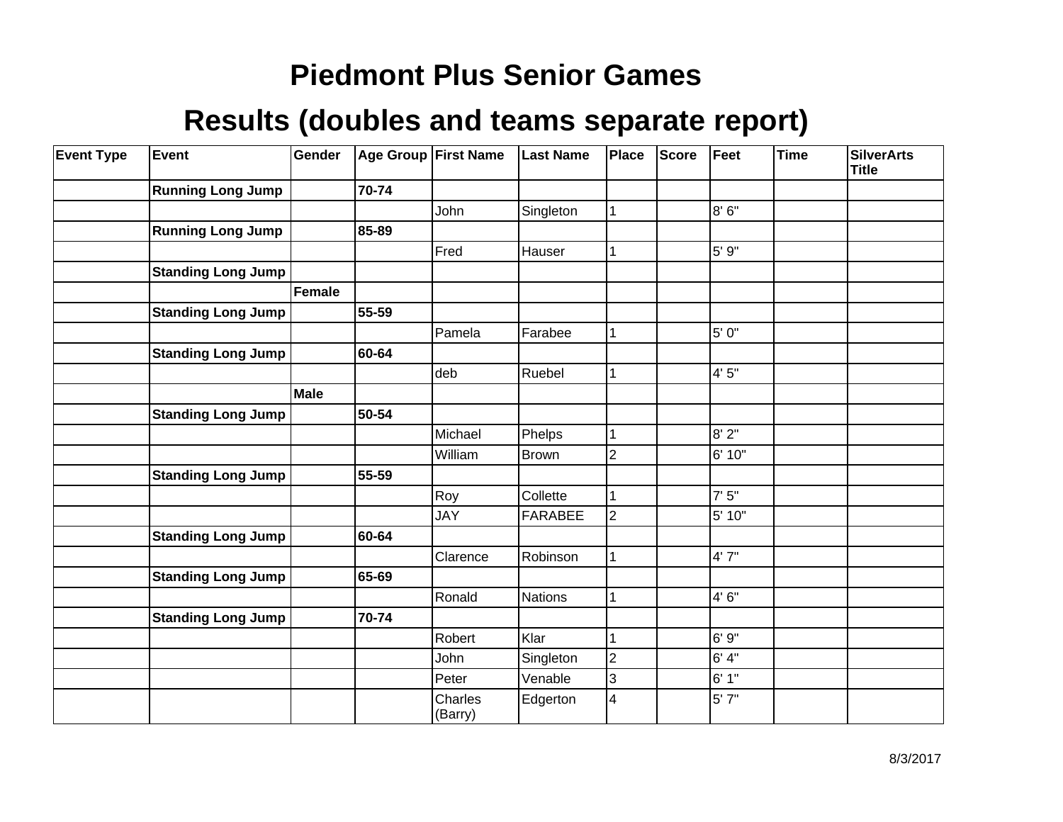# Piedmont Plus Senior Games

## Results (doubles and teams separate report)

| Event Type | Event | Gender | Age Group | First Name | Last Name | Place | Score | Feet | Time | SilverArts Title |
|---|---|---|---|---|---|---|---|---|---|---|
| | **Running Long Jump** | | **70-74** | | | | | | | |
| | | | | John | Singleton | 1 | | 8' 6" | | |
| | **Running Long Jump** | | **85-89** | | | | | | | |
| | | | | Fred | Hauser | 1 | | 5' 9" | | |
| | **Standing Long Jump** | | | | | | | | | |
| | | **Female** | | | | | | | | |
| | **Standing Long Jump** | | **55-59** | | | | | | | |
| | | | | Pamela | Farabee | 1 | | 5' 0" | | |
| | **Standing Long Jump** | | **60-64** | | | | | | | |
| | | | | deb | Ruebel | 1 | | 4' 5" | | |
| | | **Male** | | | | | | | | |
| | **Standing Long Jump** | | **50-54** | | | | | | | |
| | | | | Michael | Phelps | 1 | | 8' 2" | | |
| | | | | William | Brown | 2 | | 6' 10" | | |
| | **Standing Long Jump** | | **55-59** | | | | | | | |
| | | | | Roy | Collette | 1 | | 7' 5" | | |
| | | | | JAY | FARABEE | 2 | | 5' 10" | | |
| | **Standing Long Jump** | | **60-64** | | | | | | | |
| | | | | Clarence | Robinson | 1 | | 4' 7" | | |
| | **Standing Long Jump** | | **65-69** | | | | | | | |
| | | | | Ronald | Nations | 1 | | 4' 6" | | |
| | **Standing Long Jump** | | **70-74** | | | | | | | |
| | | | | Robert | Klar | 1 | | 6' 9" | | |
| | | | | John | Singleton | 2 | | 6' 4" | | |
| | | | | Peter | Venable | 3 | | 6' 1" | | |
| | | | | Charles (Barry) | Edgerton | 4 | | 5' 7" | | |

8/3/2017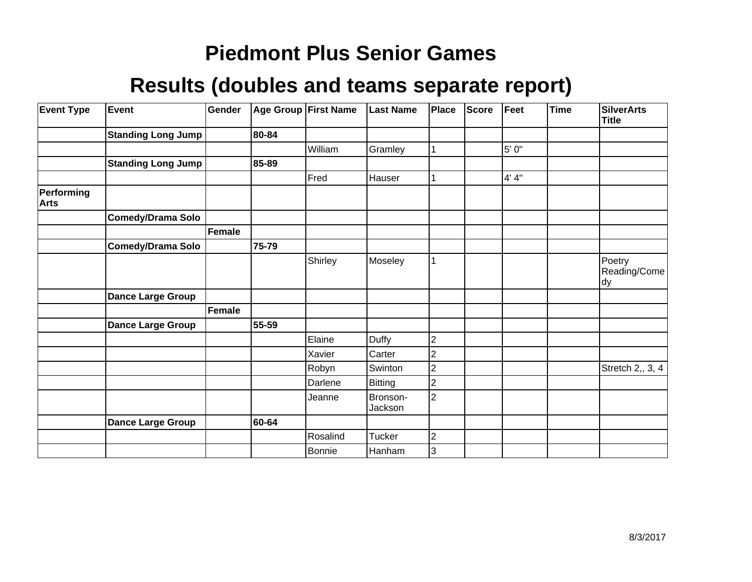# Piedmont Plus Senior Games

## Results (doubles and teams separate report)

| Event Type | Event | Gender | Age Group | First Name | Last Name | Place | Score | Feet | Time | SilverArts Title |
|---|---|---|---|---|---|---|---|---|---|---|
| | **Standing Long Jump** | | **80-84** | | | | | | | |
| | | | | William | Gramley | 1 | | 5' 0" | | |
| | **Standing Long Jump** | | **85-89** | | | | | | | |
| | | | | Fred | Hauser | 1 | | 4' 4" | | |
| **Performing Arts** | | | | | | | | | | |
| | **Comedy/Drama Solo** | | | | | | | | | |
| | | **Female** | | | | | | | | |
| | **Comedy/Drama Solo** | | **75-79** | | | | | | | |
| | | | | Shirley | Moseley | 1 | | | | Poetry Reading/Comedy |
| | **Dance Large Group** | | | | | | | | | |
| | | **Female** | | | | | | | | |
| | **Dance Large Group** | | **55-59** | | | | | | | |
| | | | | Elaine | Duffy | 2 | | | | |
| | | | | Xavier | Carter | 2 | | | | |
| | | | | Robyn | Swinton | 2 | | | | Stretch 2,, 3, 4 |
| | | | | Darlene | Bitting | 2 | | | | |
| | | | | Jeanne | Bronson-Jackson | 2 | | | | |
| | **Dance Large Group** | | **60-64** | | | | | | | |
| | | | | Rosalind | Tucker | 2 | | | | |
| | | | | Bonnie | Hanham | 3 | | | | |

8/3/2017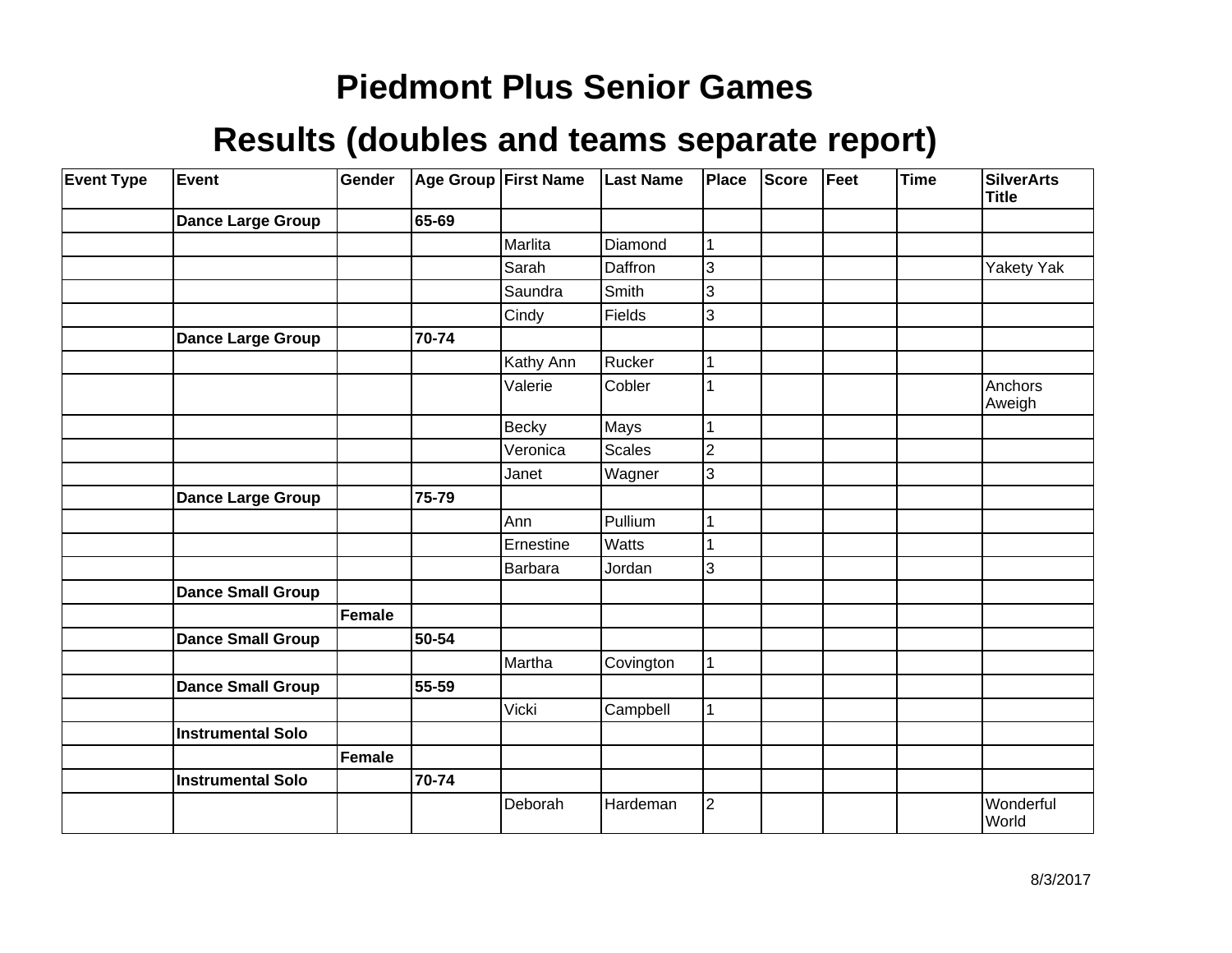# Piedmont Plus Senior Games

## Results (doubles and teams separate report)

| Event Type | Event | Gender | Age Group | First Name | Last Name | Place | Score | Feet | Time | SilverArts Title |
|---|---|---|---|---|---|---|---|---|---|---|
| | **Dance Large Group** | | **65-69** | | | | | | | |
| | | | | Marlita | Diamond | 1 | | | | |
| | | | | Sarah | Daffron | 3 | | | | Yakety Yak |
| | | | | Saundra | Smith | 3 | | | | |
| | | | | Cindy | Fields | 3 | | | | |
| | **Dance Large Group** | | **70-74** | | | | | | | |
| | | | | Kathy Ann | Rucker | 1 | | | | |
| | | | | Valerie | Cobler | 1 | | | | Anchors Aweigh |
| | | | | Becky | Mays | 1 | | | | |
| | | | | Veronica | Scales | 2 | | | | |
| | | | | Janet | Wagner | 3 | | | | |
| | **Dance Large Group** | | **75-79** | | | | | | | |
| | | | | Ann | Pullium | 1 | | | | |
| | | | | Ernestine | Watts | 1 | | | | |
| | | | | Barbara | Jordan | 3 | | | | |
| | **Dance Small Group** | | | | | | | | | |
| | | **Female** | | | | | | | | |
| | **Dance Small Group** | | **50-54** | | | | | | | |
| | | | | Martha | Covington | 1 | | | | |
| | **Dance Small Group** | | **55-59** | | | | | | | |
| | | | | Vicki | Campbell | 1 | | | | |
| | **Instrumental Solo** | | | | | | | | | |
| | | **Female** | | | | | | | | |
| | **Instrumental Solo** | | **70-74** | | | | | | | |
| | | | | Deborah | Hardeman | 2 | | | | Wonderful World |

8/3/2017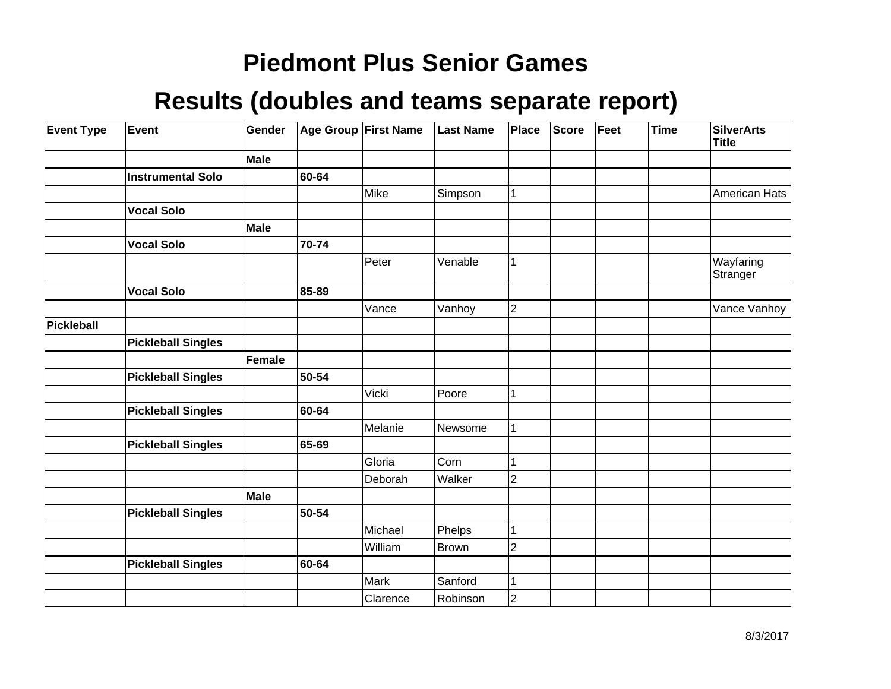# Piedmont Plus Senior Games

## Results (doubles and teams separate report)

| Event Type | Event | Gender | Age Group | First Name | Last Name | Place | Score | Feet | Time | SilverArts Title |
|---|---|---|---|---|---|---|---|---|---|---|
| | | **Male** | | | | | | | | |
| | **Instrumental Solo** | | **60-64** | | | | | | | |
| | | | | Mike | Simpson | 1 | | | | American Hats |
| | **Vocal Solo** | | | | | | | | | |
| | | **Male** | | | | | | | | |
| | **Vocal Solo** | | **70-74** | | | | | | | |
| | | | | Peter | Venable | 1 | | | | Wayfaring Stranger |
| | **Vocal Solo** | | **85-89** | | | | | | | |
| | | | | Vance | Vanhoy | 2 | | | | Vance Vanhoy |
| **Pickleball** | | | | | | | | | | |
| | **Pickleball Singles** | | | | | | | | | |
| | | **Female** | | | | | | | | |
| | **Pickleball Singles** | | **50-54** | | | | | | | |
| | | | | Vicki | Poore | 1 | | | | |
| | **Pickleball Singles** | | **60-64** | | | | | | | |
| | | | | Melanie | Newsome | 1 | | | | |
| | **Pickleball Singles** | | **65-69** | | | | | | | |
| | | | | Gloria | Corn | 1 | | | | |
| | | | | Deborah | Walker | 2 | | | | |
| | | **Male** | | | | | | | | |
| | **Pickleball Singles** | | **50-54** | | | | | | | |
| | | | | Michael | Phelps | 1 | | | | |
| | | | | William | Brown | 2 | | | | |
| | **Pickleball Singles** | | **60-64** | | | | | | | |
| | | | | Mark | Sanford | 1 | | | | |
| | | | | Clarence | Robinson | 2 | | | | |

8/3/2017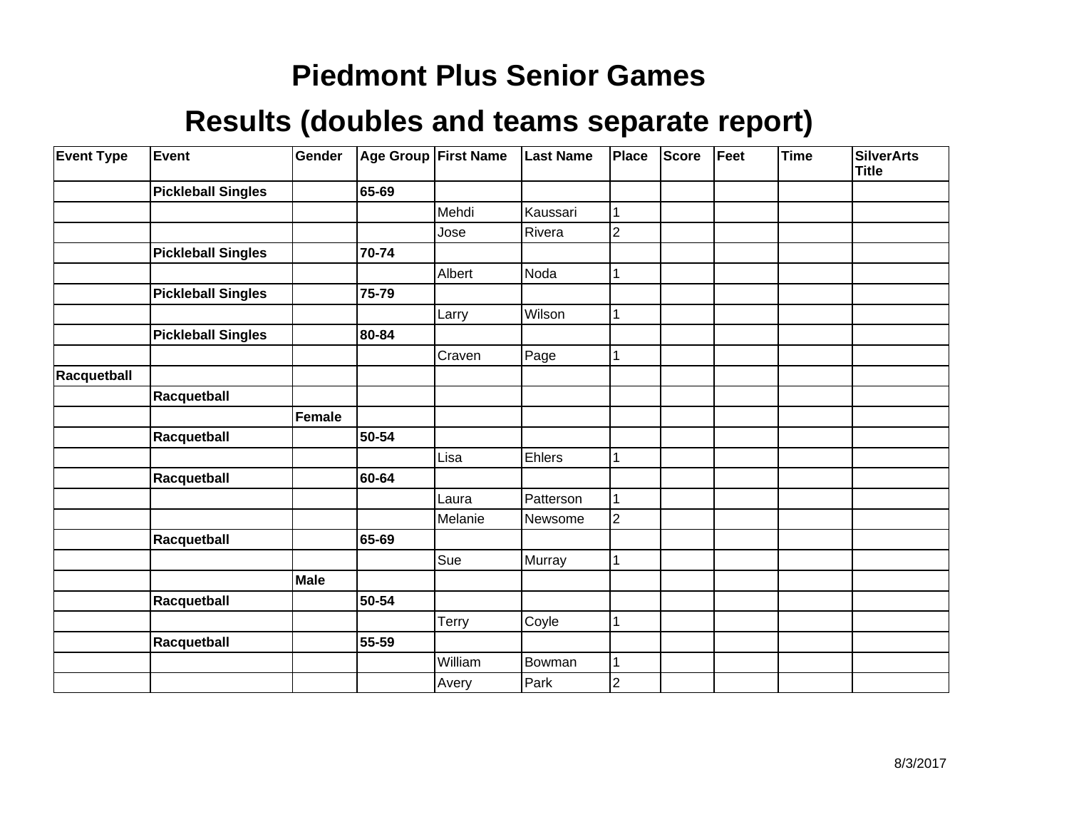# Piedmont Plus Senior Games

## Results (doubles and teams separate report)

| Event Type | Event | Gender | Age Group | First Name | Last Name | Place | Score | Feet | Time | SilverArts Title |
|---|---|---|---|---|---|---|---|---|---|---|
| | **Pickleball Singles** | | **65-69** | | | | | | | |
| | | | | Mehdi | Kaussari | 1 | | | | |
| | | | | Jose | Rivera | 2 | | | | |
| | **Pickleball Singles** | | **70-74** | | | | | | | |
| | | | | Albert | Noda | 1 | | | | |
| | **Pickleball Singles** | | **75-79** | | | | | | | |
| | | | | Larry | Wilson | 1 | | | | |
| | **Pickleball Singles** | | **80-84** | | | | | | | |
| | | | | Craven | Page | 1 | | | | |
| **Racquetball** | | | | | | | | | | |
| | **Racquetball** | | | | | | | | | |
| | | **Female** | | | | | | | | |
| | **Racquetball** | | **50-54** | | | | | | | |
| | | | | Lisa | Ehlers | 1 | | | | |
| | **Racquetball** | | **60-64** | | | | | | | |
| | | | | Laura | Patterson | 1 | | | | |
| | | | | Melanie | Newsome | 2 | | | | |
| | **Racquetball** | | **65-69** | | | | | | | |
| | | | | Sue | Murray | 1 | | | | |
| | | **Male** | | | | | | | | |
| | **Racquetball** | | **50-54** | | | | | | | |
| | | | | Terry | Coyle | 1 | | | | |
| | **Racquetball** | | **55-59** | | | | | | | |
| | | | | William | Bowman | 1 | | | | |
| | | | | Avery | Park | 2 | | | | |

8/3/2017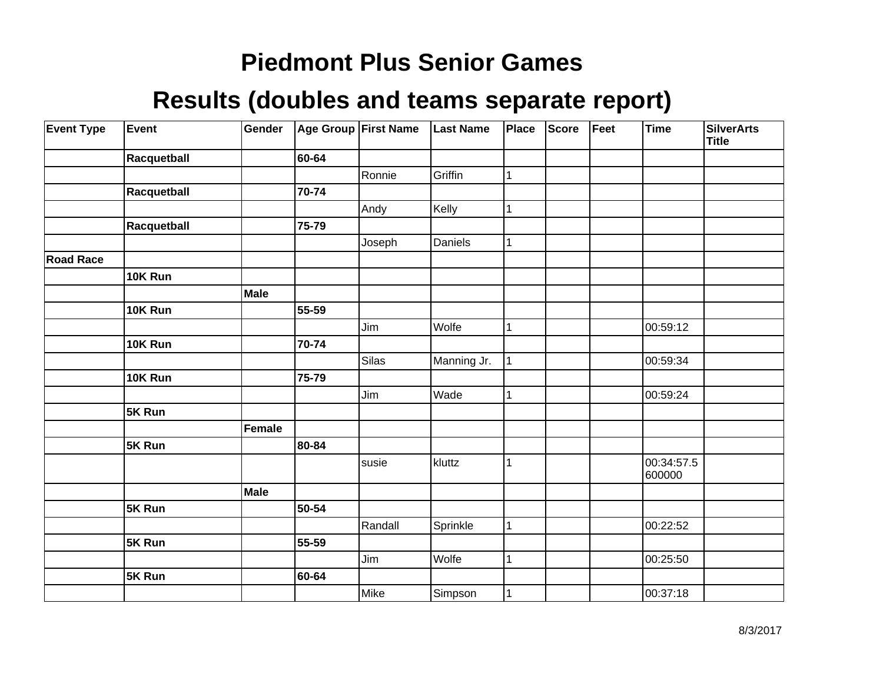# Piedmont Plus Senior Games

## Results (doubles and teams separate report)

| Event Type | Event | Gender | Age Group | First Name | Last Name | Place | Score | Feet | Time | SilverArts Title |
|---|---|---|---|---|---|---|---|---|---|---|
| | **Racquetball** | | **60-64** | | | | | | | |
| | | | | Ronnie | Griffin | 1 | | | | |
| | **Racquetball** | | **70-74** | | | | | | | |
| | | | | Andy | Kelly | 1 | | | | |
| | **Racquetball** | | **75-79** | | | | | | | |
| | | | | Joseph | Daniels | 1 | | | | |
| **Road Race** | | | | | | | | | | |
| | **10K Run** | | | | | | | | | |
| | | **Male** | | | | | | | | |
| | **10K Run** | | **55-59** | | | | | | | |
| | | | | Jim | Wolfe | 1 | | | 00:59:12 | |
| | **10K Run** | | **70-74** | | | | | | | |
| | | | | Silas | Manning Jr. | 1 | | | 00:59:34 | |
| | **10K Run** | | **75-79** | | | | | | | |
| | | | | Jim | Wade | 1 | | | 00:59:24 | |
| | **5K Run** | | | | | | | | | |
| | | **Female** | | | | | | | | |
| | **5K Run** | | **80-84** | | | | | | | |
| | | | | susie | kluttz | 1 | | | 00:34:57.5600000 | |
| | | **Male** | | | | | | | | |
| | **5K Run** | | **50-54** | | | | | | | |
| | | | | Randall | Sprinkle | 1 | | | 00:22:52 | |
| | **5K Run** | | **55-59** | | | | | | | |
| | | | | Jim | Wolfe | 1 | | | 00:25:50 | |
| | **5K Run** | | **60-64** | | | | | | | |
| | | | | Mike | Simpson | 1 | | | 00:37:18 | |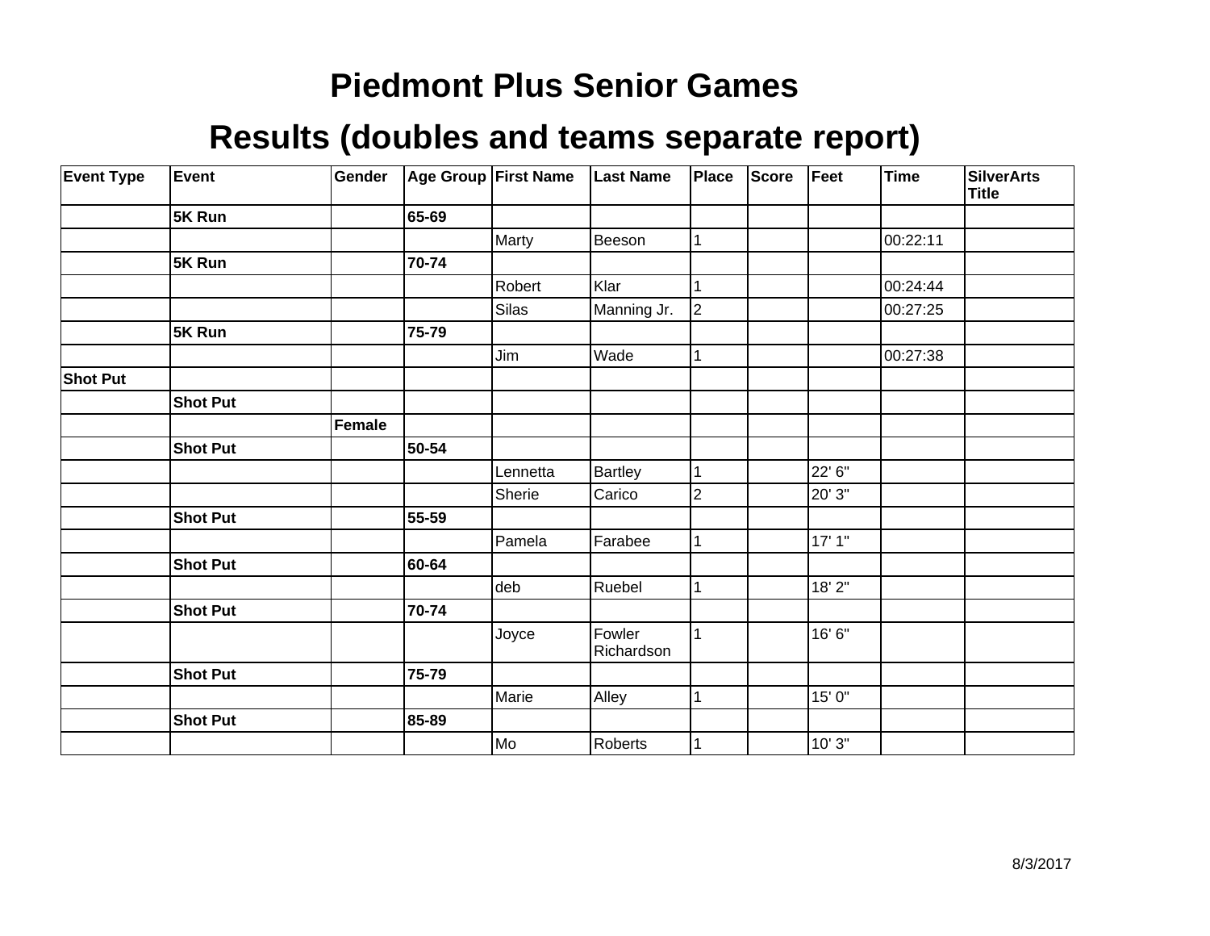# Piedmont Plus Senior Games

## Results (doubles and teams separate report)

| Event Type | Event | Gender | Age Group | First Name | Last Name | Place | Score | Feet | Time | SilverArts Title |
|---|---|---|---|---|---|---|---|---|---|---|
| | **5K Run** | | **65-69** | | | | | | | |
| | | | | Marty | Beeson | 1 | | | 00:22:11 | |
| | **5K Run** | | **70-74** | | | | | | | |
| | | | | Robert | Klar | 1 | | | 00:24:44 | |
| | | | | Silas | Manning Jr. | 2 | | | 00:27:25 | |
| | **5K Run** | | **75-79** | | | | | | | |
| | | | | Jim | Wade | 1 | | | 00:27:38 | |
| **Shot Put** | | | | | | | | | | |
| | **Shot Put** | | | | | | | | | |
| | | **Female** | | | | | | | | |
| | **Shot Put** | | **50-54** | | | | | | | |
| | | | | Lennetta | Bartley | 1 | | 22' 6" | | |
| | | | | Sherie | Carico | 2 | | 20' 3" | | |
| | **Shot Put** | | **55-59** | | | | | | | |
| | | | | Pamela | Farabee | 1 | | 17' 1" | | |
| | **Shot Put** | | **60-64** | | | | | | | |
| | | | | deb | Ruebel | 1 | | 18' 2" | | |
| | **Shot Put** | | **70-74** | | | | | | | |
| | | | | Joyce | Fowler Richardson | 1 | | 16' 6" | | |
| | **Shot Put** | | **75-79** | | | | | | | |
| | | | | Marie | Alley | 1 | | 15' 0" | | |
| | **Shot Put** | | **85-89** | | | | | | | |
| | | | | Mo | Roberts | 1 | | 10' 3" | | |

8/3/2017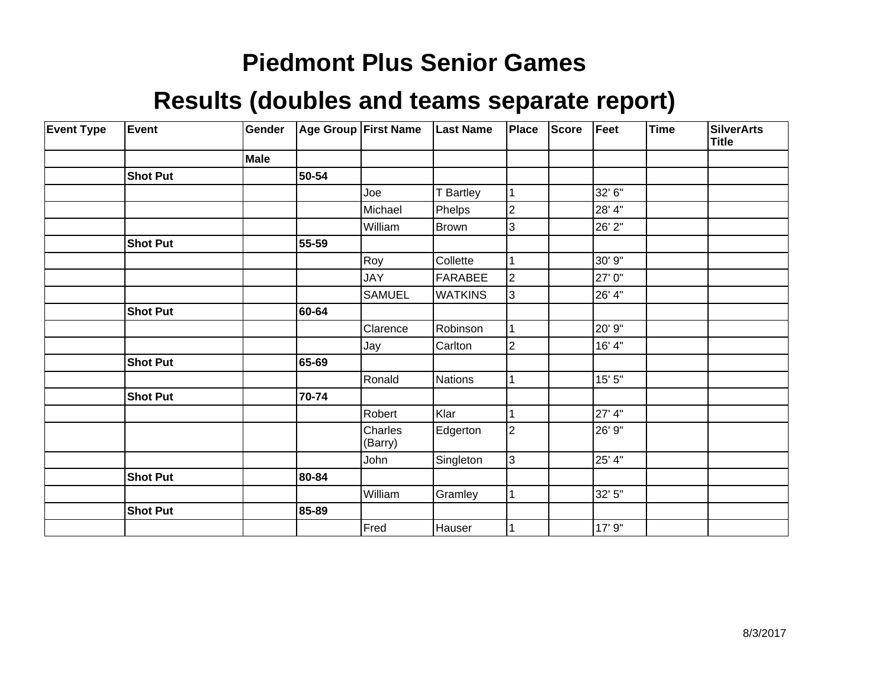# Piedmont Plus Senior Games

## Results (doubles and teams separate report)

| Event Type | Event | Gender | Age Group | First Name | Last Name | Place | Score | Feet | Time | SilverArts Title |
|---|---|---|---|---|---|---|---|---|---|---|
| | | **Male** | | | | | | | | |
| | **Shot Put** | | **50-54** | | | | | | | |
| | | | | Joe | T Bartley | 1 | | 32' 6" | | |
| | | | | Michael | Phelps | 2 | | 28' 4" | | |
| | | | | William | Brown | 3 | | 26' 2" | | |
| | **Shot Put** | | **55-59** | | | | | | | |
| | | | | Roy | Collette | 1 | | 30' 9" | | |
| | | | | JAY | FARABEE | 2 | | 27' 0" | | |
| | | | | SAMUEL | WATKINS | 3 | | 26' 4" | | |
| | **Shot Put** | | **60-64** | | | | | | | |
| | | | | Clarence | Robinson | 1 | | 20' 9" | | |
| | | | | Jay | Carlton | 2 | | 16' 4" | | |
| | **Shot Put** | | **65-69** | | | | | | | |
| | | | | Ronald | Nations | 1 | | 15' 5" | | |
| | **Shot Put** | | **70-74** | | | | | | | |
| | | | | Robert | Klar | 1 | | 27' 4" | | |
| | | | | Charles (Barry) | Edgerton | 2 | | 26' 9" | | |
| | | | | John | Singleton | 3 | | 25' 4" | | |
| | **Shot Put** | | **80-84** | | | | | | | |
| | | | | William | Gramley | 1 | | 32' 5" | | |
| | **Shot Put** | | **85-89** | | | | | | | |
| | | | | Fred | Hauser | 1 | | 17' 9" | | |

8/3/2017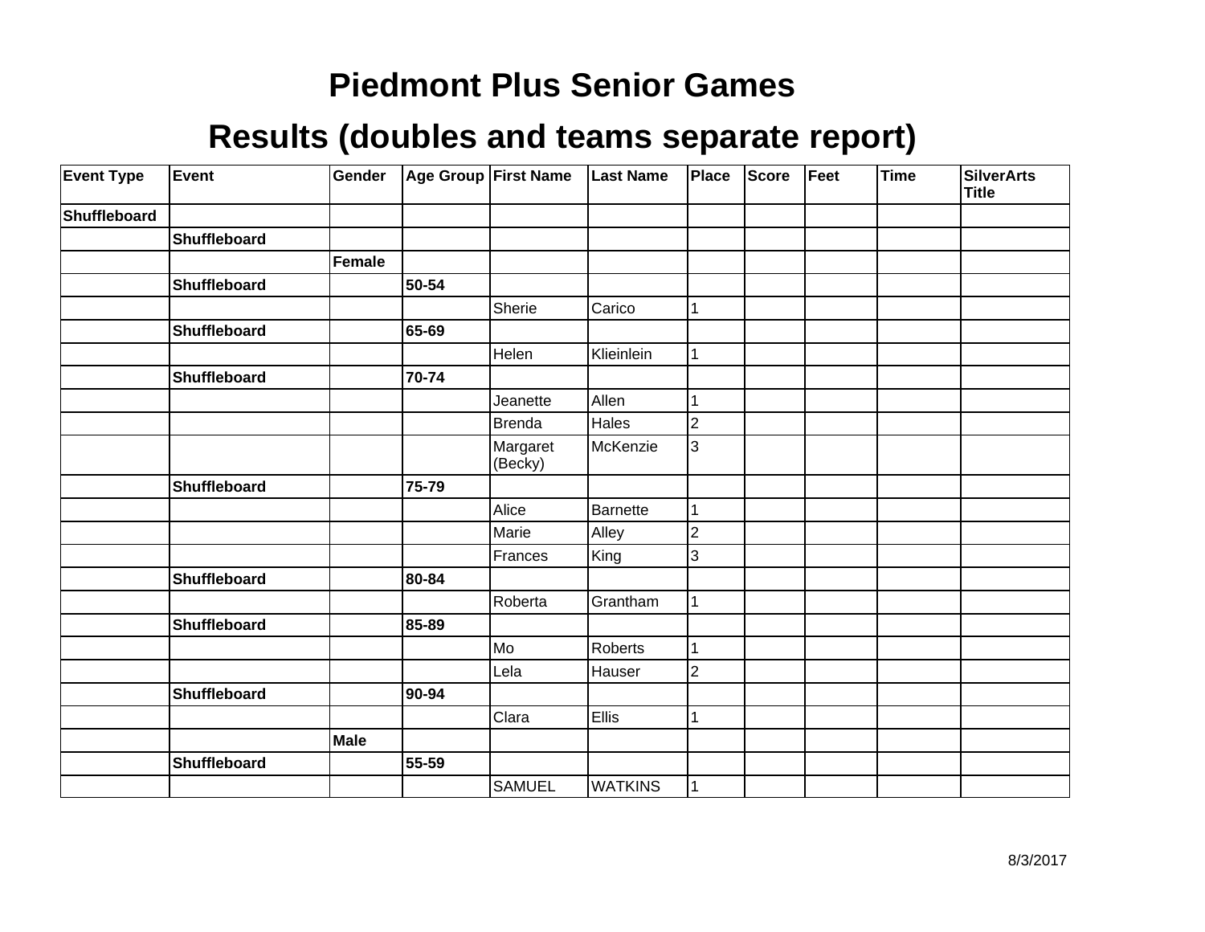# Piedmont Plus Senior Games

## Results (doubles and teams separate report)

| Event Type | Event | Gender | Age Group | First Name | Last Name | Place | Score | Feet | Time | SilverArts Title |
|---|---|---|---|---|---|---|---|---|---|---|
| **Shuffleboard** | | | | | | | | | | |
| | **Shuffleboard** | | | | | | | | | |
| | | **Female** | | | | | | | | |
| | **Shuffleboard** | | **50-54** | | | | | | | |
| | | | | Sherie | Carico | 1 | | | | |
| | **Shuffleboard** | | **65-69** | | | | | | | |
| | | | | Helen | Klieinlein | 1 | | | | |
| | **Shuffleboard** | | **70-74** | | | | | | | |
| | | | | Jeanette | Allen | 1 | | | | |
| | | | | Brenda | Hales | 2 | | | | |
| | | | | Margaret (Becky) | McKenzie | 3 | | | | |
| | **Shuffleboard** | | **75-79** | | | | | | | |
| | | | | Alice | Barnette | 1 | | | | |
| | | | | Marie | Alley | 2 | | | | |
| | | | | Frances | King | 3 | | | | |
| | **Shuffleboard** | | **80-84** | | | | | | | |
| | | | | Roberta | Grantham | 1 | | | | |
| | **Shuffleboard** | | **85-89** | | | | | | | |
| | | | | Mo | Roberts | 1 | | | | |
| | | | | Lela | Hauser | 2 | | | | |
| | **Shuffleboard** | | **90-94** | | | | | | | |
| | | | | Clara | Ellis | 1 | | | | |
| | | **Male** | | | | | | | | |
| | **Shuffleboard** | | **55-59** | | | | | | | |
| | | | | SAMUEL | WATKINS | 1 | | | | |

8/3/2017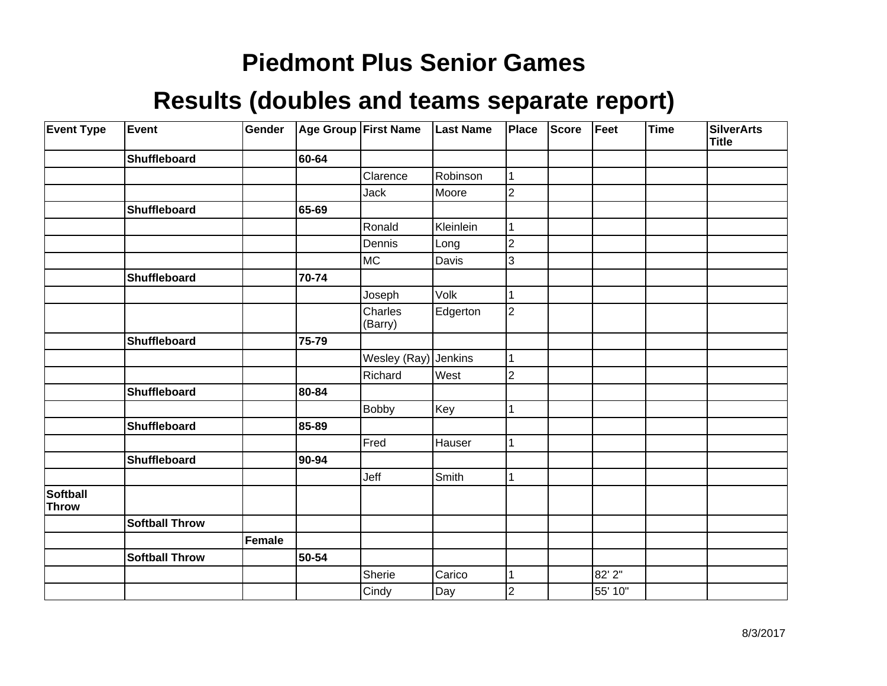# Piedmont Plus Senior Games

## Results (doubles and teams separate report)

| Event Type | Event | Gender | Age Group | First Name | Last Name | Place | Score | Feet | Time | SilverArts Title |
|---|---|---|---|---|---|---|---|---|---|---|
| | **Shuffleboard** | | **60-64** | | | | | | | |
| | | | | Clarence | Robinson | 1 | | | | |
| | | | | Jack | Moore | 2 | | | | |
| | **Shuffleboard** | | **65-69** | | | | | | | |
| | | | | Ronald | Kleinlein | 1 | | | | |
| | | | | Dennis | Long | 2 | | | | |
| | | | | MC | Davis | 3 | | | | |
| | **Shuffleboard** | | **70-74** | | | | | | | |
| | | | | Joseph | Volk | 1 | | | | |
| | | | | Charles (Barry) | Edgerton | 2 | | | | |
| | **Shuffleboard** | | **75-79** | | | | | | | |
| | | | | Wesley (Ray) | Jenkins | 1 | | | | |
| | | | | Richard | West | 2 | | | | |
| | **Shuffleboard** | | **80-84** | | | | | | | |
| | | | | Bobby | Key | 1 | | | | |
| | **Shuffleboard** | | **85-89** | | | | | | | |
| | | | | Fred | Hauser | 1 | | | | |
| | **Shuffleboard** | | **90-94** | | | | | | | |
| | | | | Jeff | Smith | 1 | | | | |
| **Softball Throw** | | | | | | | | | | |
| | **Softball Throw** | | | | | | | | | |
| | | **Female** | | | | | | | | |
| | **Softball Throw** | | **50-54** | | | | | | | |
| | | | | Sherie | Carico | 1 | | 82' 2" | | |
| | | | | Cindy | Day | 2 | | 55' 10" | | |

8/3/2017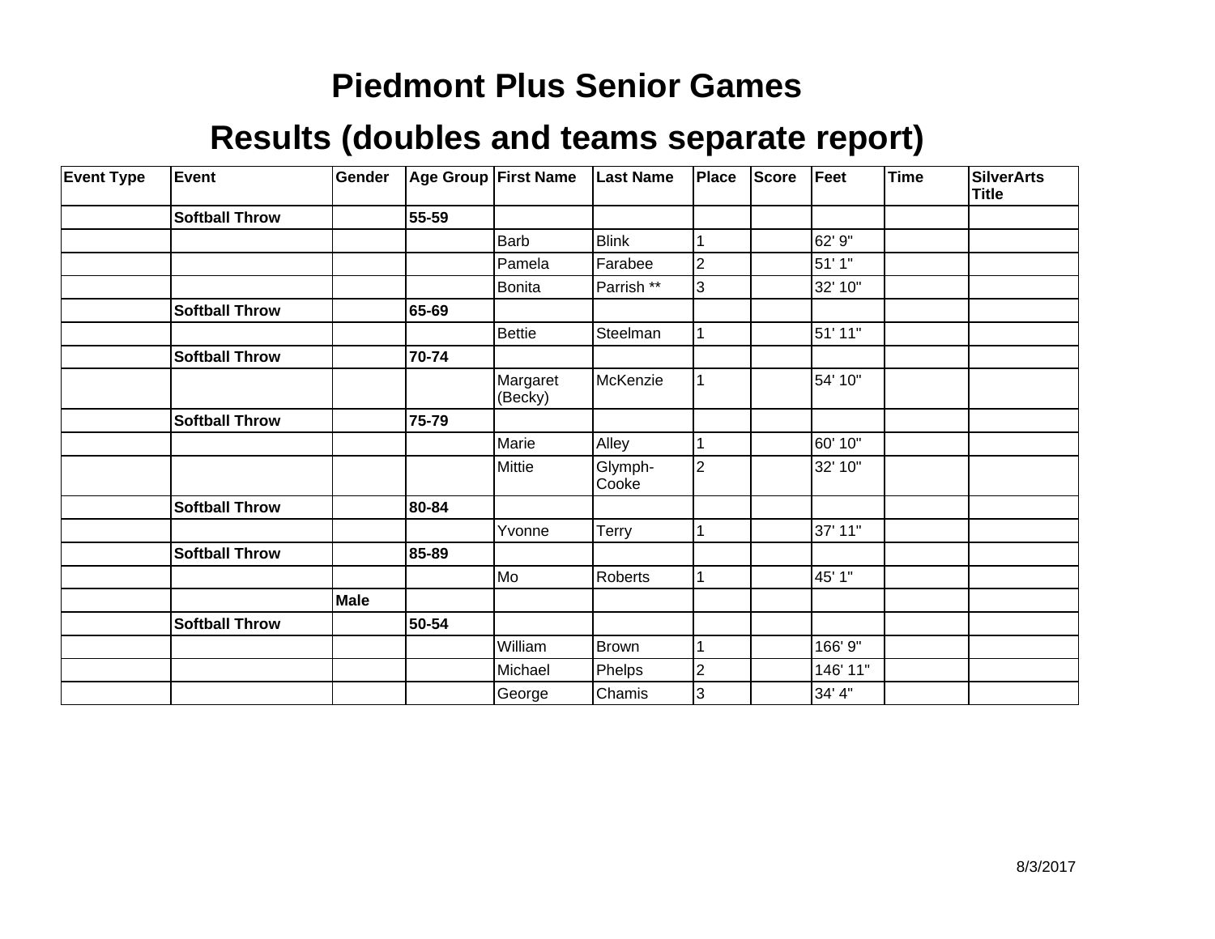# Piedmont Plus Senior Games

## Results (doubles and teams separate report)

| Event Type | Event | Gender | Age Group | First Name | Last Name | Place | Score | Feet | Time | SilverArts Title |
|---|---|---|---|---|---|---|---|---|---|---|
| | **Softball Throw** | | **55-59** | | | | | | | |
| | | | | Barb | Blink | 1 | | 62' 9" | | |
| | | | | Pamela | Farabee | 2 | | 51' 1" | | |
| | | | | Bonita | Parrish ** | 3 | | 32' 10" | | |
| | **Softball Throw** | | **65-69** | | | | | | | |
| | | | | Bettie | Steelman | 1 | | 51' 11" | | |
| | **Softball Throw** | | **70-74** | | | | | | | |
| | | | | Margaret (Becky) | McKenzie | 1 | | 54' 10" | | |
| | **Softball Throw** | | **75-79** | | | | | | | |
| | | | | Marie | Alley | 1 | | 60' 10" | | |
| | | | | Mittie | Glymph-Cooke | 2 | | 32' 10" | | |
| | **Softball Throw** | | **80-84** | | | | | | | |
| | | | | Yvonne | Terry | 1 | | 37' 11" | | |
| | **Softball Throw** | | **85-89** | | | | | | | |
| | | | | Mo | Roberts | 1 | | 45' 1" | | |
| | | **Male** | | | | | | | | |
| | **Softball Throw** | | **50-54** | | | | | | | |
| | | | | William | Brown | 1 | | 166' 9" | | |
| | | | | Michael | Phelps | 2 | | 146' 11" | | |
| | | | | George | Chamis | 3 | | 34' 4" | | |

8/3/2017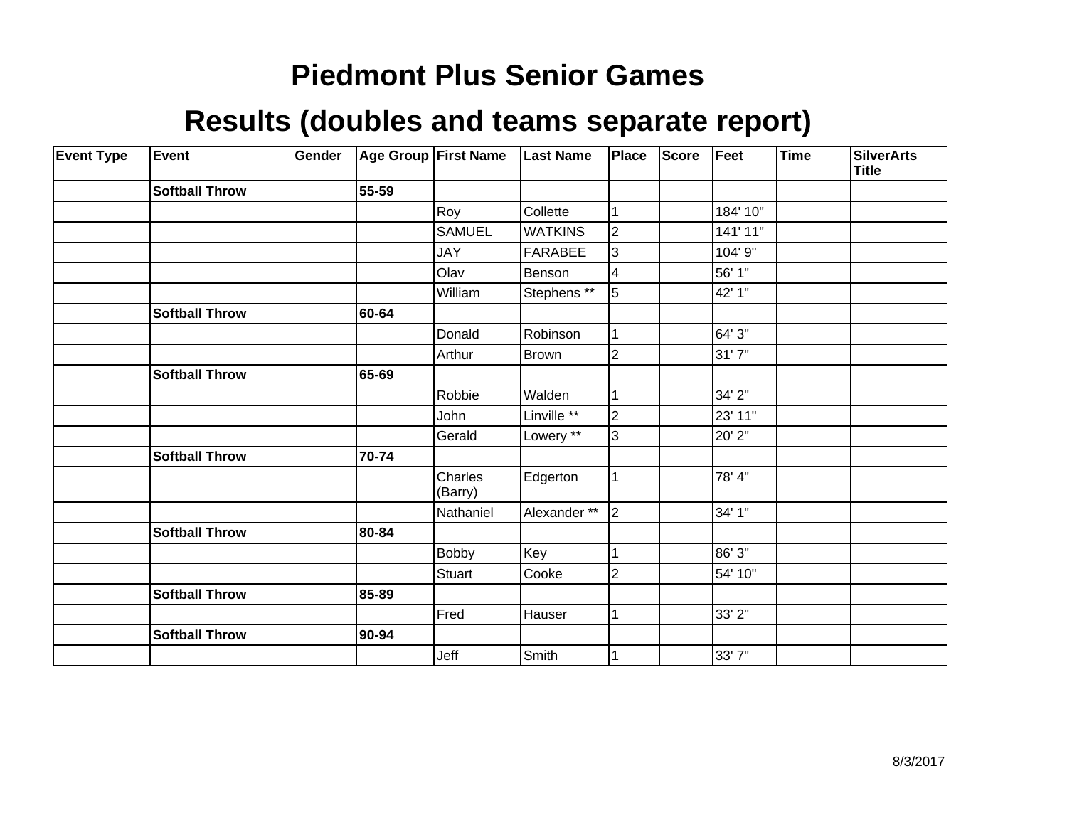# Piedmont Plus Senior Games

## Results (doubles and teams separate report)

| Event Type | Event | Gender | Age Group | First Name | Last Name | Place | Score | Feet | Time | SilverArts Title |
|---|---|---|---|---|---|---|---|---|---|---|
| | **Softball Throw** | | **55-59** | | | | | | | |
| | | | | Roy | Collette | 1 | | 184' 10" | | |
| | | | | SAMUEL | WATKINS | 2 | | 141' 11" | | |
| | | | | JAY | FARABEE | 3 | | 104' 9" | | |
| | | | | Olav | Benson | 4 | | 56' 1" | | |
| | | | | William | Stephens ** | 5 | | 42' 1" | | |
| | **Softball Throw** | | **60-64** | | | | | | | |
| | | | | Donald | Robinson | 1 | | 64' 3" | | |
| | | | | Arthur | Brown | 2 | | 31' 7" | | |
| | **Softball Throw** | | **65-69** | | | | | | | |
| | | | | Robbie | Walden | 1 | | 34' 2" | | |
| | | | | John | Linville ** | 2 | | 23' 11" | | |
| | | | | Gerald | Lowery ** | 3 | | 20' 2" | | |
| | **Softball Throw** | | **70-74** | | | | | | | |
| | | | | Charles (Barry) | Edgerton | 1 | | 78' 4" | | |
| | | | | Nathaniel | Alexander ** | 2 | | 34' 1" | | |
| | **Softball Throw** | | **80-84** | | | | | | | |
| | | | | Bobby | Key | 1 | | 86' 3" | | |
| | | | | Stuart | Cooke | 2 | | 54' 10" | | |
| | **Softball Throw** | | **85-89** | | | | | | | |
| | | | | Fred | Hauser | 1 | | 33' 2" | | |
| | **Softball Throw** | | **90-94** | | | | | | | |
| | | | | Jeff | Smith | 1 | | 33' 7" | | |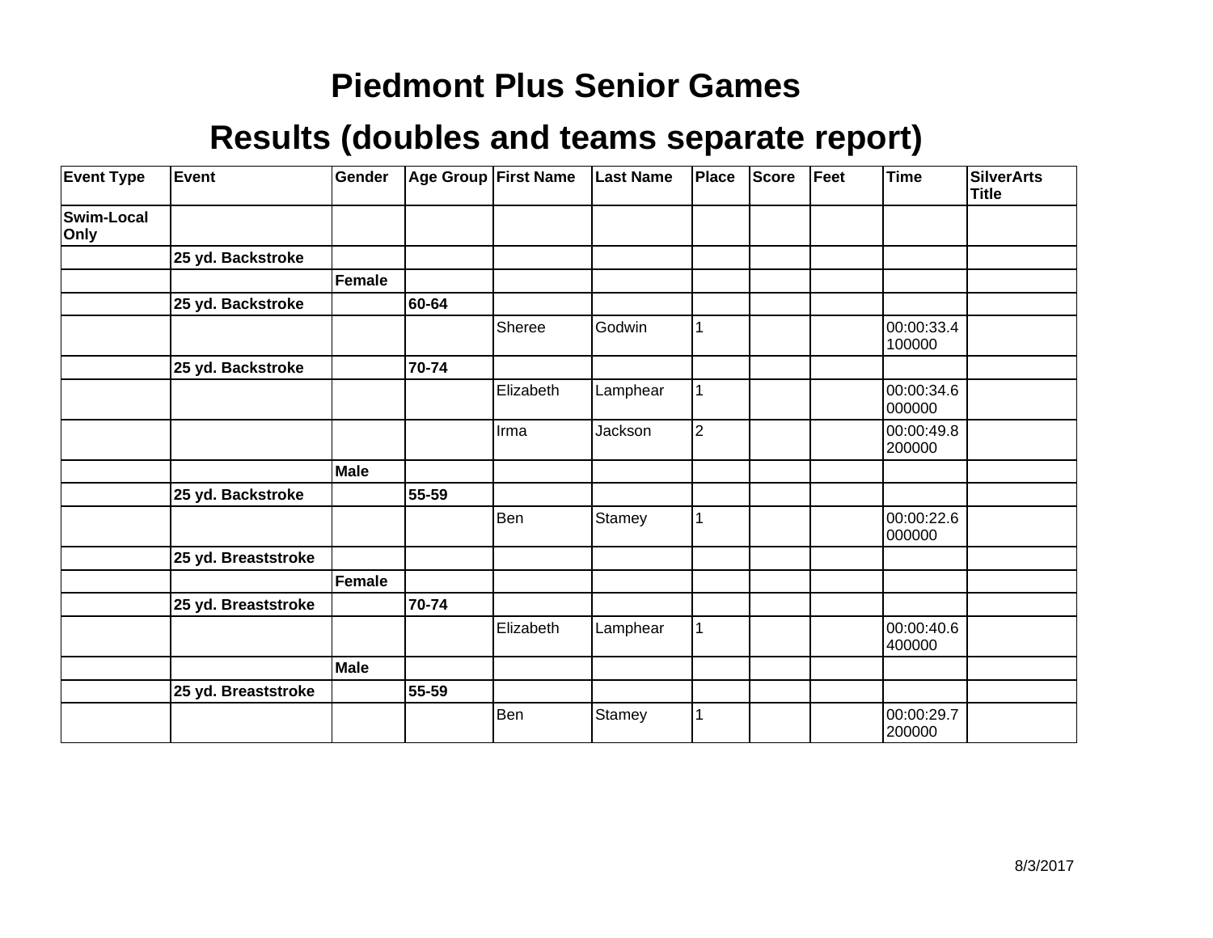# Piedmont Plus Senior Games

## Results (doubles and teams separate report)

| Event Type | Event | Gender | Age Group | First Name | Last Name | Place | Score | Feet | Time | SilverArts Title |
|---|---|---|---|---|---|---|---|---|---|---|
| **Swim-Local Only** | | | | | | | | | | |
| | **25 yd. Backstroke** | | | | | | | | | |
| | | **Female** | | | | | | | | |
| | **25 yd. Backstroke** | | **60-64** | | | | | | | |
| | | | | Sheree | Godwin | 1 | | | 00:00:33.4100000 | |
| | **25 yd. Backstroke** | | **70-74** | | | | | | | |
| | | | | Elizabeth | Lamphear | 1 | | | 00:00:34.6000000 | |
| | | | | Irma | Jackson | 2 | | | 00:00:49.8200000 | |
| | | **Male** | | | | | | | | |
| | **25 yd. Backstroke** | | **55-59** | | | | | | | |
| | | | | Ben | Stamey | 1 | | | 00:00:22.6000000 | |
| | **25 yd. Breaststroke** | | | | | | | | | |
| | | **Female** | | | | | | | | |
| | **25 yd. Breaststroke** | | **70-74** | | | | | | | |
| | | | | Elizabeth | Lamphear | 1 | | | 00:00:40.6400000 | |
| | | **Male** | | | | | | | | |
| | **25 yd. Breaststroke** | | **55-59** | | | | | | | |
| | | | | Ben | Stamey | 1 | | | 00:00:29.7200000 | |

8/3/2017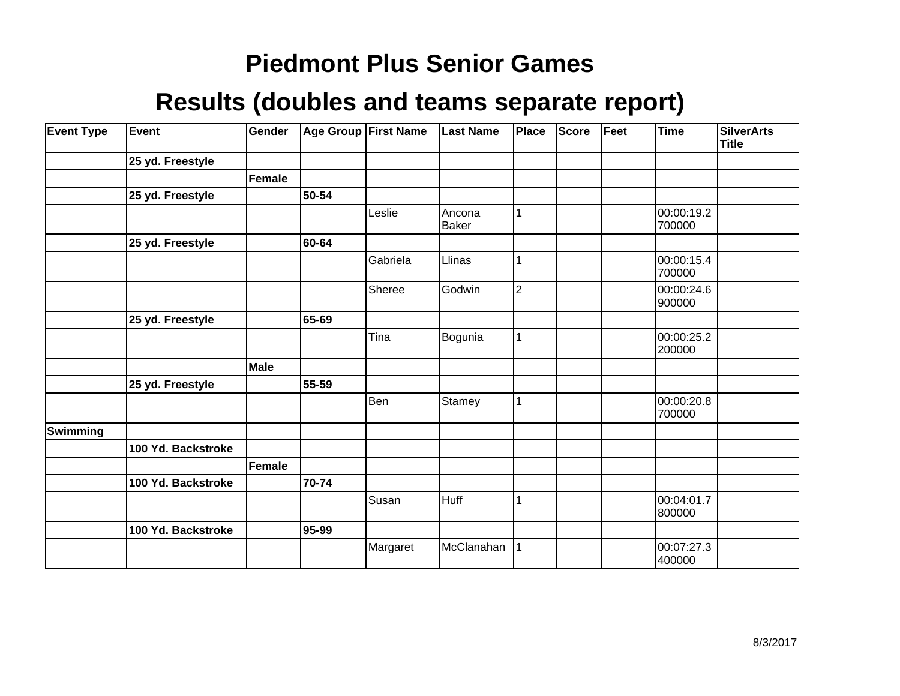# Piedmont Plus Senior Games

## Results (doubles and teams separate report)

| Event Type | Event | Gender | Age Group | First Name | Last Name | Place | Score | Feet | Time | SilverArts Title |
|---|---|---|---|---|---|---|---|---|---|---|
| | **25 yd. Freestyle** | | | | | | | | | |
| | | **Female** | | | | | | | | |
| | **25 yd. Freestyle** | | **50-54** | | | | | | | |
| | | | | Leslie | Ancona Baker | 1 | | | 00:00:19.2700000 | |
| | **25 yd. Freestyle** | | **60-64** | | | | | | | |
| | | | | Gabriela | Llinas | 1 | | | 00:00:15.4700000 | |
| | | | | Sheree | Godwin | 2 | | | 00:00:24.6900000 | |
| | **25 yd. Freestyle** | | **65-69** | | | | | | | |
| | | | | Tina | Bogunia | 1 | | | 00:00:25.2200000 | |
| | | **Male** | | | | | | | | |
| | **25 yd. Freestyle** | | **55-59** | | | | | | | |
| | | | | Ben | Stamey | 1 | | | 00:00:20.8700000 | |
| **Swimming** | | | | | | | | | | |
| | **100 Yd. Backstroke** | | | | | | | | | |
| | | **Female** | | | | | | | | |
| | **100 Yd. Backstroke** | | **70-74** | | | | | | | |
| | | | | Susan | Huff | 1 | | | 00:04:01.7800000 | |
| | **100 Yd. Backstroke** | | **95-99** | | | | | | | |
| | | | | Margaret | McClanahan | 1 | | | 00:07:27.3400000 | |

8/3/2017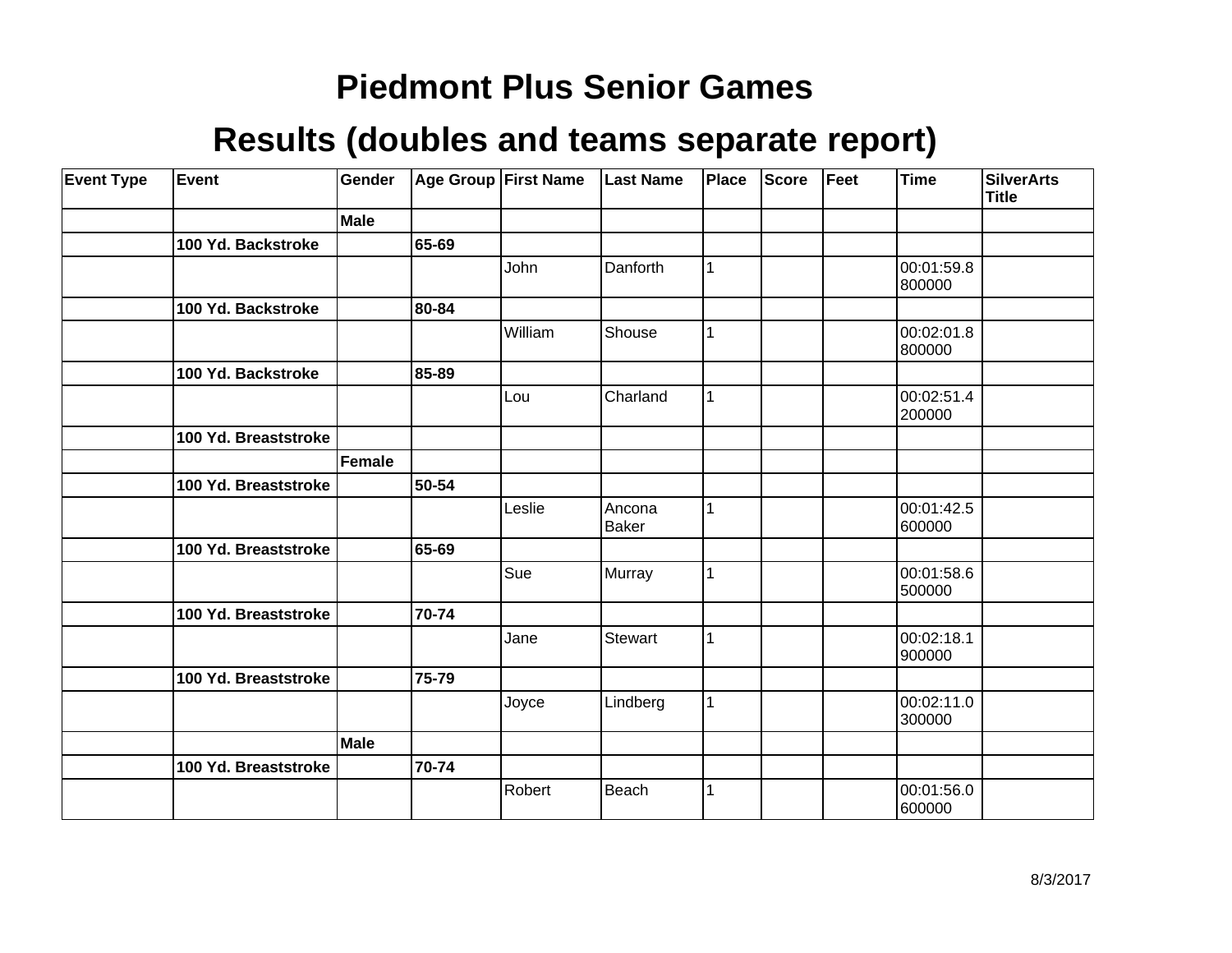# Piedmont Plus Senior Games

## Results (doubles and teams separate report)

| Event Type | Event | Gender | Age Group | First Name | Last Name | Place | Score | Feet | Time | SilverArts Title |
|---|---|---|---|---|---|---|---|---|---|---|
| | | **Male** | | | | | | | | |
| | **100 Yd. Backstroke** | | **65-69** | | | | | | | |
| | | | | John | Danforth | 1 | | | 00:01:59.8800000 | |
| | **100 Yd. Backstroke** | | **80-84** | | | | | | | |
| | | | | William | Shouse | 1 | | | 00:02:01.8800000 | |
| | **100 Yd. Backstroke** | | **85-89** | | | | | | | |
| | | | | Lou | Charland | 1 | | | 00:02:51.4200000 | |
| | **100 Yd. Breaststroke** | | | | | | | | | |
| | | **Female** | | | | | | | | |
| | **100 Yd. Breaststroke** | | **50-54** | | | | | | | |
| | | | | Leslie | Ancona Baker | 1 | | | 00:01:42.5600000 | |
| | **100 Yd. Breaststroke** | | **65-69** | | | | | | | |
| | | | | Sue | Murray | 1 | | | 00:01:58.6500000 | |
| | **100 Yd. Breaststroke** | | **70-74** | | | | | | | |
| | | | | Jane | Stewart | 1 | | | 00:02:18.1900000 | |
| | **100 Yd. Breaststroke** | | **75-79** | | | | | | | |
| | | | | Joyce | Lindberg | 1 | | | 00:02:11.0300000 | |
| | | **Male** | | | | | | | | |
| | **100 Yd. Breaststroke** | | **70-74** | | | | | | | |
| | | | | Robert | Beach | 1 | | | 00:01:56.0600000 | |

8/3/2017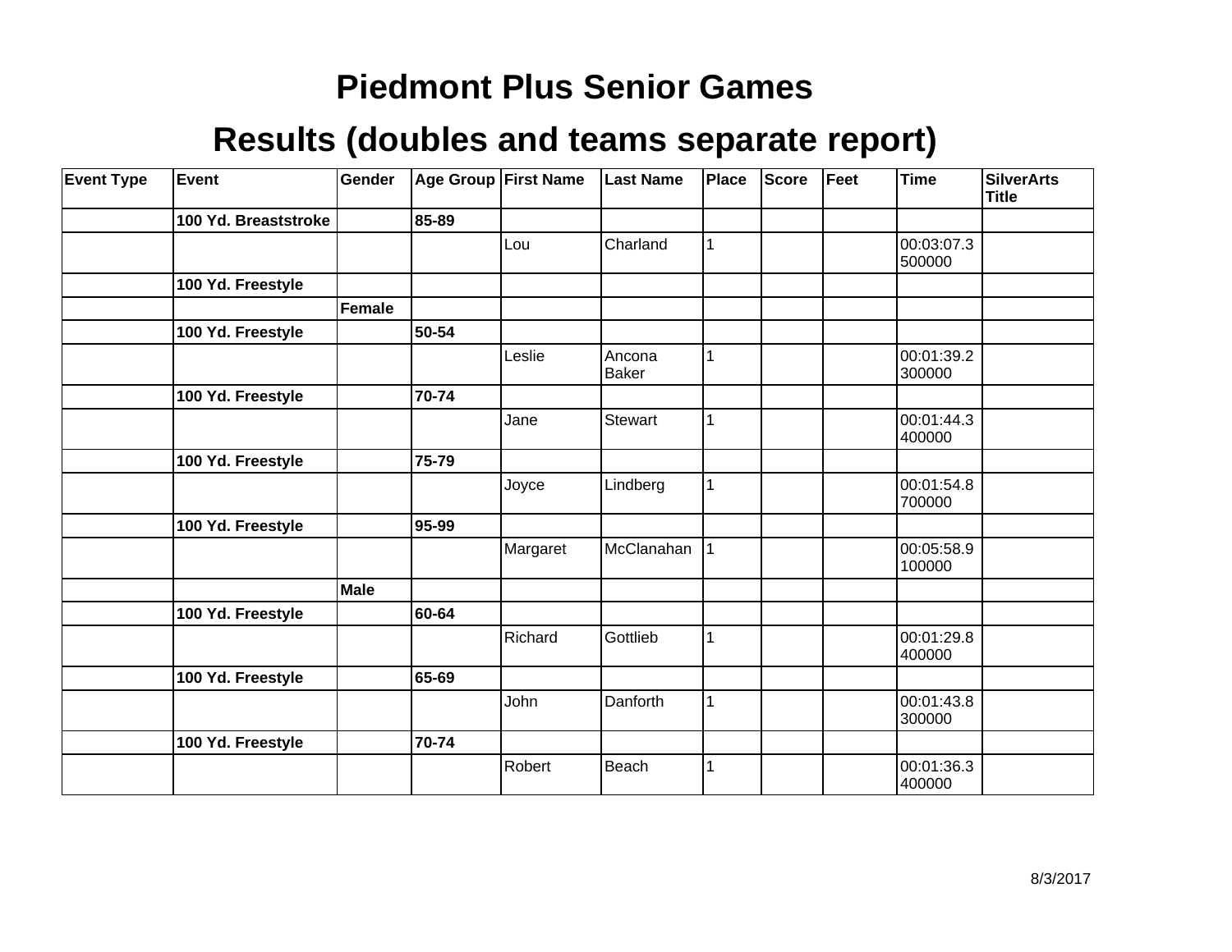# Piedmont Plus Senior Games

## Results (doubles and teams separate report)

| Event Type | Event | Gender | Age Group | First Name | Last Name | Place | Score | Feet | Time | SilverArts Title |
|---|---|---|---|---|---|---|---|---|---|---|
| | **100 Yd. Breaststroke** | | **85-89** | | | | | | | |
| | | | | Lou | Charland | 1 | | | 00:03:07.3500000 | |
| | **100 Yd. Freestyle** | | | | | | | | | |
| | | **Female** | | | | | | | | |
| | **100 Yd. Freestyle** | | **50-54** | | | | | | | |
| | | | | Leslie | Ancona Baker | 1 | | | 00:01:39.2300000 | |
| | **100 Yd. Freestyle** | | **70-74** | | | | | | | |
| | | | | Jane | Stewart | 1 | | | 00:01:44.3400000 | |
| | **100 Yd. Freestyle** | | **75-79** | | | | | | | |
| | | | | Joyce | Lindberg | 1 | | | 00:01:54.8700000 | |
| | **100 Yd. Freestyle** | | **95-99** | | | | | | | |
| | | | | Margaret | McClanahan | 1 | | | 00:05:58.9100000 | |
| | | **Male** | | | | | | | | |
| | **100 Yd. Freestyle** | | **60-64** | | | | | | | |
| | | | | Richard | Gottlieb | 1 | | | 00:01:29.8400000 | |
| | **100 Yd. Freestyle** | | **65-69** | | | | | | | |
| | | | | John | Danforth | 1 | | | 00:01:43.8300000 | |
| | **100 Yd. Freestyle** | | **70-74** | | | | | | | |
| | | | | Robert | Beach | 1 | | | 00:01:36.3400000 | |

8/3/2017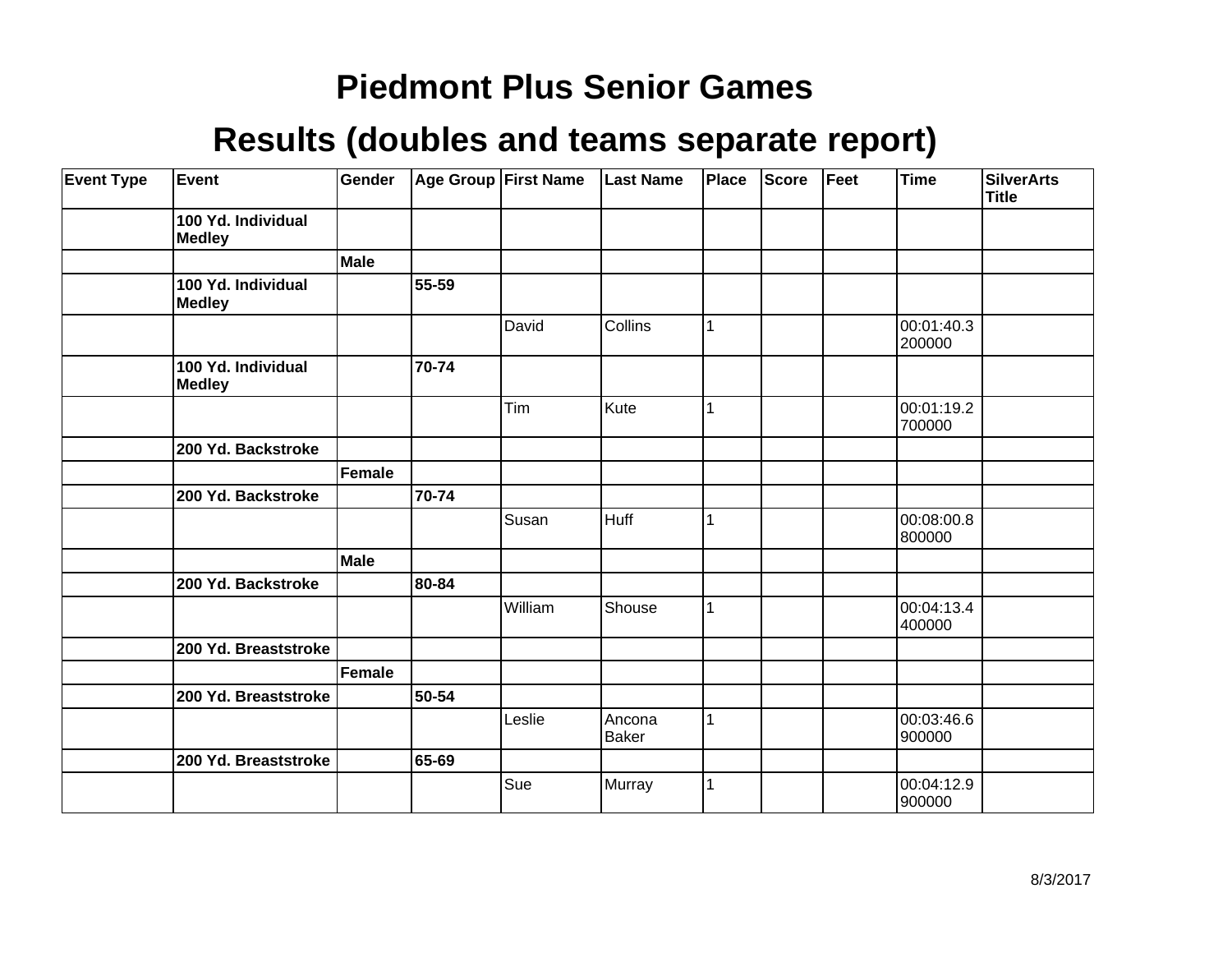# Piedmont Plus Senior Games

## Results (doubles and teams separate report)

| Event Type | Event | Gender | Age Group | First Name | Last Name | Place | Score | Feet | Time | SilverArts Title |
|---|---|---|---|---|---|---|---|---|---|---|
| | **100 Yd. Individual Medley** | | | | | | | | | |
| | | **Male** | | | | | | | | |
| | **100 Yd. Individual Medley** | | **55-59** | | | | | | | |
| | | | | David | Collins | 1 | | | 00:01:40.3200000 | |
| | **100 Yd. Individual Medley** | | **70-74** | | | | | | | |
| | | | | Tim | Kute | 1 | | | 00:01:19.2700000 | |
| | **200 Yd. Backstroke** | | | | | | | | | |
| | | **Female** | | | | | | | | |
| | **200 Yd. Backstroke** | | **70-74** | | | | | | | |
| | | | | Susan | Huff | 1 | | | 00:08:00.8800000 | |
| | | **Male** | | | | | | | | |
| | **200 Yd. Backstroke** | | **80-84** | | | | | | | |
| | | | | William | Shouse | 1 | | | 00:04:13.4400000 | |
| | **200 Yd. Breaststroke** | | | | | | | | | |
| | | **Female** | | | | | | | | |
| | **200 Yd. Breaststroke** | | **50-54** | | | | | | | |
| | | | | Leslie | Ancona Baker | 1 | | | 00:03:46.6900000 | |
| | **200 Yd. Breaststroke** | | **65-69** | | | | | | | |
| | | | | Sue | Murray | 1 | | | 00:04:12.9900000 | |

8/3/2017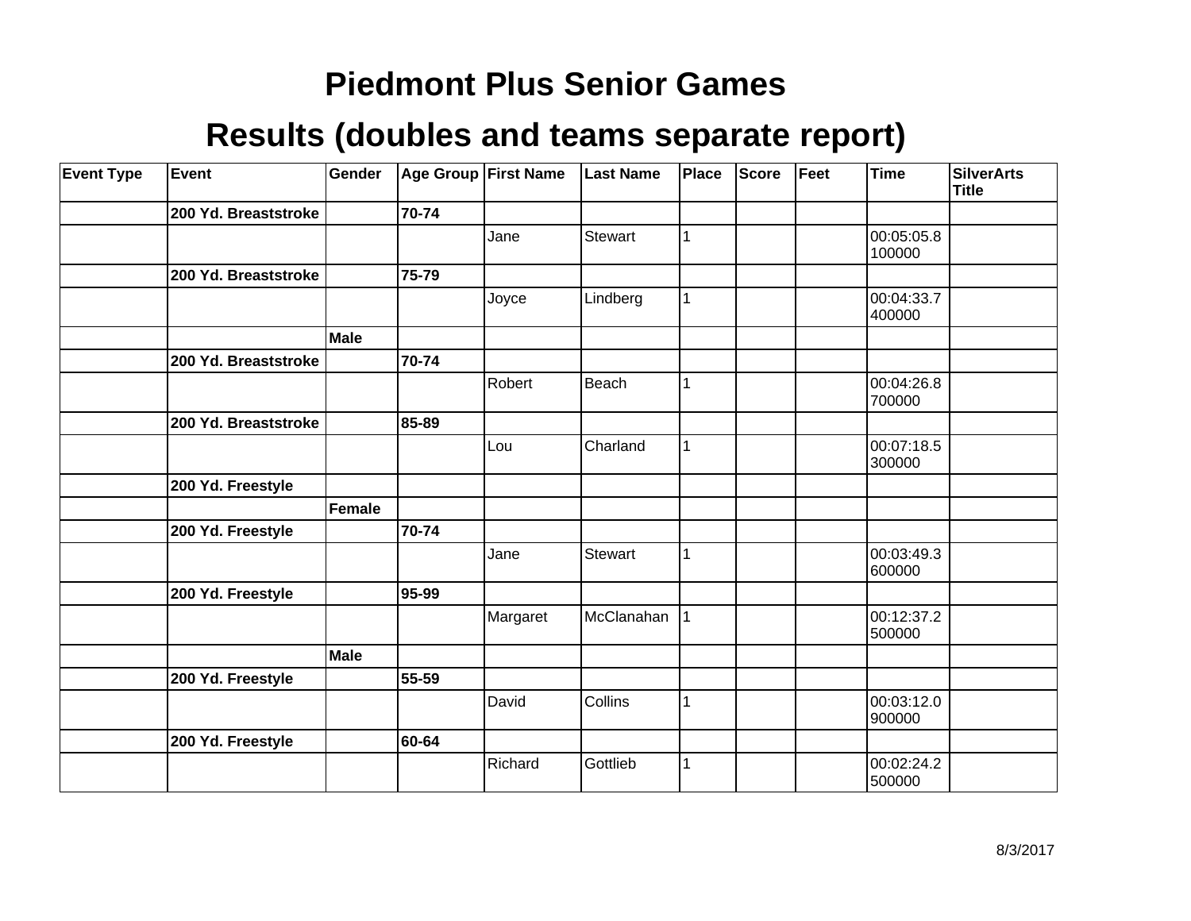# Piedmont Plus Senior Games

## Results (doubles and teams separate report)

| Event Type | Event | Gender | Age Group | First Name | Last Name | Place | Score | Feet | Time | SilverArts Title |
|---|---|---|---|---|---|---|---|---|---|---|
| | **200 Yd. Breaststroke** | | **70-74** | | | | | | | |
| | | | | Jane | Stewart | 1 | | | 00:05:05.8100000 | |
| | **200 Yd. Breaststroke** | | **75-79** | | | | | | | |
| | | | | Joyce | Lindberg | 1 | | | 00:04:33.7400000 | |
| | | **Male** | | | | | | | | |
| | **200 Yd. Breaststroke** | | **70-74** | | | | | | | |
| | | | | Robert | Beach | 1 | | | 00:04:26.8700000 | |
| | **200 Yd. Breaststroke** | | **85-89** | | | | | | | |
| | | | | Lou | Charland | 1 | | | 00:07:18.5300000 | |
| | **200 Yd. Freestyle** | | | | | | | | | |
| | | **Female** | | | | | | | | |
| | **200 Yd. Freestyle** | | **70-74** | | | | | | | |
| | | | | Jane | Stewart | 1 | | | 00:03:49.3600000 | |
| | **200 Yd. Freestyle** | | **95-99** | | | | | | | |
| | | | | Margaret | McClanahan | 1 | | | 00:12:37.2500000 | |
| | | **Male** | | | | | | | | |
| | **200 Yd. Freestyle** | | **55-59** | | | | | | | |
| | | | | David | Collins | 1 | | | 00:03:12.0900000 | |
| | **200 Yd. Freestyle** | | **60-64** | | | | | | | |
| | | | | Richard | Gottlieb | 1 | | | 00:02:24.2500000 | |

8/3/2017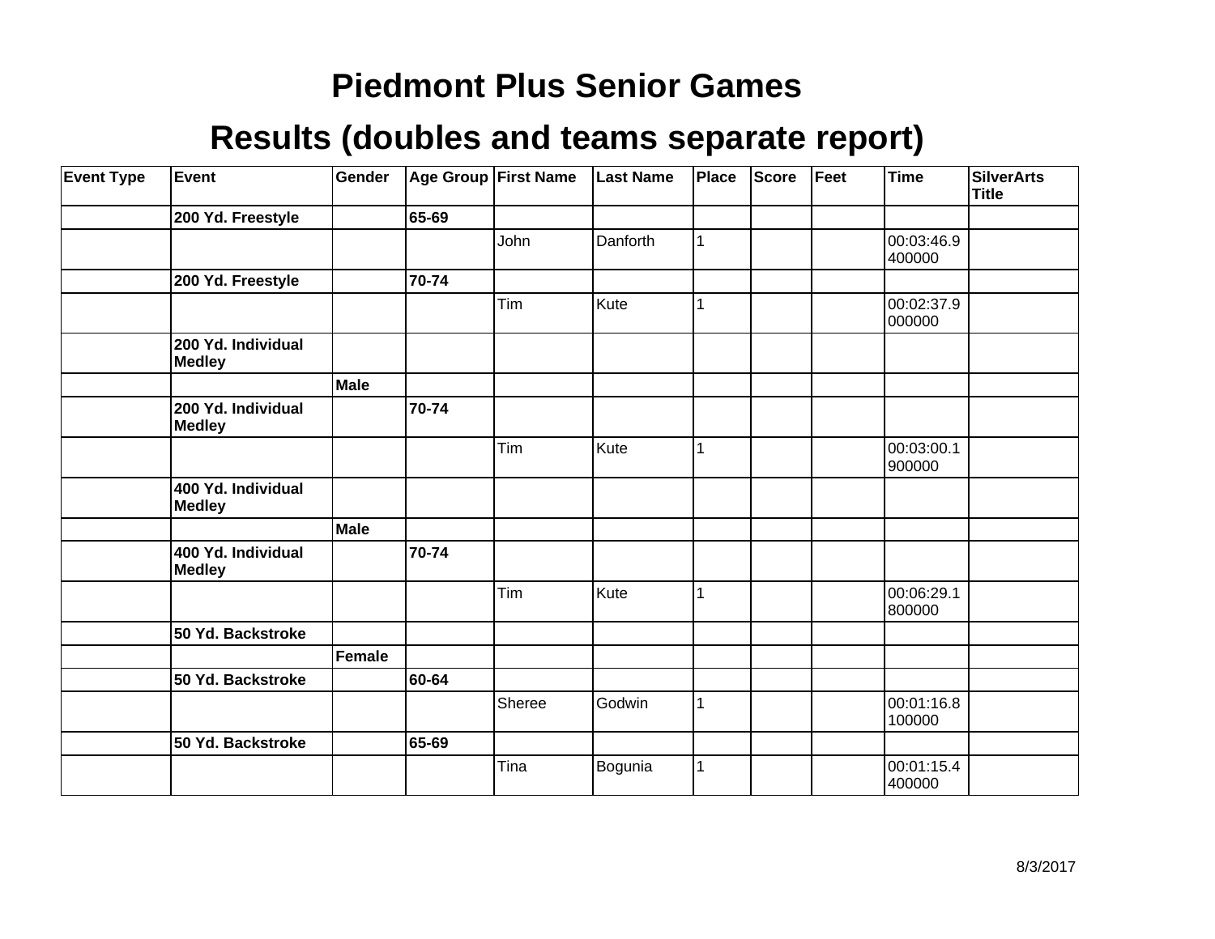# Piedmont Plus Senior Games

## Results (doubles and teams separate report)

| Event Type | Event | Gender | Age Group | First Name | Last Name | Place | Score | Feet | Time | SilverArts Title |
|---|---|---|---|---|---|---|---|---|---|---|
| | **200 Yd. Freestyle** | | **65-69** | | | | | | | |
| | | | | John | Danforth | 1 | | | 00:03:46.9400000 | |
| | **200 Yd. Freestyle** | | **70-74** | | | | | | | |
| | | | | Tim | Kute | 1 | | | 00:02:37.9000000 | |
| | **200 Yd. Individual Medley** | | | | | | | | | |
| | | **Male** | | | | | | | | |
| | **200 Yd. Individual Medley** | | **70-74** | | | | | | | |
| | | | | Tim | Kute | 1 | | | 00:03:00.1900000 | |
| | **400 Yd. Individual Medley** | | | | | | | | | |
| | | **Male** | | | | | | | | |
| | **400 Yd. Individual Medley** | | **70-74** | | | | | | | |
| | | | | Tim | Kute | 1 | | | 00:06:29.1800000 | |
| | **50 Yd. Backstroke** | | | | | | | | | |
| | | **Female** | | | | | | | | |
| | **50 Yd. Backstroke** | | **60-64** | | | | | | | |
| | | | | Sheree | Godwin | 1 | | | 00:01:16.8100000 | |
| | **50 Yd. Backstroke** | | **65-69** | | | | | | | |
| | | | | Tina | Bogunia | 1 | | | 00:01:15.4400000 | |

8/3/2017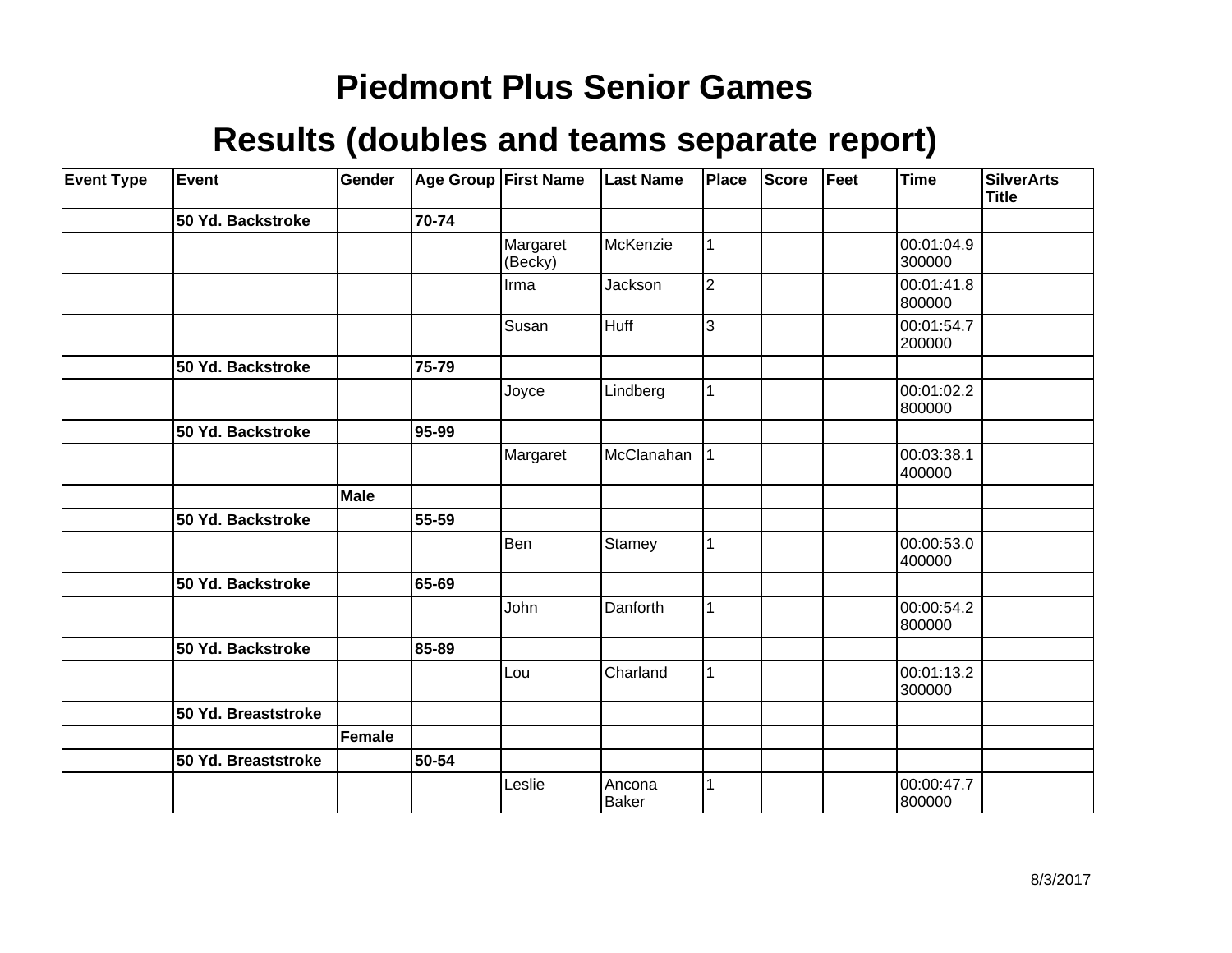# Piedmont Plus Senior Games

## Results (doubles and teams separate report)

| Event Type | Event | Gender | Age Group | First Name | Last Name | Place | Score | Feet | Time | SilverArts Title |
|---|---|---|---|---|---|---|---|---|---|---|
| | **50 Yd. Backstroke** | | **70-74** | | | | | | | |
| | | | | Margaret (Becky) | McKenzie | 1 | | | 00:01:04.9300000 | |
| | | | | Irma | Jackson | 2 | | | 00:01:41.8800000 | |
| | | | | Susan | Huff | 3 | | | 00:01:54.7200000 | |
| | **50 Yd. Backstroke** | | **75-79** | | | | | | | |
| | | | | Joyce | Lindberg | 1 | | | 00:01:02.2800000 | |
| | **50 Yd. Backstroke** | | **95-99** | | | | | | | |
| | | | | Margaret | McClanahan | 1 | | | 00:03:38.1400000 | |
| | | **Male** | | | | | | | | |
| | **50 Yd. Backstroke** | | **55-59** | | | | | | | |
| | | | | Ben | Stamey | 1 | | | 00:00:53.0400000 | |
| | **50 Yd. Backstroke** | | **65-69** | | | | | | | |
| | | | | John | Danforth | 1 | | | 00:00:54.2800000 | |
| | **50 Yd. Backstroke** | | **85-89** | | | | | | | |
| | | | | Lou | Charland | 1 | | | 00:01:13.2300000 | |
| | **50 Yd. Breaststroke** | | | | | | | | | |
| | | **Female** | | | | | | | | |
| | **50 Yd. Breaststroke** | | **50-54** | | | | | | | |
| | | | | Leslie | Ancona Baker | 1 | | | 00:00:47.7800000 | |

8/3/2017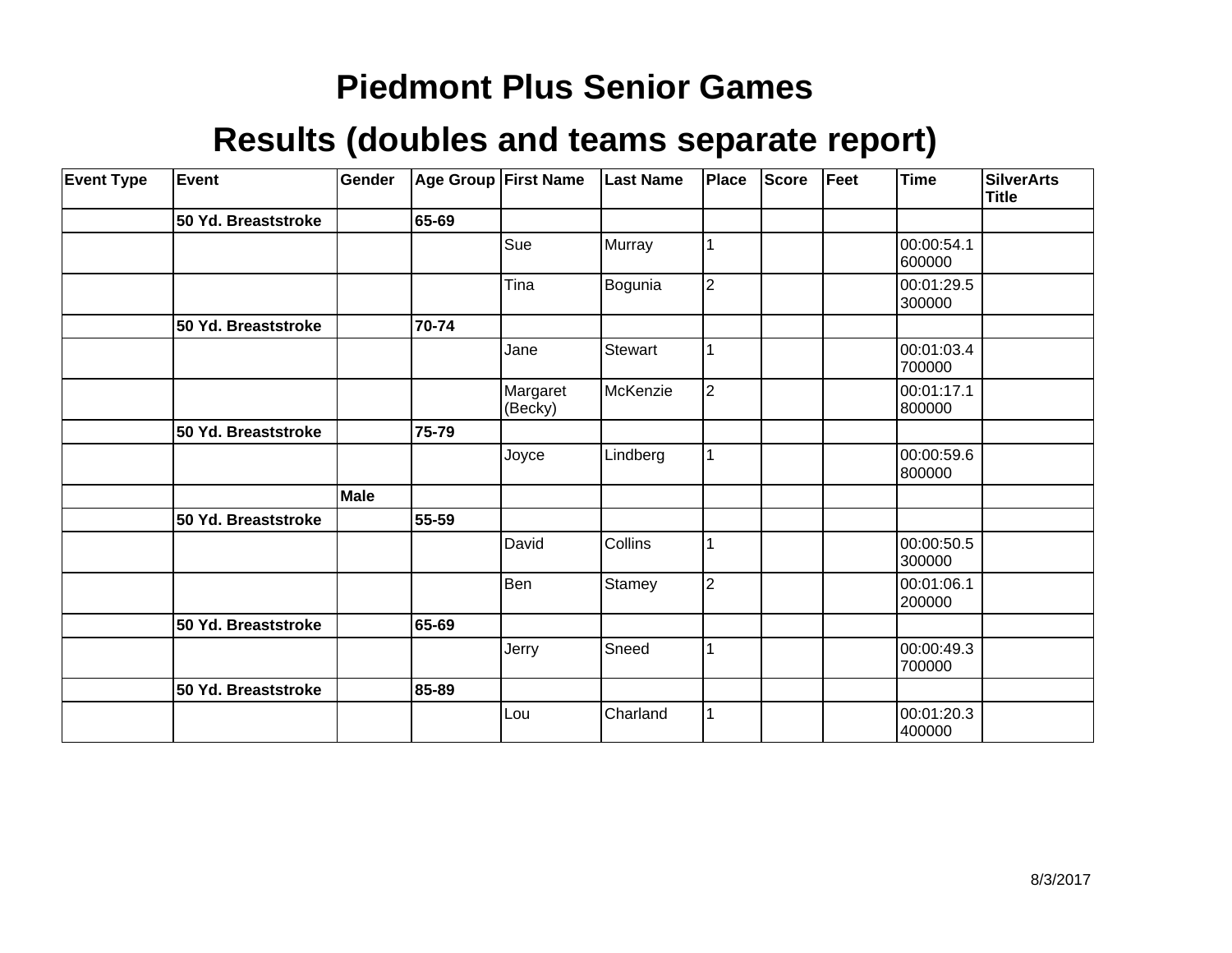# Piedmont Plus Senior Games

## Results (doubles and teams separate report)

| Event Type | Event | Gender | Age Group | First Name | Last Name | Place | Score | Feet | Time | SilverArts Title |
|---|---|---|---|---|---|---|---|---|---|---|
| | **50 Yd. Breaststroke** | | **65-69** | | | | | | | |
| | | | | Sue | Murray | 1 | | | 00:00:54.1600000 | |
| | | | | Tina | Bogunia | 2 | | | 00:01:29.5300000 | |
| | **50 Yd. Breaststroke** | | **70-74** | | | | | | | |
| | | | | Jane | Stewart | 1 | | | 00:01:03.4700000 | |
| | | | | Margaret (Becky) | McKenzie | 2 | | | 00:01:17.1800000 | |
| | **50 Yd. Breaststroke** | | **75-79** | | | | | | | |
| | | | | Joyce | Lindberg | 1 | | | 00:00:59.6800000 | |
| | | **Male** | | | | | | | | |
| | **50 Yd. Breaststroke** | | **55-59** | | | | | | | |
| | | | | David | Collins | 1 | | | 00:00:50.5300000 | |
| | | | | Ben | Stamey | 2 | | | 00:01:06.1200000 | |
| | **50 Yd. Breaststroke** | | **65-69** | | | | | | | |
| | | | | Jerry | Sneed | 1 | | | 00:00:49.3700000 | |
| | **50 Yd. Breaststroke** | | **85-89** | | | | | | | |
| | | | | Lou | Charland | 1 | | | 00:01:20.3400000 | |

8/3/2017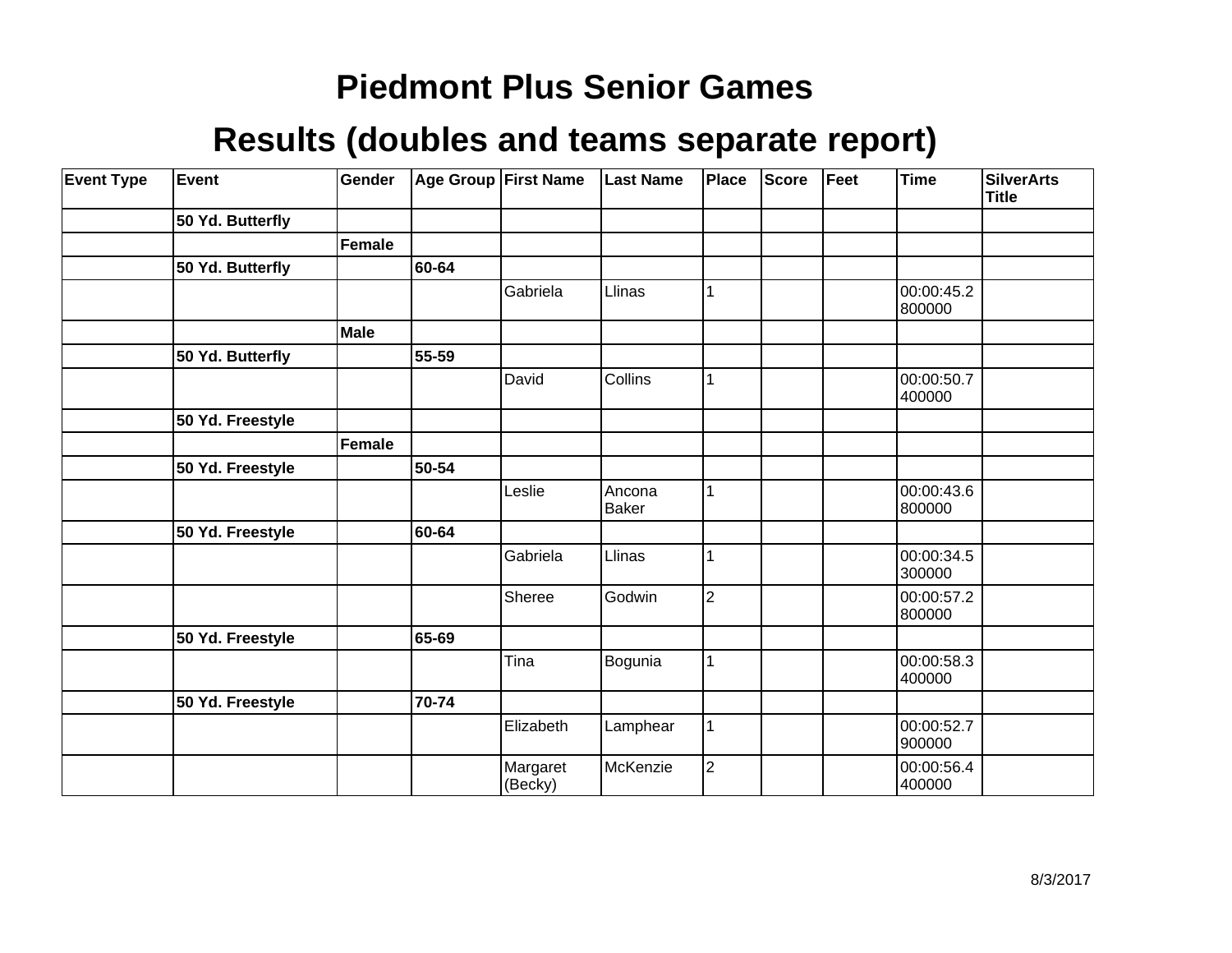# Piedmont Plus Senior Games

## Results (doubles and teams separate report)

| Event Type | Event | Gender | Age Group | First Name | Last Name | Place | Score | Feet | Time | SilverArts Title |
|---|---|---|---|---|---|---|---|---|---|---|
| | **50 Yd. Butterfly** | | | | | | | | | |
| | | **Female** | | | | | | | | |
| | **50 Yd. Butterfly** | | **60-64** | | | | | | | |
| | | | | Gabriela | Llinas | 1 | | | 00:00:45.2800000 | |
| | | **Male** | | | | | | | | |
| | **50 Yd. Butterfly** | | **55-59** | | | | | | | |
| | | | | David | Collins | 1 | | | 00:00:50.7400000 | |
| | **50 Yd. Freestyle** | | | | | | | | | |
| | | **Female** | | | | | | | | |
| | **50 Yd. Freestyle** | | **50-54** | | | | | | | |
| | | | | Leslie | Ancona Baker | 1 | | | 00:00:43.6800000 | |
| | **50 Yd. Freestyle** | | **60-64** | | | | | | | |
| | | | | Gabriela | Llinas | 1 | | | 00:00:34.5300000 | |
| | | | | Sheree | Godwin | 2 | | | 00:00:57.2800000 | |
| | **50 Yd. Freestyle** | | **65-69** | | | | | | | |
| | | | | Tina | Bogunia | 1 | | | 00:00:58.3400000 | |
| | **50 Yd. Freestyle** | | **70-74** | | | | | | | |
| | | | | Elizabeth | Lamphear | 1 | | | 00:00:52.7900000 | |
| | | | | Margaret (Becky) | McKenzie | 2 | | | 00:00:56.4400000 | |

8/3/2017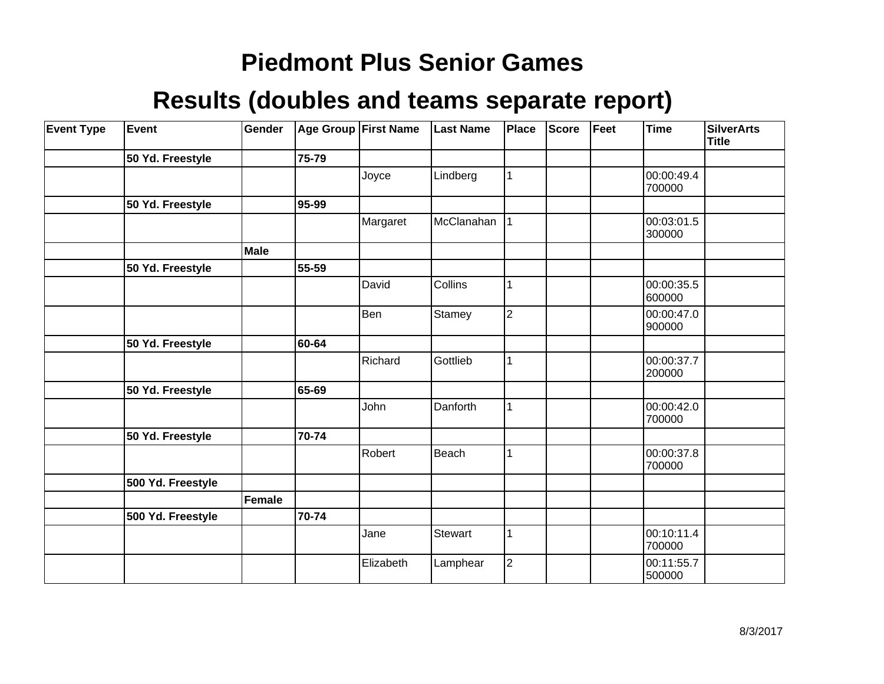# Piedmont Plus Senior Games

## Results (doubles and teams separate report)

| Event Type | Event | Gender | Age Group | First Name | Last Name | Place | Score | Feet | Time | SilverArts Title |
|---|---|---|---|---|---|---|---|---|---|---|
| | **50 Yd. Freestyle** | | **75-79** | | | | | | | |
| | | | | Joyce | Lindberg | 1 | | | 00:00:49.4700000 | |
| | **50 Yd. Freestyle** | | **95-99** | | | | | | | |
| | | | | Margaret | McClanahan | 1 | | | 00:03:01.5300000 | |
| | | **Male** | | | | | | | | |
| | **50 Yd. Freestyle** | | **55-59** | | | | | | | |
| | | | | David | Collins | 1 | | | 00:00:35.5600000 | |
| | | | | Ben | Stamey | 2 | | | 00:00:47.0900000 | |
| | **50 Yd. Freestyle** | | **60-64** | | | | | | | |
| | | | | Richard | Gottlieb | 1 | | | 00:00:37.7200000 | |
| | **50 Yd. Freestyle** | | **65-69** | | | | | | | |
| | | | | John | Danforth | 1 | | | 00:00:42.0700000 | |
| | **50 Yd. Freestyle** | | **70-74** | | | | | | | |
| | | | | Robert | Beach | 1 | | | 00:00:37.8700000 | |
| | **500 Yd. Freestyle** | | | | | | | | | |
| | | **Female** | | | | | | | | |
| | **500 Yd. Freestyle** | | **70-74** | | | | | | | |
| | | | | Jane | Stewart | 1 | | | 00:10:11.4700000 | |
| | | | | Elizabeth | Lamphear | 2 | | | 00:11:55.7500000 | |

8/3/2017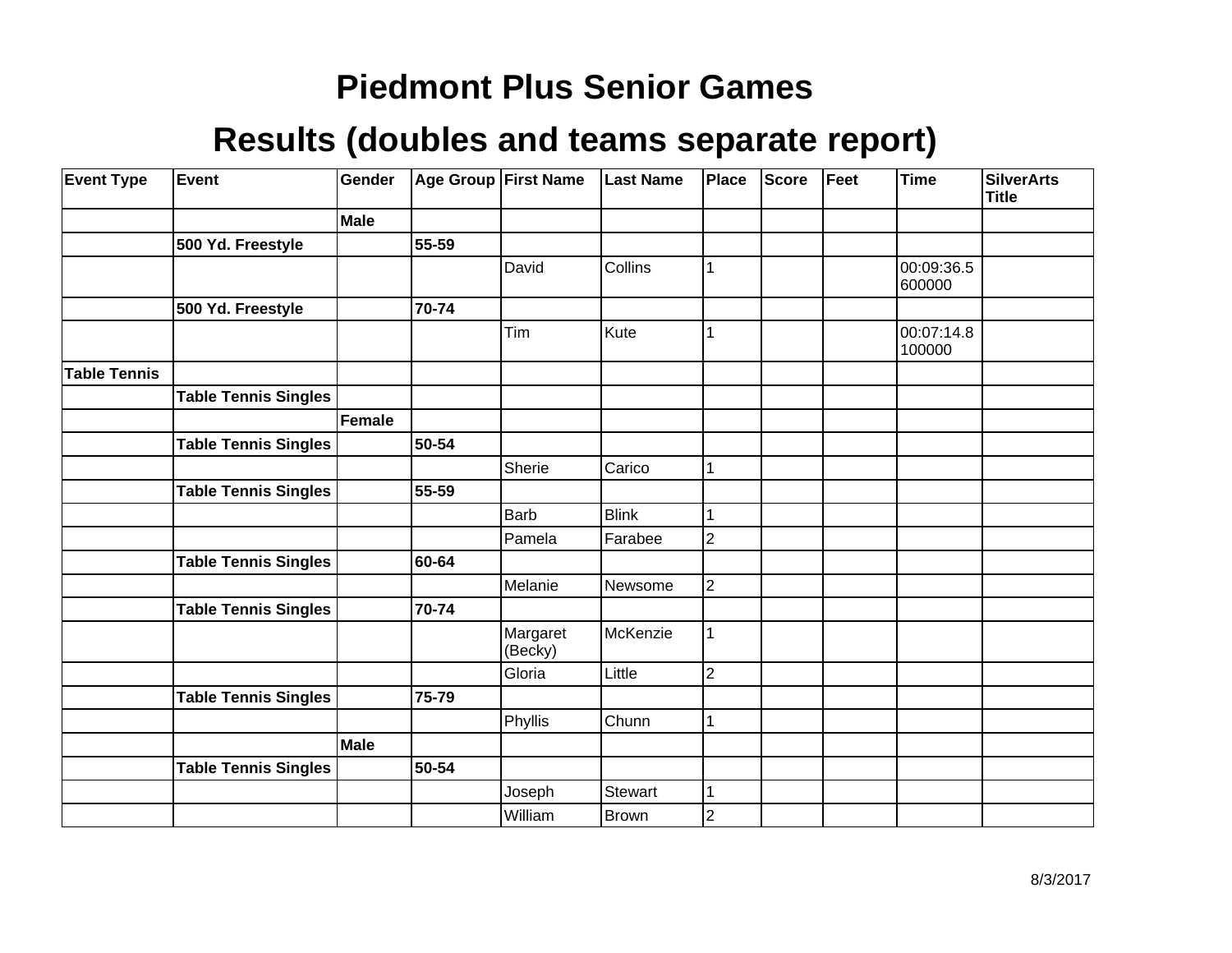# Piedmont Plus Senior Games

## Results (doubles and teams separate report)

| Event Type | Event | Gender | Age Group | First Name | Last Name | Place | Score | Feet | Time | SilverArts Title |
|---|---|---|---|---|---|---|---|---|---|---|
| | | **Male** | | | | | | | | |
| | **500 Yd. Freestyle** | | **55-59** | | | | | | | |
| | | | | David | Collins | 1 | | | 00:09:36.5600000 | |
| | **500 Yd. Freestyle** | | **70-74** | | | | | | | |
| | | | | Tim | Kute | 1 | | | 00:07:14.8100000 | |
| **Table Tennis** | | | | | | | | | | |
| | **Table Tennis Singles** | | | | | | | | | |
| | | **Female** | | | | | | | | |
| | **Table Tennis Singles** | | **50-54** | | | | | | | |
| | | | | Sherie | Carico | 1 | | | | |
| | **Table Tennis Singles** | | **55-59** | | | | | | | |
| | | | | Barb | Blink | 1 | | | | |
| | | | | Pamela | Farabee | 2 | | | | |
| | **Table Tennis Singles** | | **60-64** | | | | | | | |
| | | | | Melanie | Newsome | 2 | | | | |
| | **Table Tennis Singles** | | **70-74** | | | | | | | |
| | | | | Margaret (Becky) | McKenzie | 1 | | | | |
| | | | | Gloria | Little | 2 | | | | |
| | **Table Tennis Singles** | | **75-79** | | | | | | | |
| | | | | Phyllis | Chunn | 1 | | | | |
| | | **Male** | | | | | | | | |
| | **Table Tennis Singles** | | **50-54** | | | | | | | |
| | | | | Joseph | Stewart | 1 | | | | |
| | | | | William | Brown | 2 | | | | |

8/3/2017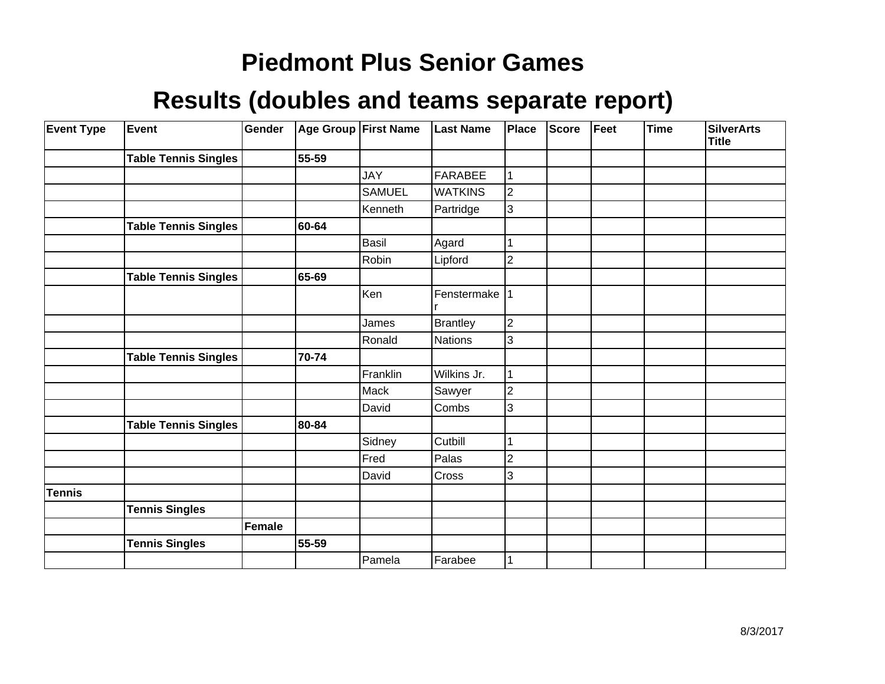# Piedmont Plus Senior Games

## Results (doubles and teams separate report)

| Event Type | Event | Gender | Age Group | First Name | Last Name | Place | Score | Feet | Time | SilverArts Title |
|---|---|---|---|---|---|---|---|---|---|---|
| | **Table Tennis Singles** | | **55-59** | | | | | | | |
| | | | | JAY | FARABEE | 1 | | | | |
| | | | | SAMUEL | WATKINS | 2 | | | | |
| | | | | Kenneth | Partridge | 3 | | | | |
| | **Table Tennis Singles** | | **60-64** | | | | | | | |
| | | | | Basil | Agard | 1 | | | | |
| | | | | Robin | Lipford | 2 | | | | |
| | **Table Tennis Singles** | | **65-69** | | | | | | | |
| | | | | Ken | Fenstermaker | 1 | | | | |
| | | | | James | Brantley | 2 | | | | |
| | | | | Ronald | Nations | 3 | | | | |
| | **Table Tennis Singles** | | **70-74** | | | | | | | |
| | | | | Franklin | Wilkins Jr. | 1 | | | | |
| | | | | Mack | Sawyer | 2 | | | | |
| | | | | David | Combs | 3 | | | | |
| | **Table Tennis Singles** | | **80-84** | | | | | | | |
| | | | | Sidney | Cutbill | 1 | | | | |
| | | | | Fred | Palas | 2 | | | | |
| | | | | David | Cross | 3 | | | | |
| **Tennis** | | | | | | | | | | |
| | **Tennis Singles** | | | | | | | | | |
| | | **Female** | | | | | | | | |
| | **Tennis Singles** | | **55-59** | | | | | | | |
| | | | | Pamela | Farabee | 1 | | | | |

8/3/2017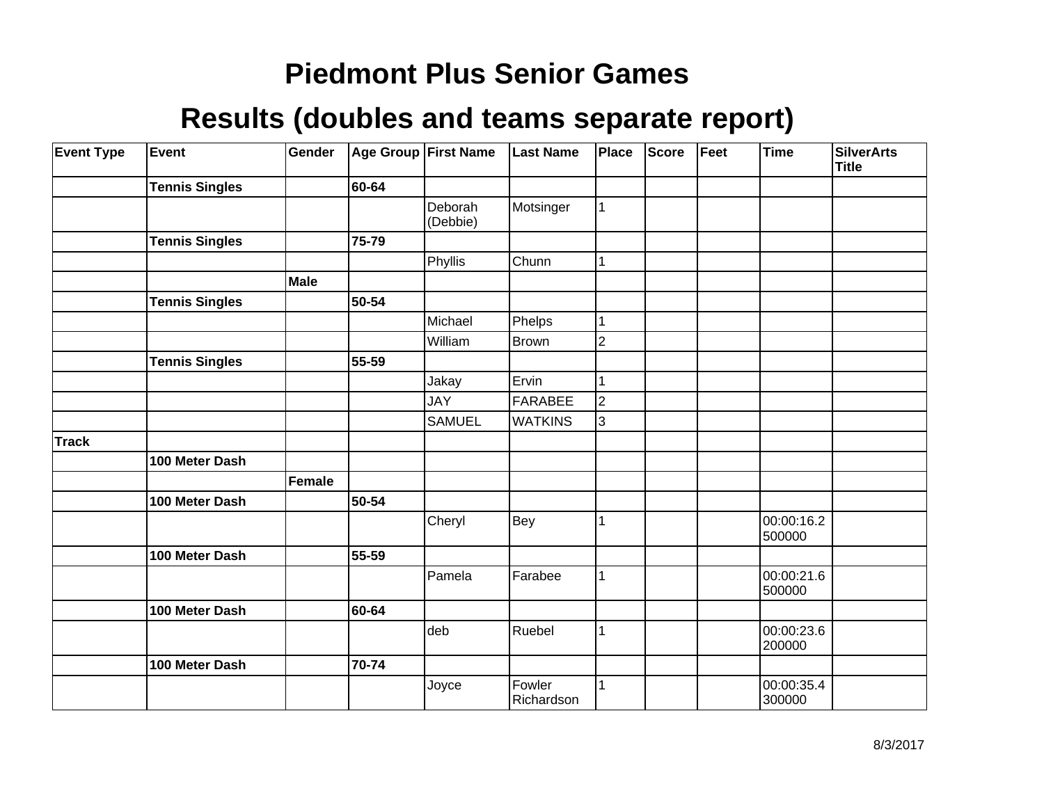# Piedmont Plus Senior Games

## Results (doubles and teams separate report)

| Event Type | Event | Gender | Age Group | First Name | Last Name | Place | Score | Feet | Time | SilverArts Title |
|---|---|---|---|---|---|---|---|---|---|---|
| | **Tennis Singles** | | **60-64** | | | | | | | |
| | | | | Deborah (Debbie) | Motsinger | 1 | | | | |
| | **Tennis Singles** | | **75-79** | | | | | | | |
| | | | | Phyllis | Chunn | 1 | | | | |
| | | **Male** | | | | | | | | |
| | **Tennis Singles** | | **50-54** | | | | | | | |
| | | | | Michael | Phelps | 1 | | | | |
| | | | | William | Brown | 2 | | | | |
| | **Tennis Singles** | | **55-59** | | | | | | | |
| | | | | Jakay | Ervin | 1 | | | | |
| | | | | JAY | FARABEE | 2 | | | | |
| | | | | SAMUEL | WATKINS | 3 | | | | |
| **Track** | | | | | | | | | | |
| | **100 Meter Dash** | | | | | | | | | |
| | | **Female** | | | | | | | | |
| | **100 Meter Dash** | | **50-54** | | | | | | | |
| | | | | Cheryl | Bey | 1 | | | 00:00:16.2500000 | |
| | **100 Meter Dash** | | **55-59** | | | | | | | |
| | | | | Pamela | Farabee | 1 | | | 00:00:21.6500000 | |
| | **100 Meter Dash** | | **60-64** | | | | | | | |
| | | | | deb | Ruebel | 1 | | | 00:00:23.6200000 | |
| | **100 Meter Dash** | | **70-74** | | | | | | | |
| | | | | Joyce | Fowler Richardson | 1 | | | 00:00:35.4300000 | |

8/3/2017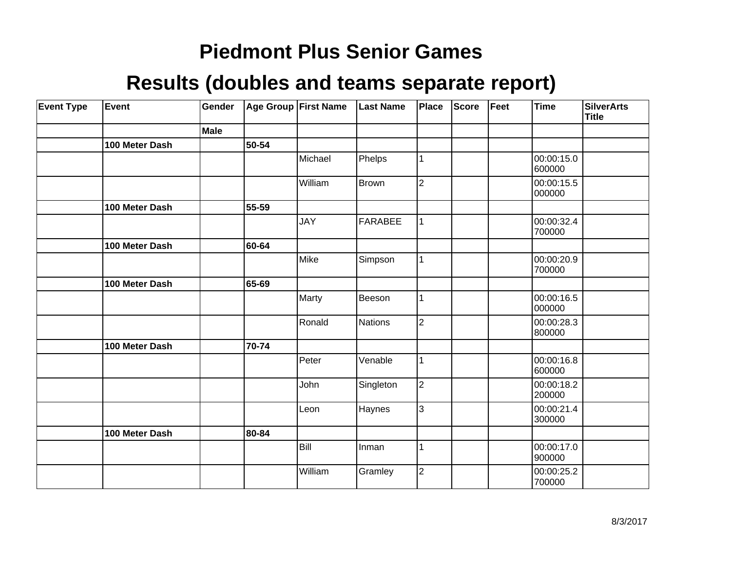# Piedmont Plus Senior Games

## Results (doubles and teams separate report)

| Event Type | Event | Gender | Age Group | First Name | Last Name | Place | Score | Feet | Time | SilverArts Title |
|---|---|---|---|---|---|---|---|---|---|---|
| | | **Male** | | | | | | | | |
| | **100 Meter Dash** | | **50-54** | | | | | | | |
| | | | | Michael | Phelps | 1 | | | 00:00:15.0600000 | |
| | | | | William | Brown | 2 | | | 00:00:15.5000000 | |
| | **100 Meter Dash** | | **55-59** | | | | | | | |
| | | | | JAY | FARABEE | 1 | | | 00:00:32.4700000 | |
| | **100 Meter Dash** | | **60-64** | | | | | | | |
| | | | | Mike | Simpson | 1 | | | 00:00:20.9700000 | |
| | **100 Meter Dash** | | **65-69** | | | | | | | |
| | | | | Marty | Beeson | 1 | | | 00:00:16.5000000 | |
| | | | | Ronald | Nations | 2 | | | 00:00:28.3800000 | |
| | **100 Meter Dash** | | **70-74** | | | | | | | |
| | | | | Peter | Venable | 1 | | | 00:00:16.8600000 | |
| | | | | John | Singleton | 2 | | | 00:00:18.2200000 | |
| | | | | Leon | Haynes | 3 | | | 00:00:21.4300000 | |
| | **100 Meter Dash** | | **80-84** | | | | | | | |
| | | | | Bill | Inman | 1 | | | 00:00:17.0900000 | |
| | | | | William | Gramley | 2 | | | 00:00:25.2700000 | |

8/3/2017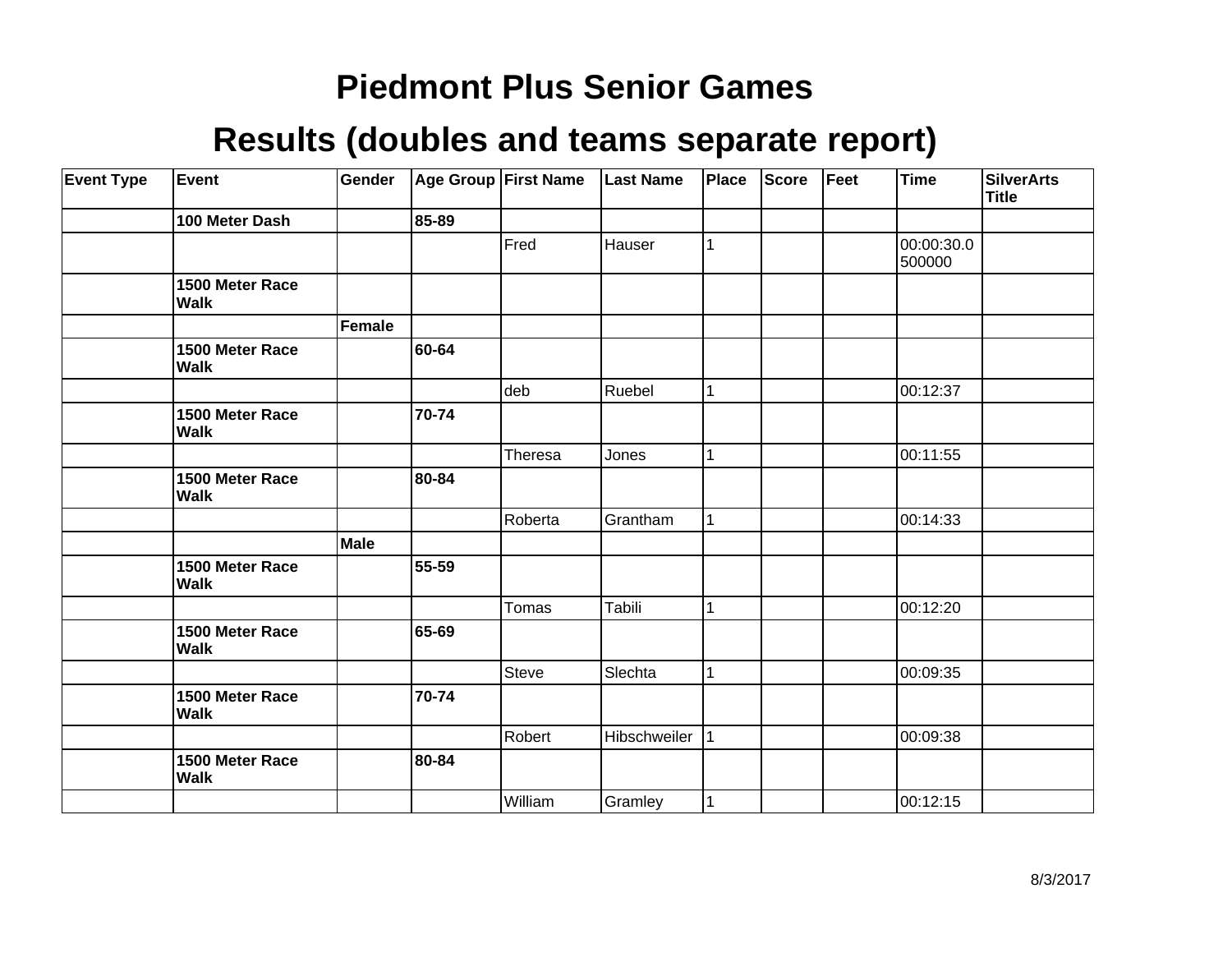# Piedmont Plus Senior Games

## Results (doubles and teams separate report)

| Event Type | Event | Gender | Age Group | First Name | Last Name | Place | Score | Feet | Time | SilverArts Title |
|---|---|---|---|---|---|---|---|---|---|---|
| | **100 Meter Dash** | | **85-89** | | | | | | | |
| | | | | Fred | Hauser | 1 | | | 00:00:30.0500000 | |
| | **1500 Meter Race Walk** | | | | | | | | | |
| | | **Female** | | | | | | | | |
| | **1500 Meter Race Walk** | | **60-64** | | | | | | | |
| | | | | deb | Ruebel | 1 | | | 00:12:37 | |
| | **1500 Meter Race Walk** | | **70-74** | | | | | | | |
| | | | | Theresa | Jones | 1 | | | 00:11:55 | |
| | **1500 Meter Race Walk** | | **80-84** | | | | | | | |
| | | | | Roberta | Grantham | 1 | | | 00:14:33 | |
| | | **Male** | | | | | | | | |
| | **1500 Meter Race Walk** | | **55-59** | | | | | | | |
| | | | | Tomas | Tabili | 1 | | | 00:12:20 | |
| | **1500 Meter Race Walk** | | **65-69** | | | | | | | |
| | | | | Steve | Slechta | 1 | | | 00:09:35 | |
| | **1500 Meter Race Walk** | | **70-74** | | | | | | | |
| | | | | Robert | Hibschweiler | 1 | | | 00:09:38 | |
| | **1500 Meter Race Walk** | | **80-84** | | | | | | | |
| | | | | William | Gramley | 1 | | | 00:12:15 | |

8/3/2017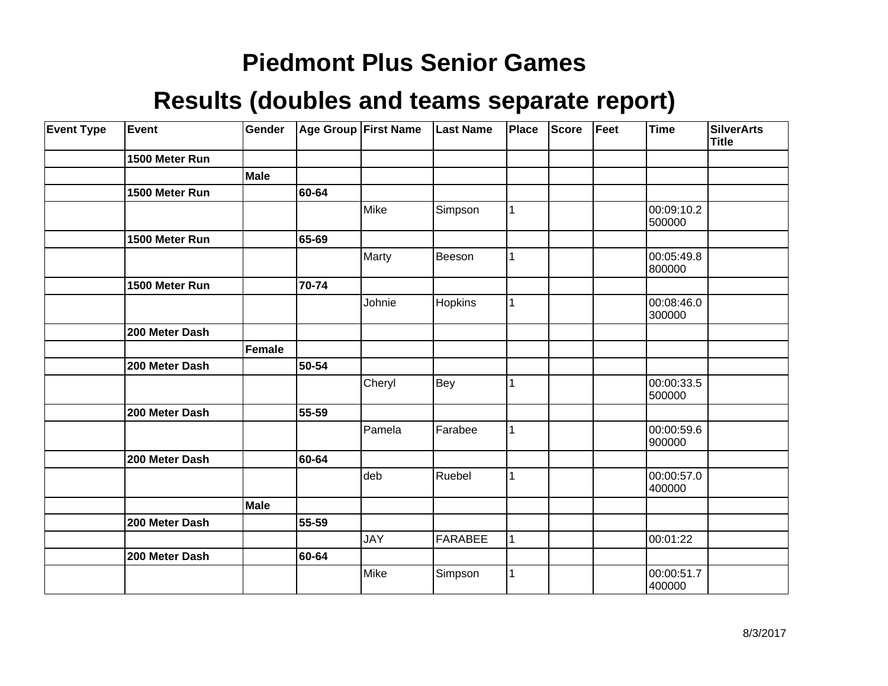# Piedmont Plus Senior Games

## Results (doubles and teams separate report)

| Event Type | Event | Gender | Age Group | First Name | Last Name | Place | Score | Feet | Time | SilverArts Title |
|---|---|---|---|---|---|---|---|---|---|---|
| | **1500 Meter Run** | | | | | | | | | |
| | | **Male** | | | | | | | | |
| | **1500 Meter Run** | | **60-64** | | | | | | | |
| | | | | Mike | Simpson | 1 | | | 00:09:10.2500000 | |
| | **1500 Meter Run** | | **65-69** | | | | | | | |
| | | | | Marty | Beeson | 1 | | | 00:05:49.8800000 | |
| | **1500 Meter Run** | | **70-74** | | | | | | | |
| | | | | Johnie | Hopkins | 1 | | | 00:08:46.0300000 | |
| | **200 Meter Dash** | | | | | | | | | |
| | | **Female** | | | | | | | | |
| | **200 Meter Dash** | | **50-54** | | | | | | | |
| | | | | Cheryl | Bey | 1 | | | 00:00:33.5500000 | |
| | **200 Meter Dash** | | **55-59** | | | | | | | |
| | | | | Pamela | Farabee | 1 | | | 00:00:59.6900000 | |
| | **200 Meter Dash** | | **60-64** | | | | | | | |
| | | | | deb | Ruebel | 1 | | | 00:00:57.0400000 | |
| | | **Male** | | | | | | | | |
| | **200 Meter Dash** | | **55-59** | | | | | | | |
| | | | | JAY | FARABEE | 1 | | | 00:01:22 | |
| | **200 Meter Dash** | | **60-64** | | | | | | | |
| | | | | Mike | Simpson | 1 | | | 00:00:51.7400000 | |

8/3/2017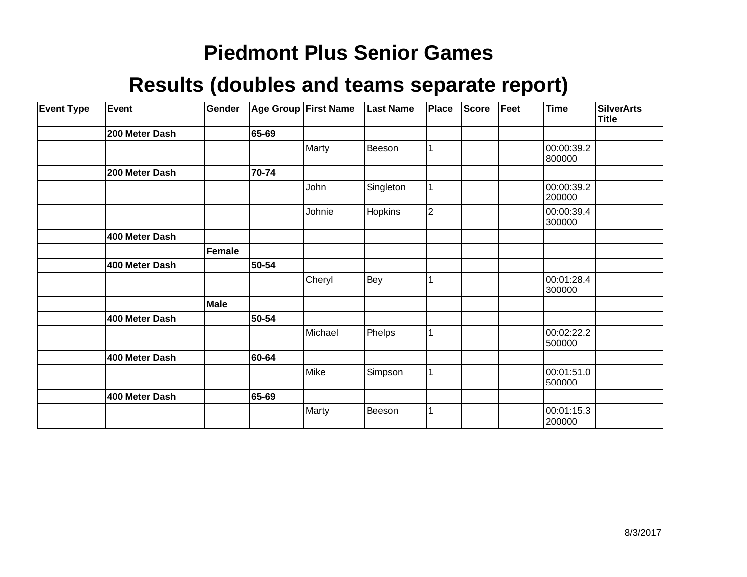# Piedmont Plus Senior Games

## Results (doubles and teams separate report)

| Event Type | Event | Gender | Age Group | First Name | Last Name | Place | Score | Feet | Time | SilverArts Title |
|---|---|---|---|---|---|---|---|---|---|---|
| | **200 Meter Dash** | | **65-69** | | | | | | | |
| | | | | Marty | Beeson | 1 | | | 00:00:39.2800000 | |
| | **200 Meter Dash** | | **70-74** | | | | | | | |
| | | | | John | Singleton | 1 | | | 00:00:39.2200000 | |
| | | | | Johnie | Hopkins | 2 | | | 00:00:39.4300000 | |
| | **400 Meter Dash** | | | | | | | | | |
| | | **Female** | | | | | | | | |
| | **400 Meter Dash** | | **50-54** | | | | | | | |
| | | | | Cheryl | Bey | 1 | | | 00:01:28.4300000 | |
| | | **Male** | | | | | | | | |
| | **400 Meter Dash** | | **50-54** | | | | | | | |
| | | | | Michael | Phelps | 1 | | | 00:02:22.2500000 | |
| | **400 Meter Dash** | | **60-64** | | | | | | | |
| | | | | Mike | Simpson | 1 | | | 00:01:51.0500000 | |
| | **400 Meter Dash** | | **65-69** | | | | | | | |
| | | | | Marty | Beeson | 1 | | | 00:01:15.3200000 | |

8/3/2017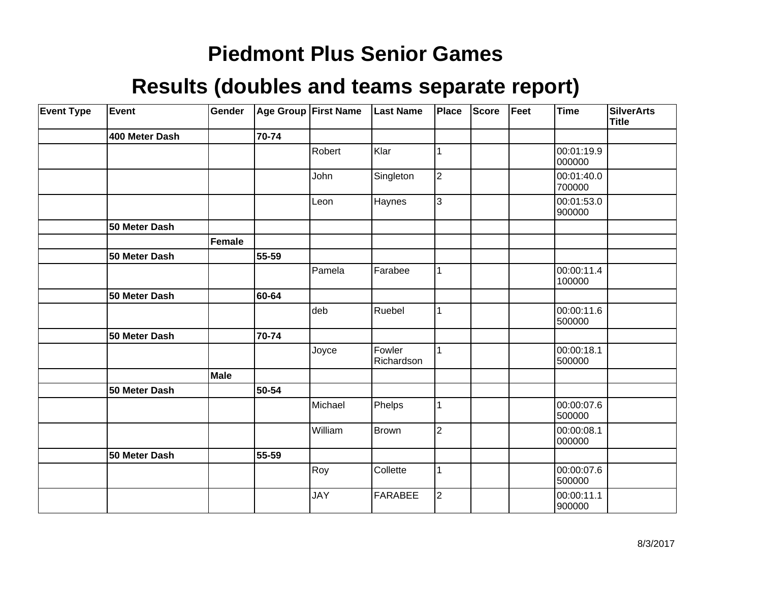# Piedmont Plus Senior Games

## Results (doubles and teams separate report)

| Event Type | Event | Gender | Age Group | First Name | Last Name | Place | Score | Feet | Time | SilverArts Title |
|---|---|---|---|---|---|---|---|---|---|---|
| | **400 Meter Dash** | | **70-74** | | | | | | | |
| | | | | Robert | Klar | 1 | | | 00:01:19.9000000 | |
| | | | | John | Singleton | 2 | | | 00:01:40.0700000 | |
| | | | | Leon | Haynes | 3 | | | 00:01:53.0900000 | |
| | **50 Meter Dash** | | | | | | | | | |
| | | **Female** | | | | | | | | |
| | **50 Meter Dash** | | **55-59** | | | | | | | |
| | | | | Pamela | Farabee | 1 | | | 00:00:11.4100000 | |
| | **50 Meter Dash** | | **60-64** | | | | | | | |
| | | | | deb | Ruebel | 1 | | | 00:00:11.6500000 | |
| | **50 Meter Dash** | | **70-74** | | | | | | | |
| | | | | Joyce | Fowler Richardson | 1 | | | 00:00:18.1500000 | |
| | | **Male** | | | | | | | | |
| | **50 Meter Dash** | | **50-54** | | | | | | | |
| | | | | Michael | Phelps | 1 | | | 00:00:07.6500000 | |
| | | | | William | Brown | 2 | | | 00:00:08.1000000 | |
| | **50 Meter Dash** | | **55-59** | | | | | | | |
| | | | | Roy | Collette | 1 | | | 00:00:07.6500000 | |
| | | | | JAY | FARABEE | 2 | | | 00:00:11.1900000 | |

8/3/2017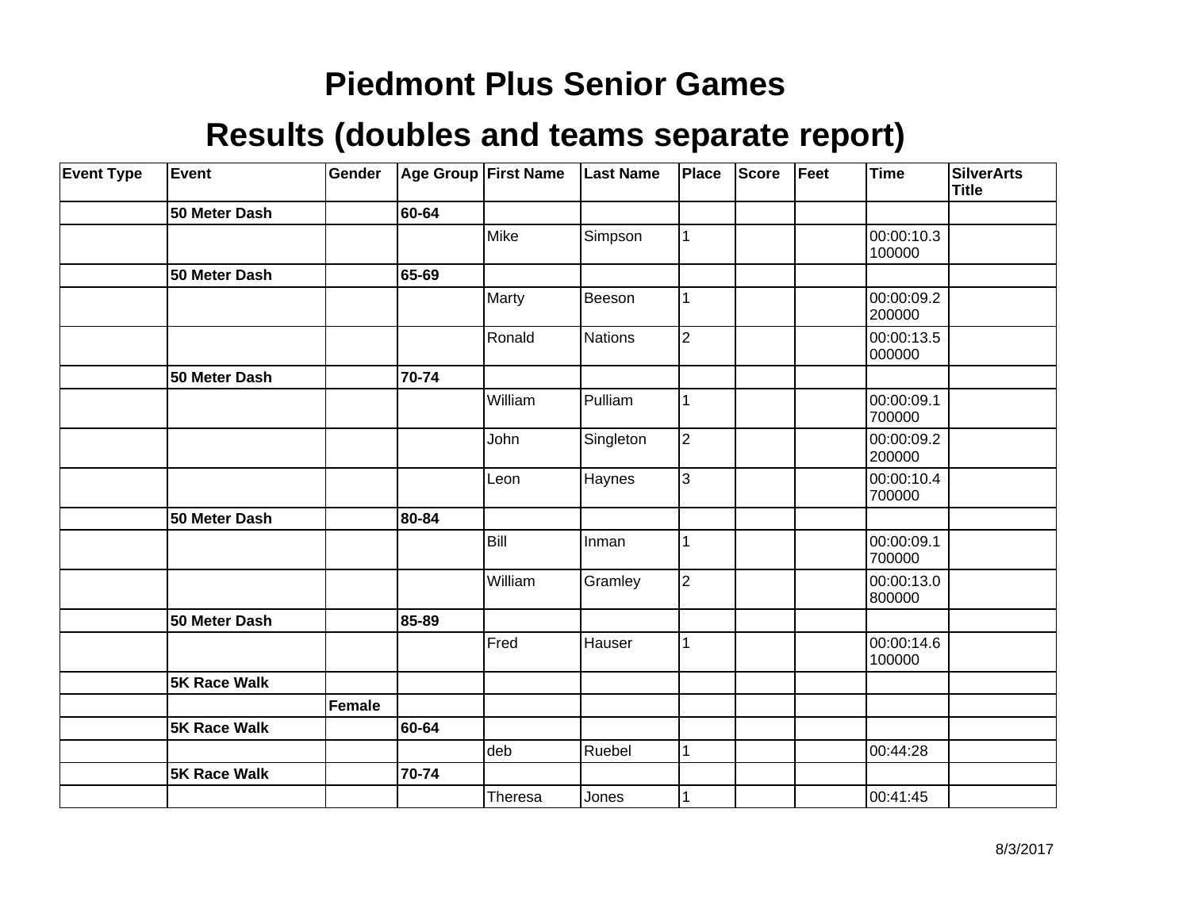# Piedmont Plus Senior Games

## Results (doubles and teams separate report)

| Event Type | Event | Gender | Age Group | First Name | Last Name | Place | Score | Feet | Time | SilverArts Title |
|---|---|---|---|---|---|---|---|---|---|---|
| | **50 Meter Dash** | | **60-64** | | | | | | | |
| | | | | Mike | Simpson | 1 | | | 00:00:10.3100000 | |
| | **50 Meter Dash** | | **65-69** | | | | | | | |
| | | | | Marty | Beeson | 1 | | | 00:00:09.2200000 | |
| | | | | Ronald | Nations | 2 | | | 00:00:13.5000000 | |
| | **50 Meter Dash** | | **70-74** | | | | | | | |
| | | | | William | Pulliam | 1 | | | 00:00:09.1700000 | |
| | | | | John | Singleton | 2 | | | 00:00:09.2200000 | |
| | | | | Leon | Haynes | 3 | | | 00:00:10.4700000 | |
| | **50 Meter Dash** | | **80-84** | | | | | | | |
| | | | | Bill | Inman | 1 | | | 00:00:09.1700000 | |
| | | | | William | Gramley | 2 | | | 00:00:13.0800000 | |
| | **50 Meter Dash** | | **85-89** | | | | | | | |
| | | | | Fred | Hauser | 1 | | | 00:00:14.6100000 | |
| | **5K Race Walk** | | | | | | | | | |
| | | **Female** | | | | | | | | |
| | **5K Race Walk** | | **60-64** | | | | | | | |
| | | | | deb | Ruebel | 1 | | | 00:44:28 | |
| | **5K Race Walk** | | **70-74** | | | | | | | |
| | | | | Theresa | Jones | 1 | | | 00:41:45 | |

8/3/2017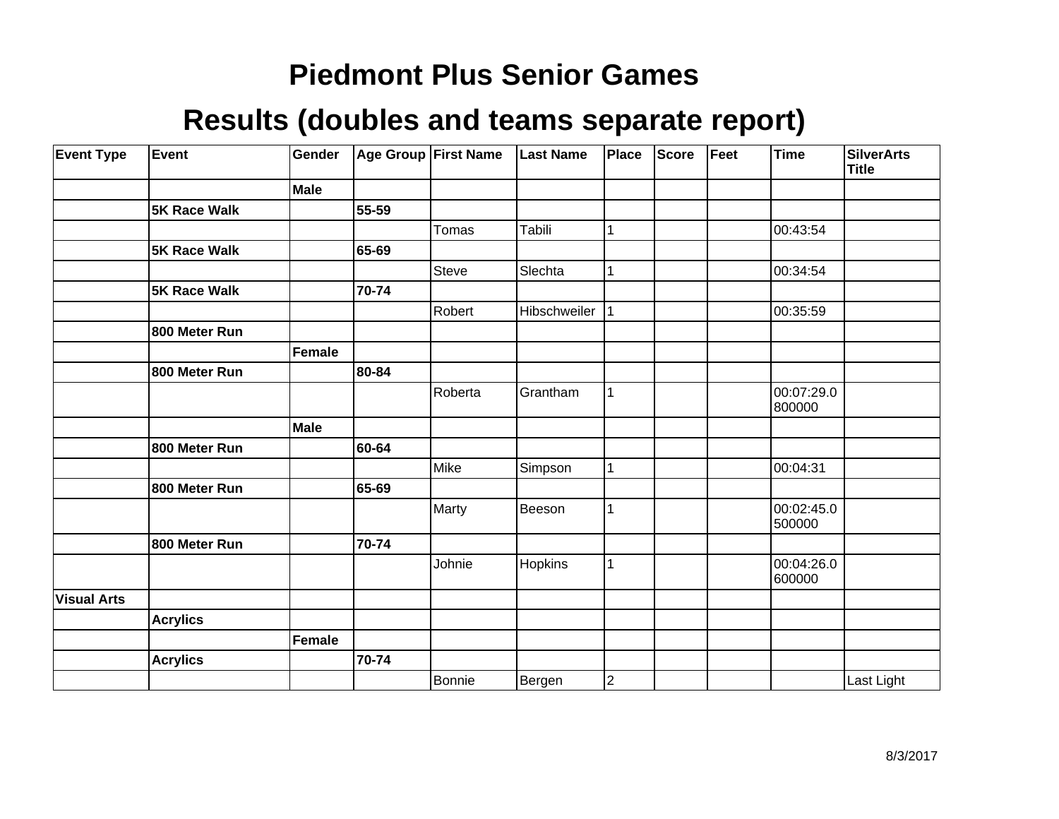# Piedmont Plus Senior Games

## Results (doubles and teams separate report)

| Event Type | Event | Gender | Age Group | First Name | Last Name | Place | Score | Feet | Time | SilverArts Title |
|---|---|---|---|---|---|---|---|---|---|---|
| | | **Male** | | | | | | | | |
| | **5K Race Walk** | | **55-59** | | | | | | | |
| | | | | Tomas | Tabili | 1 | | | 00:43:54 | |
| | **5K Race Walk** | | **65-69** | | | | | | | |
| | | | | Steve | Slechta | 1 | | | 00:34:54 | |
| | **5K Race Walk** | | **70-74** | | | | | | | |
| | | | | Robert | Hibschweiler | 1 | | | 00:35:59 | |
| | **800 Meter Run** | | | | | | | | | |
| | | **Female** | | | | | | | | |
| | **800 Meter Run** | | **80-84** | | | | | | | |
| | | | | Roberta | Grantham | 1 | | | 00:07:29.0800000 | |
| | | **Male** | | | | | | | | |
| | **800 Meter Run** | | **60-64** | | | | | | | |
| | | | | Mike | Simpson | 1 | | | 00:04:31 | |
| | **800 Meter Run** | | **65-69** | | | | | | | |
| | | | | Marty | Beeson | 1 | | | 00:02:45.0500000 | |
| | **800 Meter Run** | | **70-74** | | | | | | | |
| | | | | Johnie | Hopkins | 1 | | | 00:04:26.0600000 | |
| **Visual Arts** | | | | | | | | | | |
| | **Acrylics** | | | | | | | | | |
| | | **Female** | | | | | | | | |
| | **Acrylics** | | **70-74** | | | | | | | |
| | | | | Bonnie | Bergen | 2 | | | | Last Light |

8/3/2017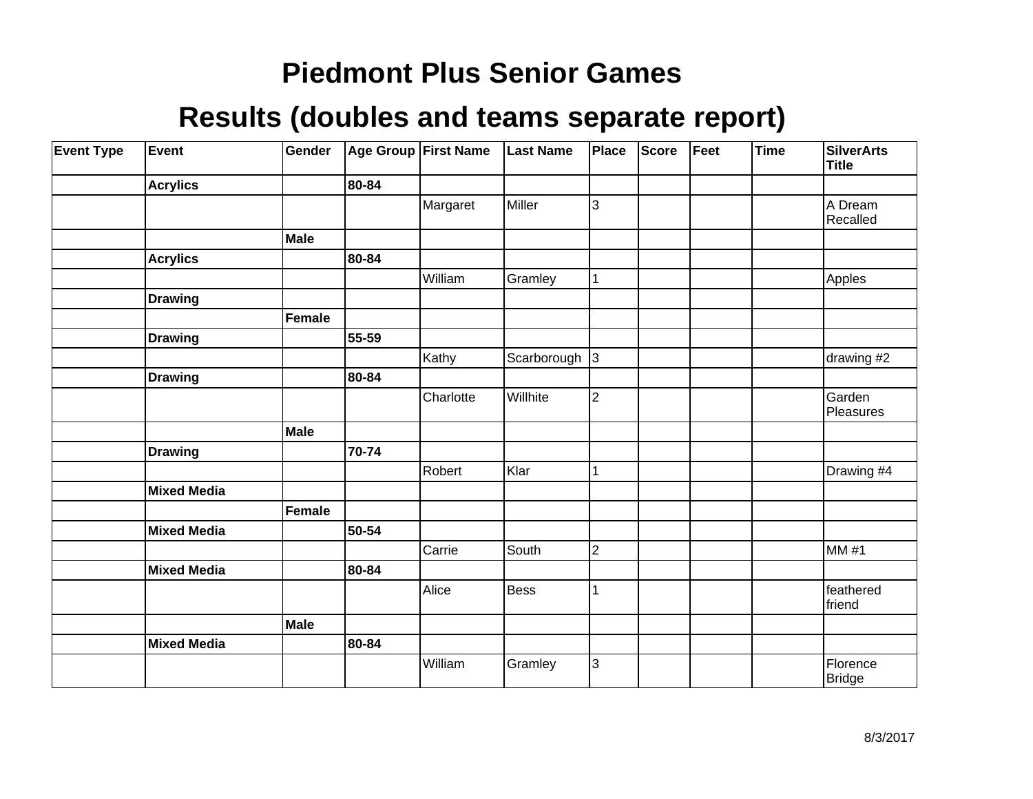# Piedmont Plus Senior Games

## Results (doubles and teams separate report)

| Event Type | Event | Gender | Age Group | First Name | Last Name | Place | Score | Feet | Time | SilverArts Title |
|---|---|---|---|---|---|---|---|---|---|---|
| | **Acrylics** | | **80-84** | | | | | | | |
| | | | | Margaret | Miller | 3 | | | | A Dream Recalled |
| | | **Male** | | | | | | | | |
| | **Acrylics** | | **80-84** | | | | | | | |
| | | | | William | Gramley | 1 | | | | Apples |
| | **Drawing** | | | | | | | | | |
| | | **Female** | | | | | | | | |
| | **Drawing** | | **55-59** | | | | | | | |
| | | | | Kathy | Scarborough | 3 | | | | drawing #2 |
| | **Drawing** | | **80-84** | | | | | | | |
| | | | | Charlotte | Willhite | 2 | | | | Garden Pleasures |
| | | **Male** | | | | | | | | |
| | **Drawing** | | **70-74** | | | | | | | |
| | | | | Robert | Klar | 1 | | | | Drawing #4 |
| | **Mixed Media** | | | | | | | | | |
| | | **Female** | | | | | | | | |
| | **Mixed Media** | | **50-54** | | | | | | | |
| | | | | Carrie | South | 2 | | | | MM #1 |
| | **Mixed Media** | | **80-84** | | | | | | | |
| | | | | Alice | Bess | 1 | | | | feathered friend |
| | | **Male** | | | | | | | | |
| | **Mixed Media** | | **80-84** | | | | | | | |
| | | | | William | Gramley | 3 | | | | Florence Bridge |

8/3/2017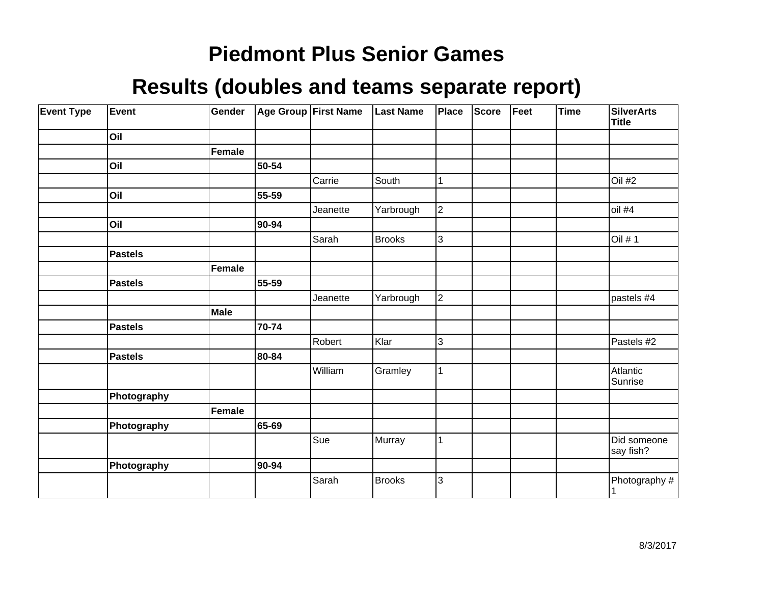# Piedmont Plus Senior Games

## Results (doubles and teams separate report)

| Event Type | Event | Gender | Age Group | First Name | Last Name | Place | Score | Feet | Time | SilverArts Title |
|---|---|---|---|---|---|---|---|---|---|---|
| | **Oil** | | | | | | | | | |
| | | **Female** | | | | | | | | |
| | **Oil** | | **50-54** | | | | | | | |
| | | | | Carrie | South | 1 | | | | Oil #2 |
| | **Oil** | | **55-59** | | | | | | | |
| | | | | Jeanette | Yarbrough | 2 | | | | oil #4 |
| | **Oil** | | **90-94** | | | | | | | |
| | | | | Sarah | Brooks | 3 | | | | Oil # 1 |
| | **Pastels** | | | | | | | | | |
| | | **Female** | | | | | | | | |
| | **Pastels** | | **55-59** | | | | | | | |
| | | | | Jeanette | Yarbrough | 2 | | | | pastels #4 |
| | | **Male** | | | | | | | | |
| | **Pastels** | | **70-74** | | | | | | | |
| | | | | Robert | Klar | 3 | | | | Pastels #2 |
| | **Pastels** | | **80-84** | | | | | | | |
| | | | | William | Gramley | 1 | | | | Atlantic Sunrise |
| | **Photography** | | | | | | | | | |
| | | **Female** | | | | | | | | |
| | **Photography** | | **65-69** | | | | | | | |
| | | | | Sue | Murray | 1 | | | | Did someone say fish? |
| | **Photography** | | **90-94** | | | | | | | |
| | | | | Sarah | Brooks | 3 | | | | Photography # 1 |

8/3/2017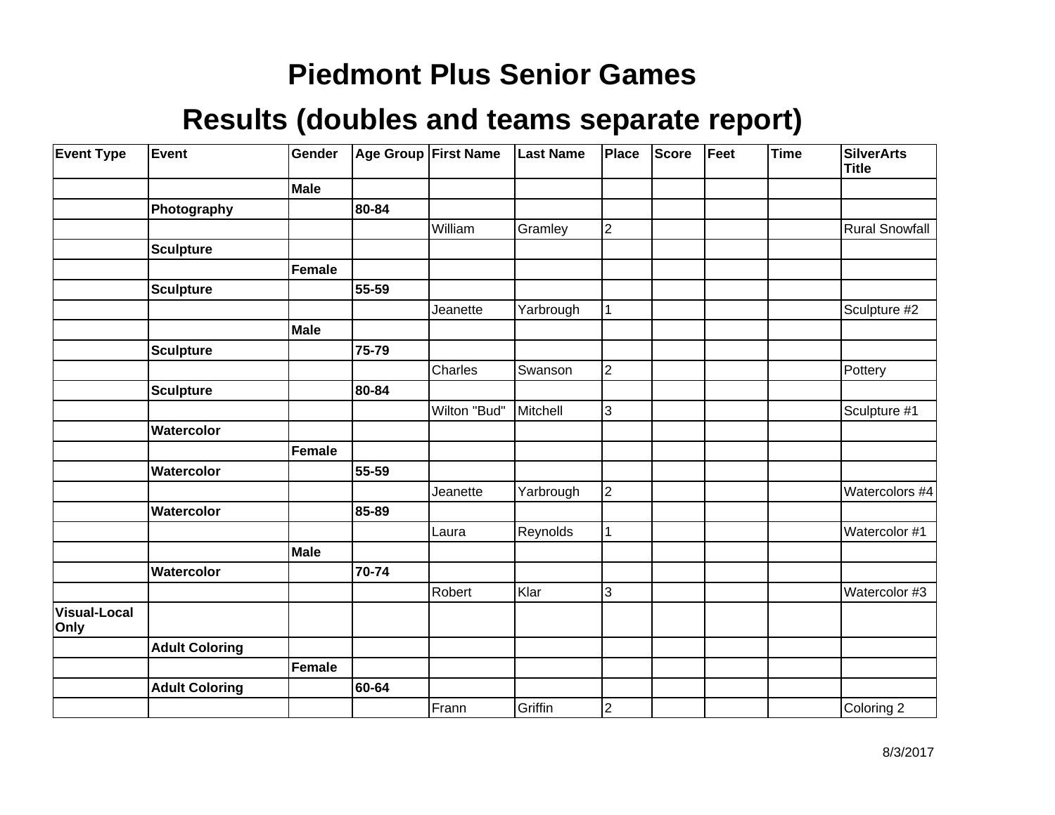# Piedmont Plus Senior Games

## Results (doubles and teams separate report)

| Event Type | Event | Gender | Age Group | First Name | Last Name | Place | Score | Feet | Time | SilverArts Title |
|---|---|---|---|---|---|---|---|---|---|---|
| | | **Male** | | | | | | | | |
| | **Photography** | | **80-84** | | | | | | | |
| | | | | William | Gramley | 2 | | | | Rural Snowfall |
| | **Sculpture** | | | | | | | | | |
| | | **Female** | | | | | | | | |
| | **Sculpture** | | **55-59** | | | | | | | |
| | | | | Jeanette | Yarbrough | 1 | | | | Sculpture #2 |
| | | **Male** | | | | | | | | |
| | **Sculpture** | | **75-79** | | | | | | | |
| | | | | Charles | Swanson | 2 | | | | Pottery |
| | **Sculpture** | | **80-84** | | | | | | | |
| | | | | Wilton "Bud" | Mitchell | 3 | | | | Sculpture #1 |
| | **Watercolor** | | | | | | | | | |
| | | **Female** | | | | | | | | |
| | **Watercolor** | | **55-59** | | | | | | | |
| | | | | Jeanette | Yarbrough | 2 | | | | Watercolors #4 |
| | **Watercolor** | | **85-89** | | | | | | | |
| | | | | Laura | Reynolds | 1 | | | | Watercolor #1 |
| | | **Male** | | | | | | | | |
| | **Watercolor** | | **70-74** | | | | | | | |
| | | | | Robert | Klar | 3 | | | | Watercolor #3 |
| **Visual-Local Only** | | | | | | | | | | |
| | **Adult Coloring** | | | | | | | | | |
| | | **Female** | | | | | | | | |
| | **Adult Coloring** | | **60-64** | | | | | | | |
| | | | | Frann | Griffin | 2 | | | | Coloring 2 |

8/3/2017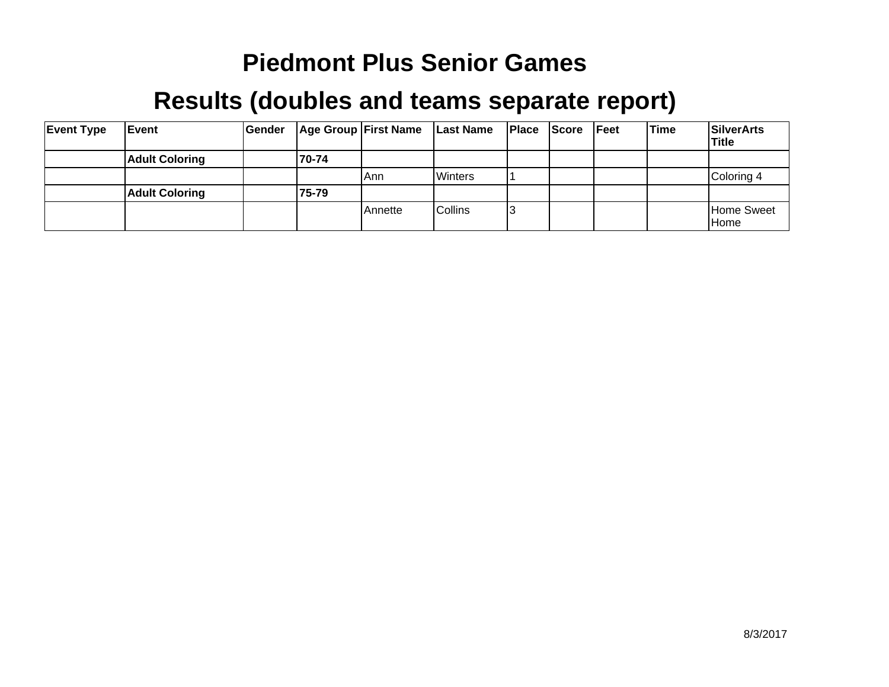# Piedmont Plus Senior Games

## Results (doubles and teams separate report)

| Event Type | Event | Gender | Age Group | First Name | Last Name | Place | Score | Feet | Time | SilverArts Title |
|---|---|---|---|---|---|---|---|---|---|---|
| | **Adult Coloring** | | **70-74** | | | | | | | |
| | | | | Ann | Winters | 1 | | | | Coloring 4 |
| | **Adult Coloring** | | **75-79** | | | | | | | |
| | | | | Annette | Collins | 3 | | | | Home Sweet Home |

8/3/2017